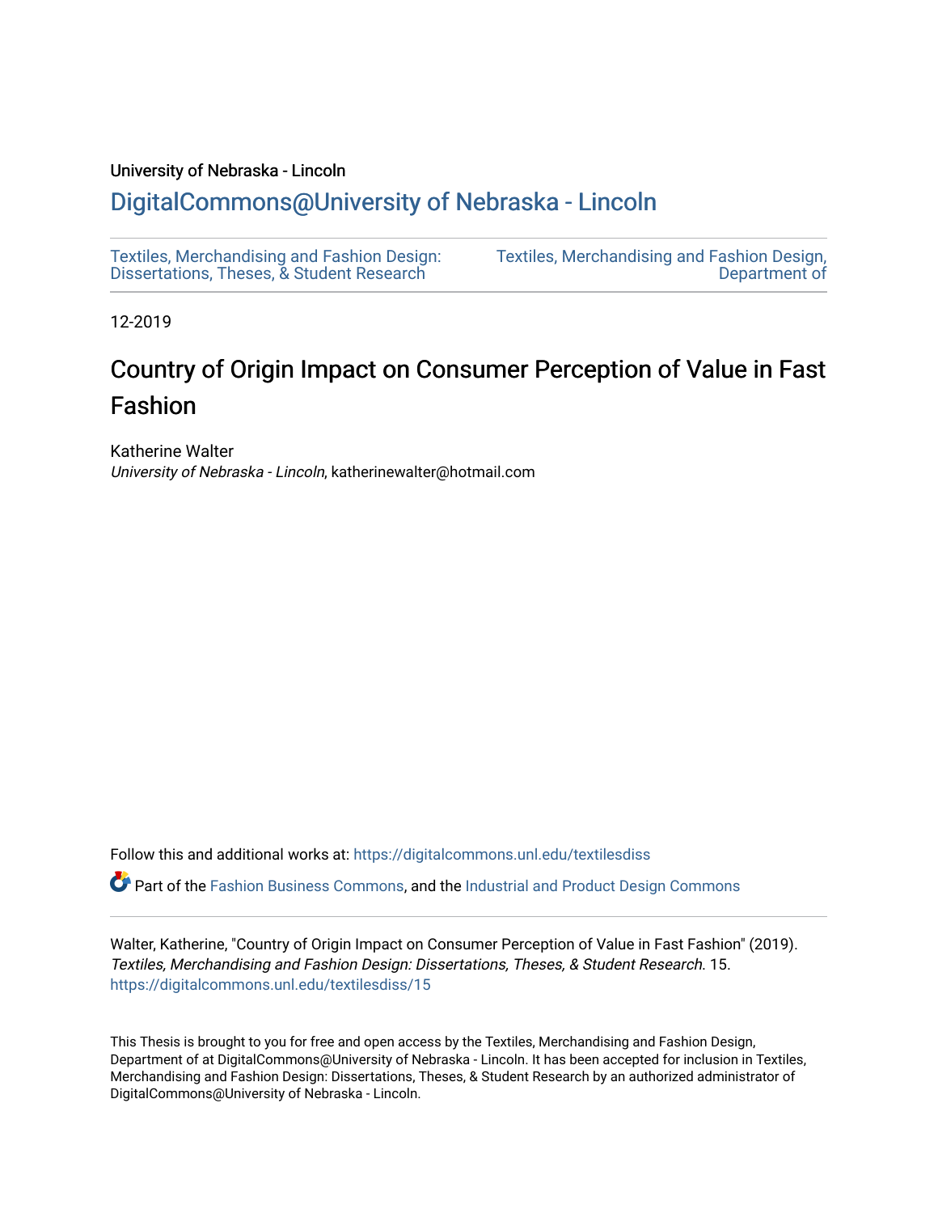University of Nebraska - Lincoln

DigitalCommons@University of Nebraska - Lincoln

Textiles, Merchandising and Fashion Design: Dissertations, Theses, & Student Research

Textiles, Merchandising and Fashion Design, Department of

12-2019

# Country of Origin Impact on Consumer Perception of Value in Fast Fashion

Katherine Walter
*University of Nebraska - Lincoln*, katherinewalter@hotmail.com

Follow this and additional works at: https://digitalcommons.unl.edu/textilesdiss

Part of the Fashion Business Commons, and the Industrial and Product Design Commons

Walter, Katherine, "Country of Origin Impact on Consumer Perception of Value in Fast Fashion" (2019). *Textiles, Merchandising and Fashion Design: Dissertations, Theses, & Student Research.* 15.
https://digitalcommons.unl.edu/textilesdiss/15

This Thesis is brought to you for free and open access by the Textiles, Merchandising and Fashion Design, Department of at DigitalCommons@University of Nebraska - Lincoln. It has been accepted for inclusion in Textiles, Merchandising and Fashion Design: Dissertations, Theses, & Student Research by an authorized administrator of DigitalCommons@University of Nebraska - Lincoln.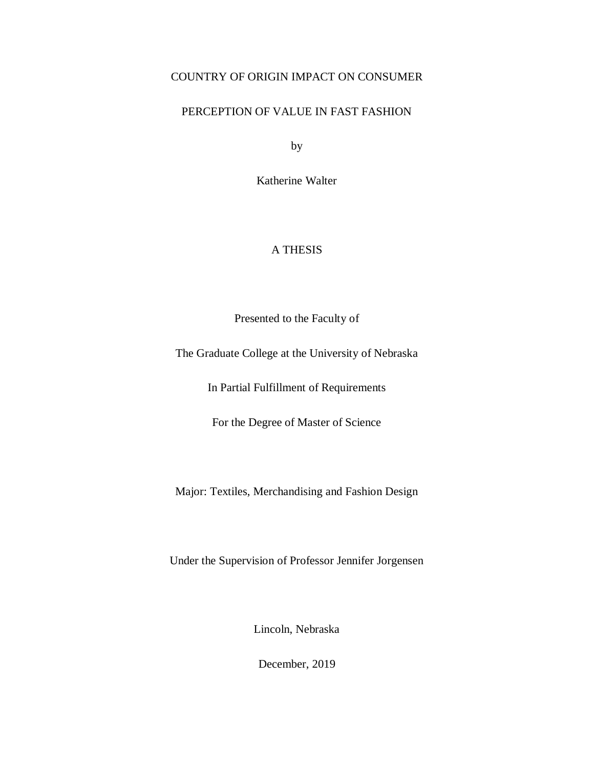COUNTRY OF ORIGIN IMPACT ON CONSUMER

PERCEPTION OF VALUE IN FAST FASHION

by

Katherine Walter

A THESIS

Presented to the Faculty of

The Graduate College at the University of Nebraska

In Partial Fulfillment of Requirements

For the Degree of Master of Science

Major: Textiles, Merchandising and Fashion Design

Under the Supervision of Professor Jennifer Jorgensen

Lincoln, Nebraska

December, 2019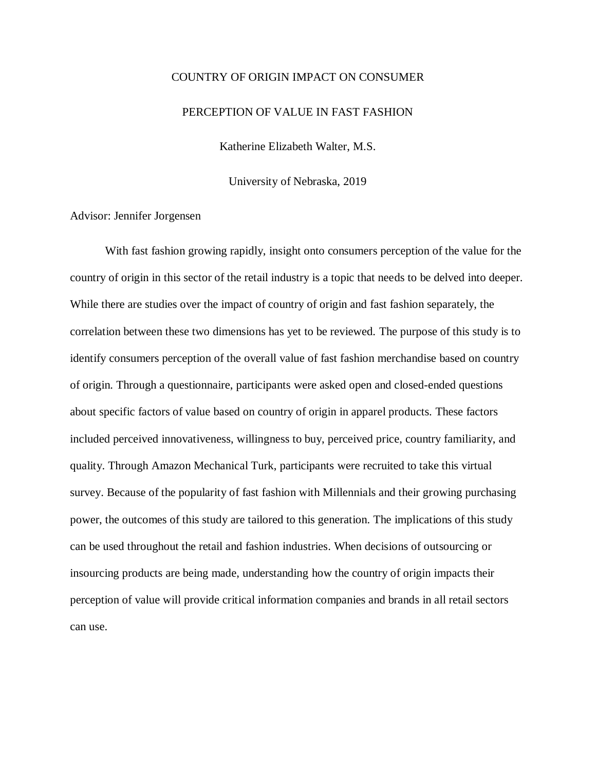COUNTRY OF ORIGIN IMPACT ON CONSUMER

PERCEPTION OF VALUE IN FAST FASHION

Katherine Elizabeth Walter, M.S.

University of Nebraska, 2019

Advisor: Jennifer Jorgensen

With fast fashion growing rapidly, insight onto consumers perception of the value for the country of origin in this sector of the retail industry is a topic that needs to be delved into deeper. While there are studies over the impact of country of origin and fast fashion separately, the correlation between these two dimensions has yet to be reviewed. The purpose of this study is to identify consumers perception of the overall value of fast fashion merchandise based on country of origin. Through a questionnaire, participants were asked open and closed-ended questions about specific factors of value based on country of origin in apparel products. These factors included perceived innovativeness, willingness to buy, perceived price, country familiarity, and quality. Through Amazon Mechanical Turk, participants were recruited to take this virtual survey. Because of the popularity of fast fashion with Millennials and their growing purchasing power, the outcomes of this study are tailored to this generation. The implications of this study can be used throughout the retail and fashion industries. When decisions of outsourcing or insourcing products are being made, understanding how the country of origin impacts their perception of value will provide critical information companies and brands in all retail sectors can use.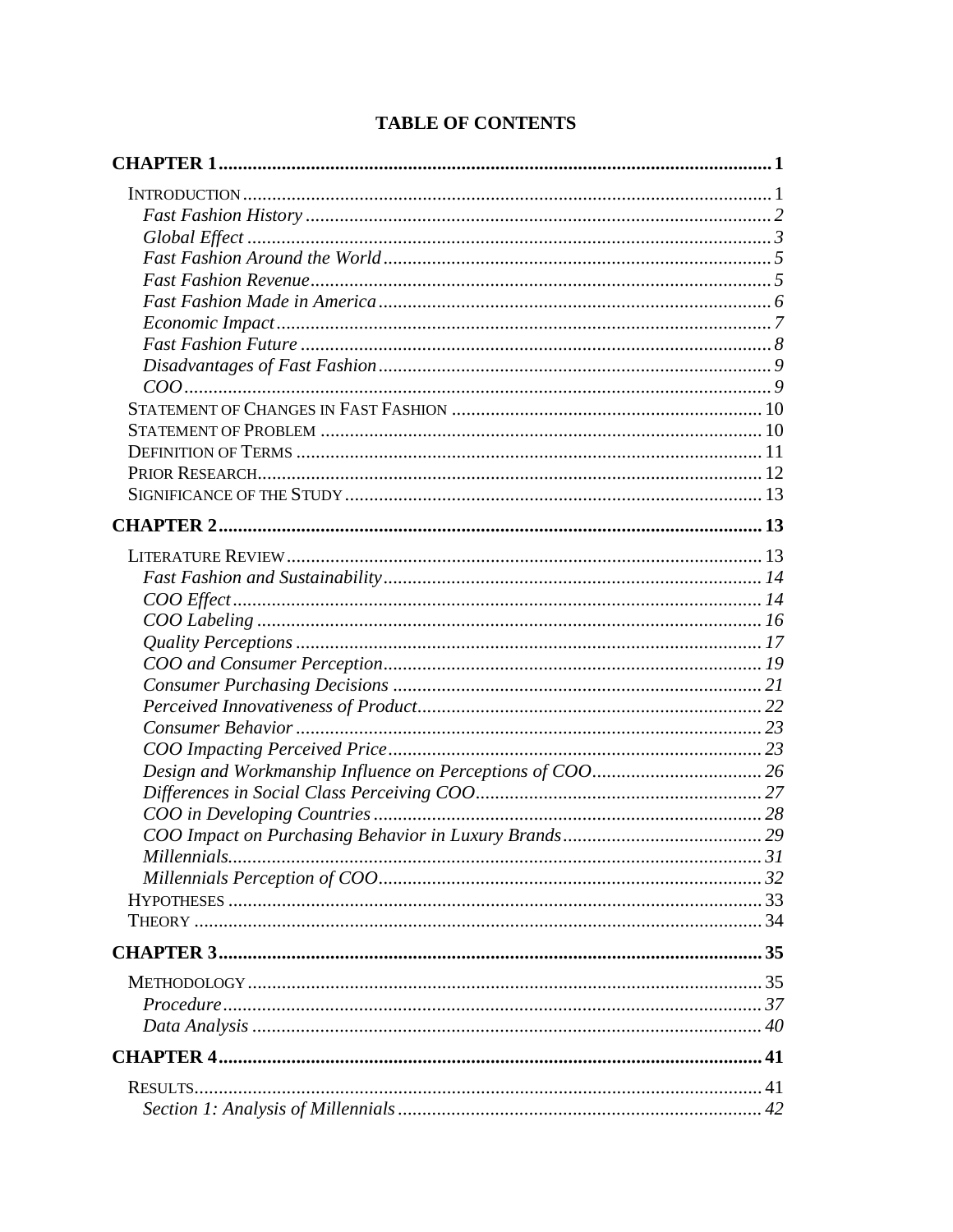**TABLE OF CONTENTS**

**CHAPTER 1** .......... **1**

Introduction .......... 1

*Fast Fashion History* .......... *2*

*Global Effect* .......... *3*

*Fast Fashion Around the World* .......... *5*

*Fast Fashion Revenue* .......... *5*

*Fast Fashion Made in America* .......... *6*

*Economic Impact* .......... *7*

*Fast Fashion Future* .......... *8*

*Disadvantages of Fast Fashion* .......... *9*

*COO* .......... *9*

Statement of Changes in Fast Fashion .......... 10

Statement of Problem .......... 10

Definition of Terms .......... 11

Prior Research .......... 12

Significance of the Study .......... 13

**CHAPTER 2** .......... **13**

Literature Review .......... 13

*Fast Fashion and Sustainability* .......... *14*

*COO Effect* .......... *14*

*COO Labeling* .......... *16*

*Quality Perceptions* .......... *17*

*COO and Consumer Perception* .......... *19*

*Consumer Purchasing Decisions* .......... *21*

*Perceived Innovativeness of Product* .......... *22*

*Consumer Behavior* .......... *23*

*COO Impacting Perceived Price* .......... *23*

*Design and Workmanship Influence on Perceptions of COO* .......... *26*

*Differences in Social Class Perceiving COO* .......... *27*

*COO in Developing Countries* .......... *28*

*COO Impact on Purchasing Behavior in Luxury Brands* .......... *29*

*Millennials* .......... *31*

*Millennials Perception of COO* .......... *32*

Hypotheses .......... 33

Theory .......... 34

**CHAPTER 3** .......... **35**

Methodology .......... 35

*Procedure* .......... *37*

*Data Analysis* .......... *40*

**CHAPTER 4** .......... **41**

Results .......... 41

*Section 1: Analysis of Millennials* .......... *42*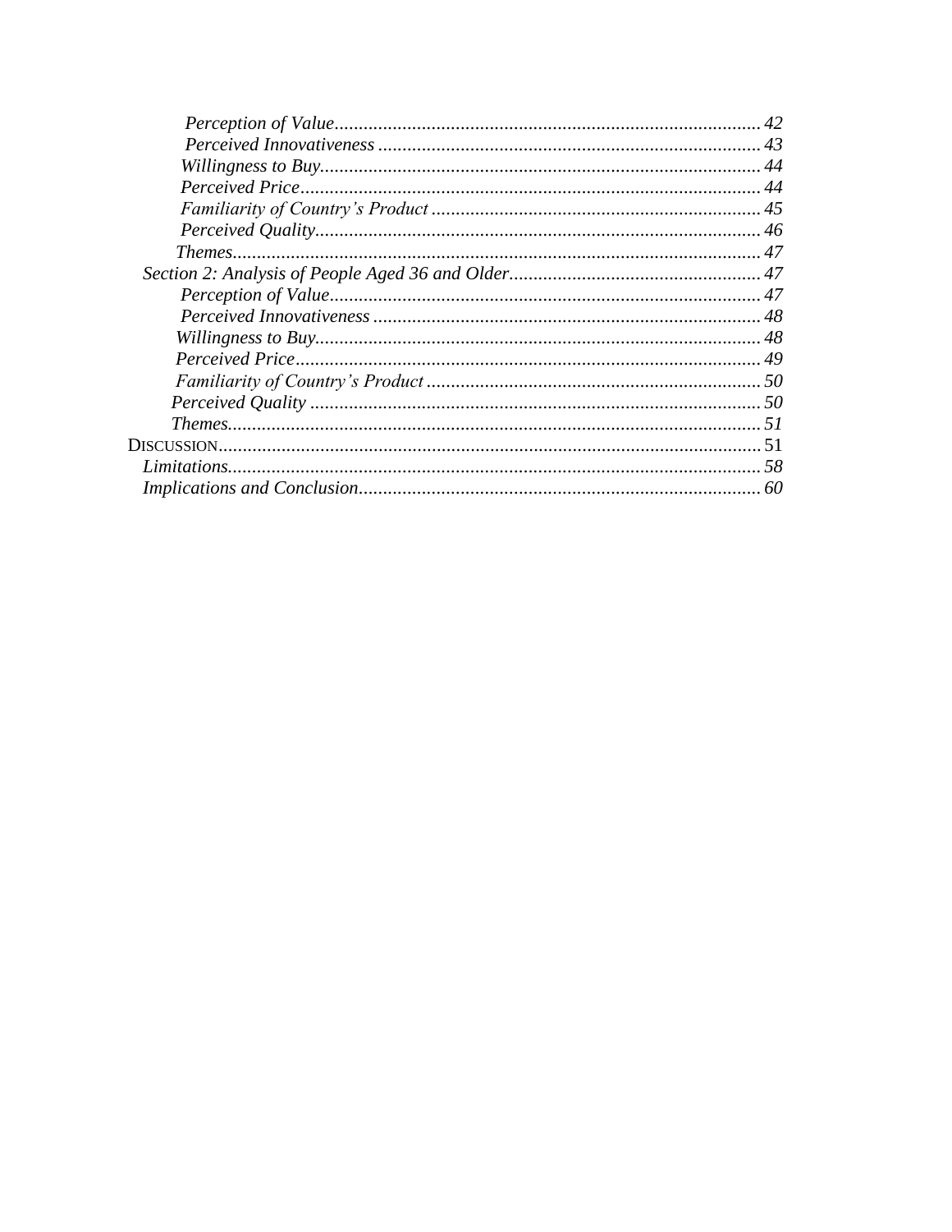*Perception of Value*........................................................................................ *42*
*Perceived Innovativeness* ............................................................................... *43*
*Willingness to Buy*........................................................................................... *44*
*Perceived Price*................................................................................................ *44*
*Familiarity of Country's Product* .................................................................... *45*
*Perceived Quality*............................................................................................ *46*
*Themes*............................................................................................................. *47*
*Section 2: Analysis of People Aged 36 and Older*.................................................... *47*
*Perception of Value*.......................................................................................... *47*
*Perceived Innovativeness* ................................................................................. *48*
*Willingness to Buy*............................................................................................ *48*
*Perceived Price*................................................................................................. *49*
*Familiarity of Country's Product* ..................................................................... *50*
*Perceived Quality* ............................................................................................. *50*
*Themes*.............................................................................................................. *51*
DISCUSSION................................................................................................................ 51
*Limitations*................................................................................................................ *58*
*Implications and Conclusion*.................................................................................. *60*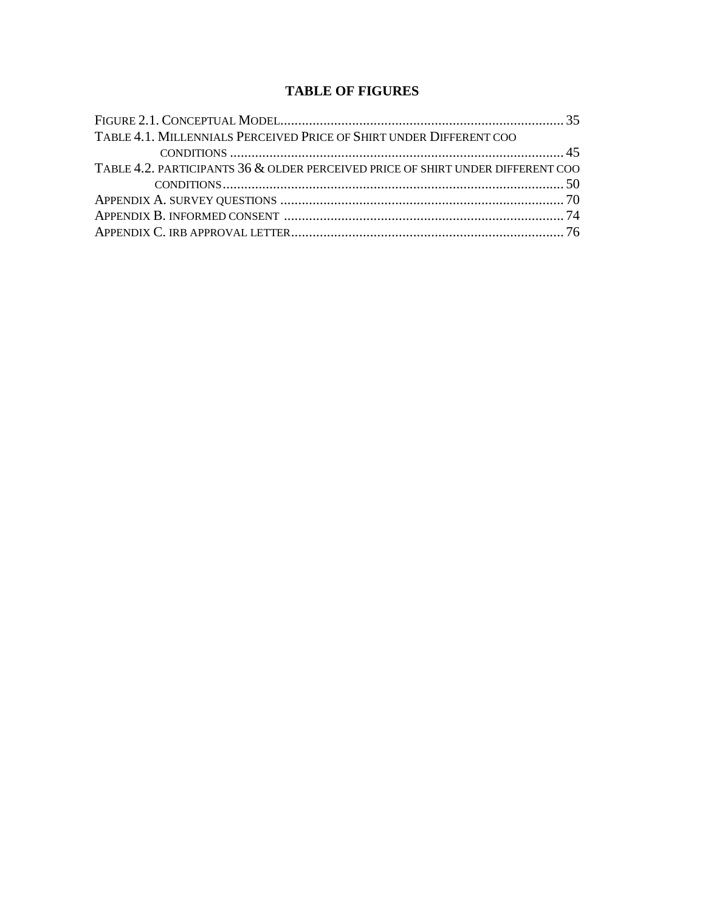# TABLE OF FIGURES

Figure 2.1. Conceptual Model ........................................................................ 35

Table 4.1. Millennials Perceived Price of Shirt under Different coo conditions ........................................................................ 45

Table 4.2. participants 36 & older perceived price of shirt under different coo conditions ........................................................................ 50

Appendix A. survey questions ........................................................................ 70

Appendix B. informed consent ........................................................................ 74

Appendix C. irb approval letter ........................................................................ 76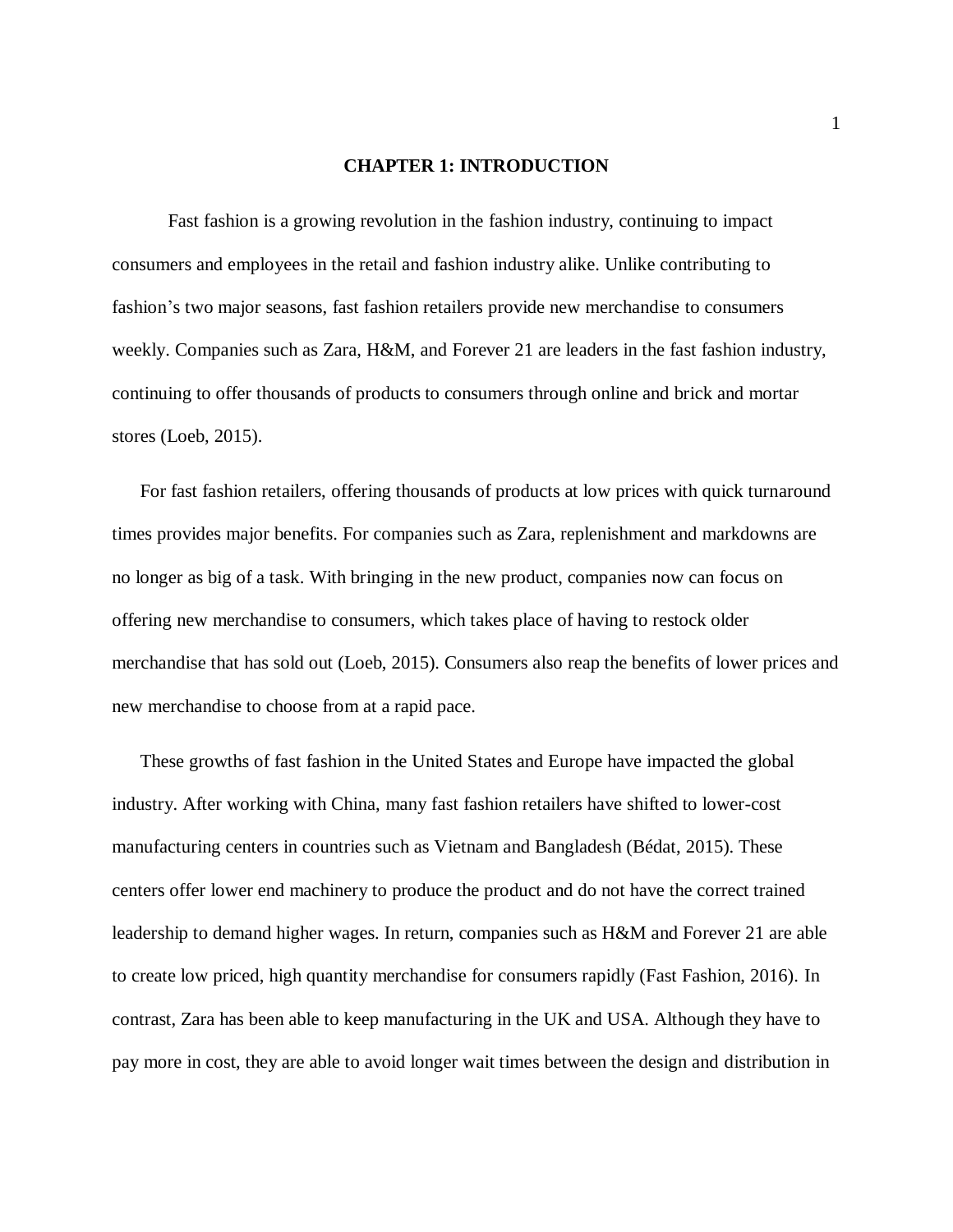# CHAPTER 1: INTRODUCTION

Fast fashion is a growing revolution in the fashion industry, continuing to impact consumers and employees in the retail and fashion industry alike. Unlike contributing to fashion's two major seasons, fast fashion retailers provide new merchandise to consumers weekly. Companies such as Zara, H&M, and Forever 21 are leaders in the fast fashion industry, continuing to offer thousands of products to consumers through online and brick and mortar stores (Loeb, 2015).

For fast fashion retailers, offering thousands of products at low prices with quick turnaround times provides major benefits. For companies such as Zara, replenishment and markdowns are no longer as big of a task. With bringing in the new product, companies now can focus on offering new merchandise to consumers, which takes place of having to restock older merchandise that has sold out (Loeb, 2015). Consumers also reap the benefits of lower prices and new merchandise to choose from at a rapid pace.

These growths of fast fashion in the United States and Europe have impacted the global industry. After working with China, many fast fashion retailers have shifted to lower-cost manufacturing centers in countries such as Vietnam and Bangladesh (Bédat, 2015). These centers offer lower end machinery to produce the product and do not have the correct trained leadership to demand higher wages. In return, companies such as H&M and Forever 21 are able to create low priced, high quantity merchandise for consumers rapidly (Fast Fashion, 2016). In contrast, Zara has been able to keep manufacturing in the UK and USA. Although they have to pay more in cost, they are able to avoid longer wait times between the design and distribution in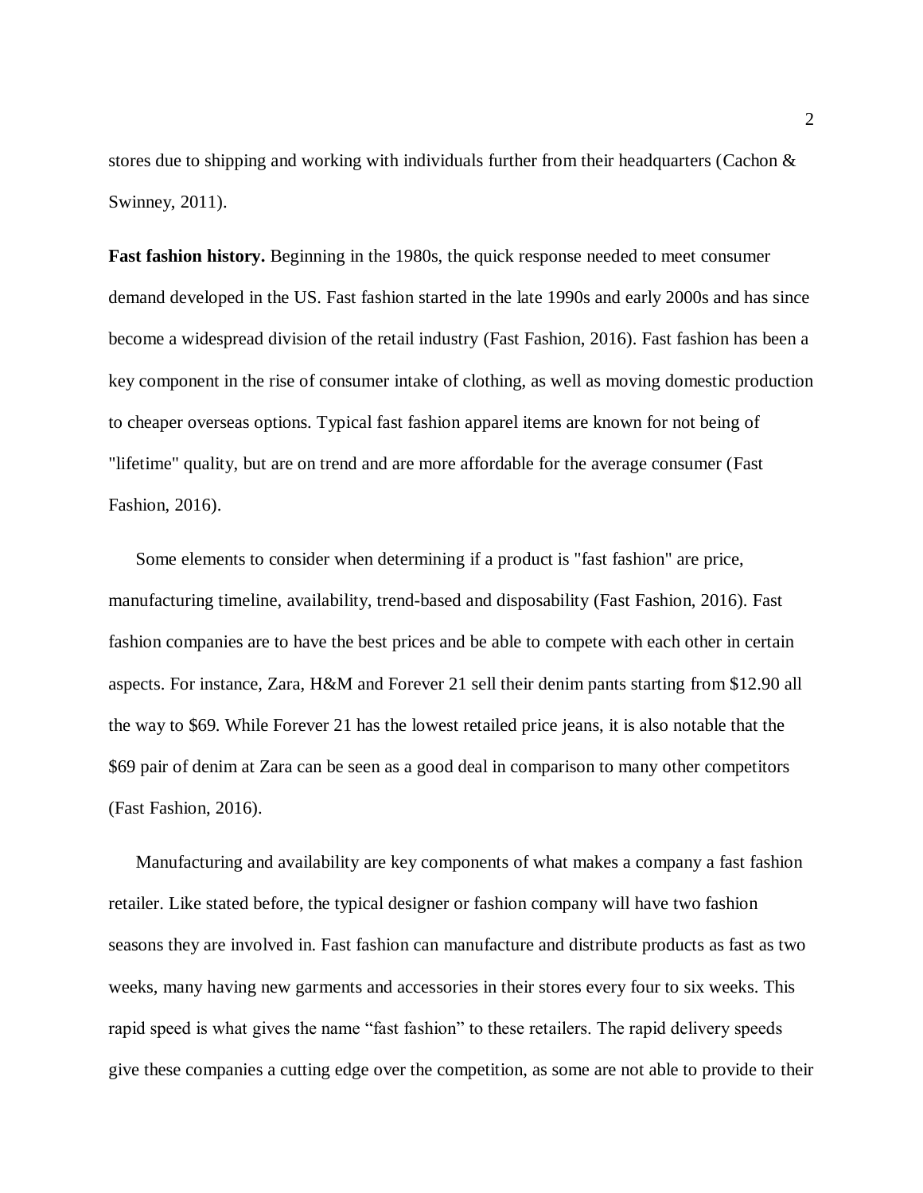stores due to shipping and working with individuals further from their headquarters (Cachon & Swinney, 2011).

**Fast fashion history.** Beginning in the 1980s, the quick response needed to meet consumer demand developed in the US. Fast fashion started in the late 1990s and early 2000s and has since become a widespread division of the retail industry (Fast Fashion, 2016). Fast fashion has been a key component in the rise of consumer intake of clothing, as well as moving domestic production to cheaper overseas options. Typical fast fashion apparel items are known for not being of "lifetime" quality, but are on trend and are more affordable for the average consumer (Fast Fashion, 2016).

Some elements to consider when determining if a product is "fast fashion" are price, manufacturing timeline, availability, trend-based and disposability (Fast Fashion, 2016). Fast fashion companies are to have the best prices and be able to compete with each other in certain aspects. For instance, Zara, H&M and Forever 21 sell their denim pants starting from $12.90 all the way to $69. While Forever 21 has the lowest retailed price jeans, it is also notable that the $69 pair of denim at Zara can be seen as a good deal in comparison to many other competitors (Fast Fashion, 2016).

Manufacturing and availability are key components of what makes a company a fast fashion retailer. Like stated before, the typical designer or fashion company will have two fashion seasons they are involved in. Fast fashion can manufacture and distribute products as fast as two weeks, many having new garments and accessories in their stores every four to six weeks. This rapid speed is what gives the name "fast fashion" to these retailers. The rapid delivery speeds give these companies a cutting edge over the competition, as some are not able to provide to their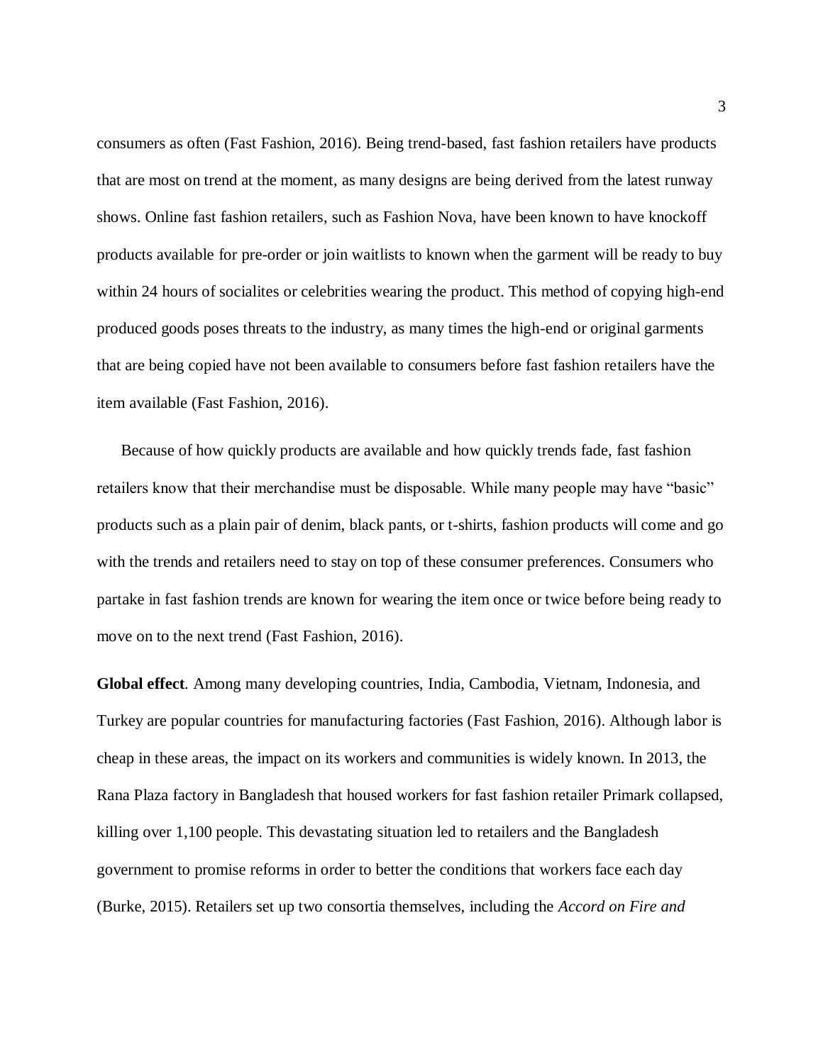consumers as often (Fast Fashion, 2016). Being trend-based, fast fashion retailers have products that are most on trend at the moment, as many designs are being derived from the latest runway shows. Online fast fashion retailers, such as Fashion Nova, have been known to have knockoff products available for pre-order or join waitlists to known when the garment will be ready to buy within 24 hours of socialites or celebrities wearing the product. This method of copying high-end produced goods poses threats to the industry, as many times the high-end or original garments that are being copied have not been available to consumers before fast fashion retailers have the item available (Fast Fashion, 2016).

Because of how quickly products are available and how quickly trends fade, fast fashion retailers know that their merchandise must be disposable. While many people may have "basic" products such as a plain pair of denim, black pants, or t-shirts, fashion products will come and go with the trends and retailers need to stay on top of these consumer preferences. Consumers who partake in fast fashion trends are known for wearing the item once or twice before being ready to move on to the next trend (Fast Fashion, 2016).

**Global effect**. Among many developing countries, India, Cambodia, Vietnam, Indonesia, and Turkey are popular countries for manufacturing factories (Fast Fashion, 2016). Although labor is cheap in these areas, the impact on its workers and communities is widely known. In 2013, the Rana Plaza factory in Bangladesh that housed workers for fast fashion retailer Primark collapsed, killing over 1,100 people. This devastating situation led to retailers and the Bangladesh government to promise reforms in order to better the conditions that workers face each day (Burke, 2015). Retailers set up two consortia themselves, including the *Accord on Fire and*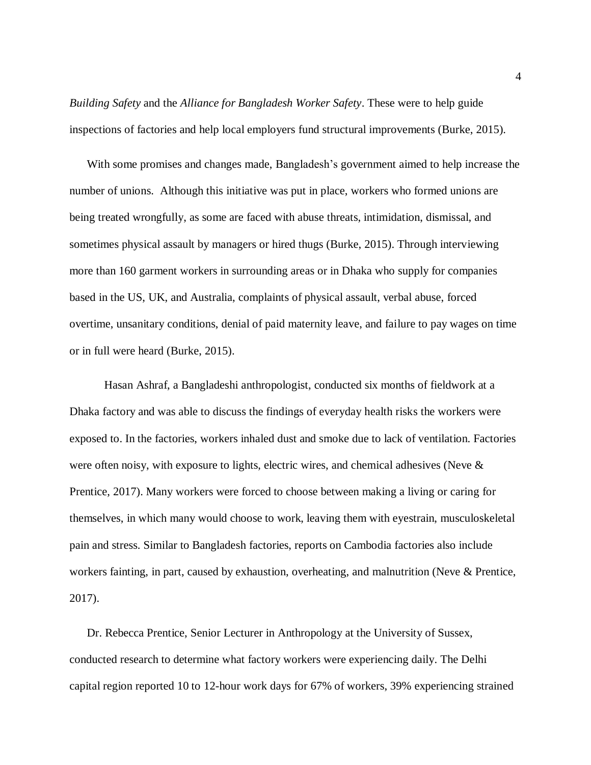*Building Safety* and the *Alliance for Bangladesh Worker Safety*. These were to help guide inspections of factories and help local employers fund structural improvements (Burke, 2015).

With some promises and changes made, Bangladesh's government aimed to help increase the number of unions. Although this initiative was put in place, workers who formed unions are being treated wrongfully, as some are faced with abuse threats, intimidation, dismissal, and sometimes physical assault by managers or hired thugs (Burke, 2015). Through interviewing more than 160 garment workers in surrounding areas or in Dhaka who supply for companies based in the US, UK, and Australia, complaints of physical assault, verbal abuse, forced overtime, unsanitary conditions, denial of paid maternity leave, and failure to pay wages on time or in full were heard (Burke, 2015).

Hasan Ashraf, a Bangladeshi anthropologist, conducted six months of fieldwork at a Dhaka factory and was able to discuss the findings of everyday health risks the workers were exposed to. In the factories, workers inhaled dust and smoke due to lack of ventilation. Factories were often noisy, with exposure to lights, electric wires, and chemical adhesives (Neve & Prentice, 2017). Many workers were forced to choose between making a living or caring for themselves, in which many would choose to work, leaving them with eyestrain, musculoskeletal pain and stress. Similar to Bangladesh factories, reports on Cambodia factories also include workers fainting, in part, caused by exhaustion, overheating, and malnutrition (Neve & Prentice, 2017).

Dr. Rebecca Prentice, Senior Lecturer in Anthropology at the University of Sussex, conducted research to determine what factory workers were experiencing daily. The Delhi capital region reported 10 to 12-hour work days for 67% of workers, 39% experiencing strained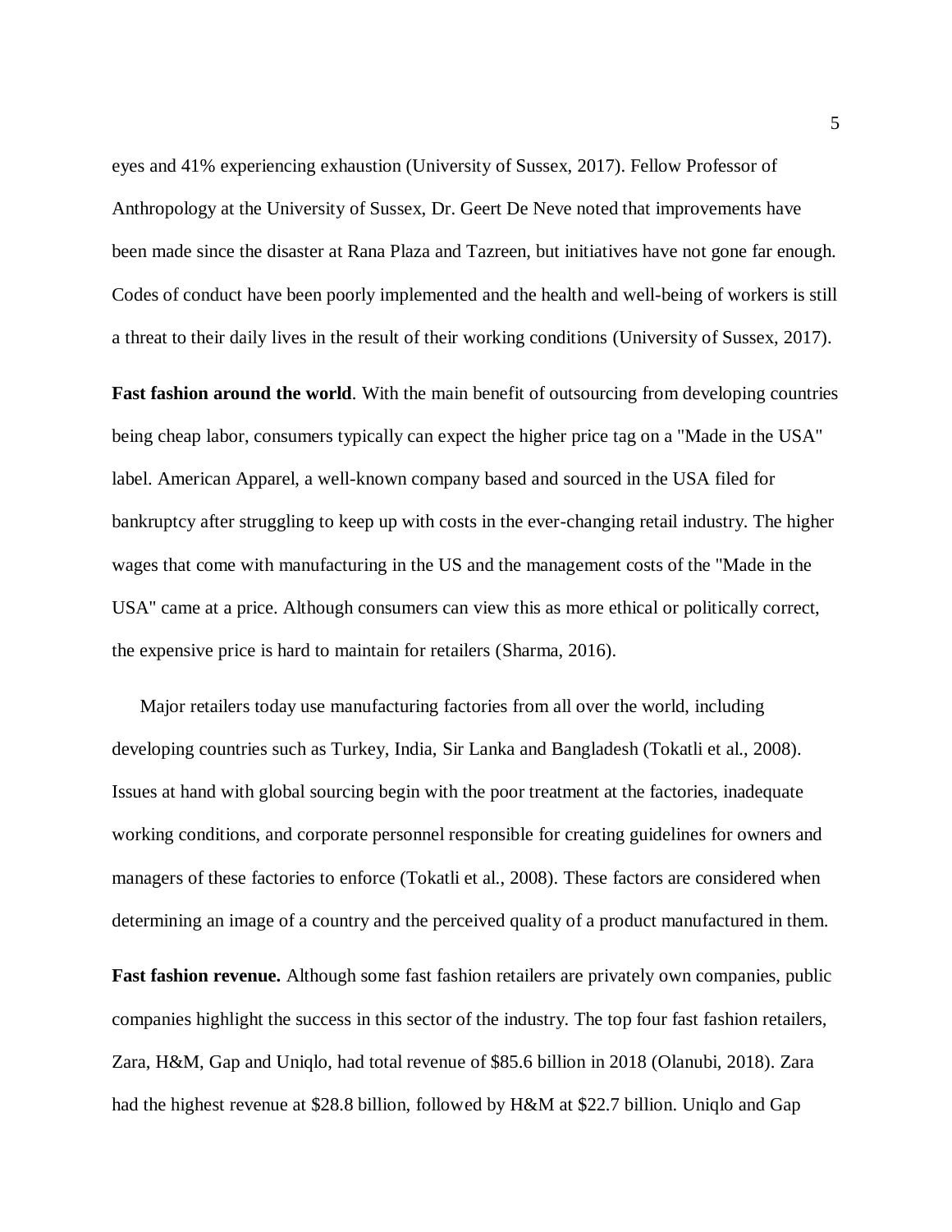eyes and 41% experiencing exhaustion (University of Sussex, 2017). Fellow Professor of Anthropology at the University of Sussex, Dr. Geert De Neve noted that improvements have been made since the disaster at Rana Plaza and Tazreen, but initiatives have not gone far enough. Codes of conduct have been poorly implemented and the health and well-being of workers is still a threat to their daily lives in the result of their working conditions (University of Sussex, 2017).

**Fast fashion around the world**. With the main benefit of outsourcing from developing countries being cheap labor, consumers typically can expect the higher price tag on a "Made in the USA" label. American Apparel, a well-known company based and sourced in the USA filed for bankruptcy after struggling to keep up with costs in the ever-changing retail industry. The higher wages that come with manufacturing in the US and the management costs of the "Made in the USA" came at a price. Although consumers can view this as more ethical or politically correct, the expensive price is hard to maintain for retailers (Sharma, 2016).

Major retailers today use manufacturing factories from all over the world, including developing countries such as Turkey, India, Sir Lanka and Bangladesh (Tokatli et al., 2008). Issues at hand with global sourcing begin with the poor treatment at the factories, inadequate working conditions, and corporate personnel responsible for creating guidelines for owners and managers of these factories to enforce (Tokatli et al., 2008). These factors are considered when determining an image of a country and the perceived quality of a product manufactured in them.

**Fast fashion revenue.** Although some fast fashion retailers are privately own companies, public companies highlight the success in this sector of the industry. The top four fast fashion retailers, Zara, H&M, Gap and Uniqlo, had total revenue of $85.6 billion in 2018 (Olanubi, 2018). Zara had the highest revenue at $28.8 billion, followed by H&M at $22.7 billion. Uniqlo and Gap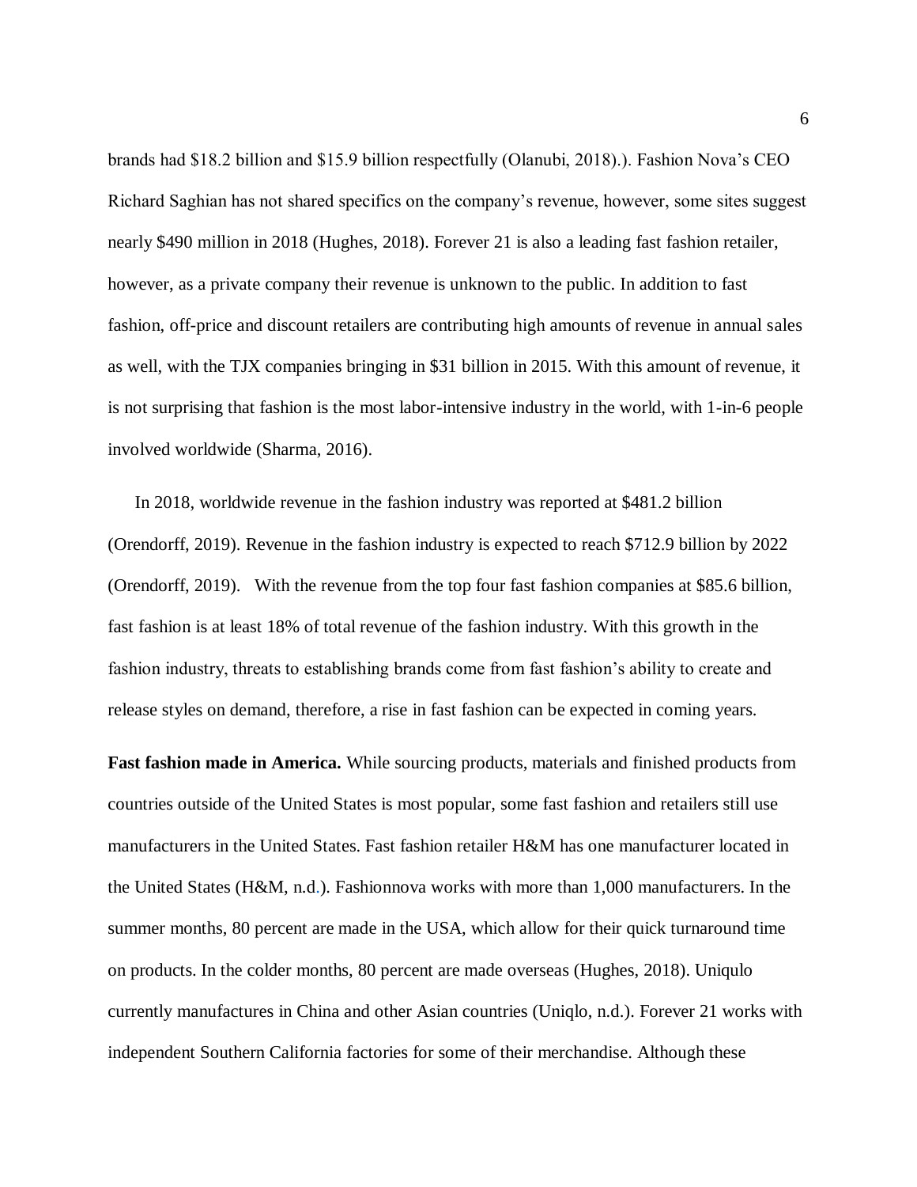brands had $18.2 billion and $15.9 billion respectfully (Olanubi, 2018).). Fashion Nova's CEO Richard Saghian has not shared specifics on the company's revenue, however, some sites suggest nearly $490 million in 2018 (Hughes, 2018). Forever 21 is also a leading fast fashion retailer, however, as a private company their revenue is unknown to the public. In addition to fast fashion, off-price and discount retailers are contributing high amounts of revenue in annual sales as well, with the TJX companies bringing in $31 billion in 2015. With this amount of revenue, it is not surprising that fashion is the most labor-intensive industry in the world, with 1-in-6 people involved worldwide (Sharma, 2016).

In 2018, worldwide revenue in the fashion industry was reported at $481.2 billion (Orendorff, 2019). Revenue in the fashion industry is expected to reach $712.9 billion by 2022 (Orendorff, 2019). With the revenue from the top four fast fashion companies at $85.6 billion, fast fashion is at least 18% of total revenue of the fashion industry. With this growth in the fashion industry, threats to establishing brands come from fast fashion's ability to create and release styles on demand, therefore, a rise in fast fashion can be expected in coming years.

**Fast fashion made in America.** While sourcing products, materials and finished products from countries outside of the United States is most popular, some fast fashion and retailers still use manufacturers in the United States. Fast fashion retailer H&M has one manufacturer located in the United States (H&M, n.d.). Fashionnova works with more than 1,000 manufacturers. In the summer months, 80 percent are made in the USA, which allow for their quick turnaround time on products. In the colder months, 80 percent are made overseas (Hughes, 2018). Uniqulo currently manufactures in China and other Asian countries (Uniqlo, n.d.). Forever 21 works with independent Southern California factories for some of their merchandise. Although these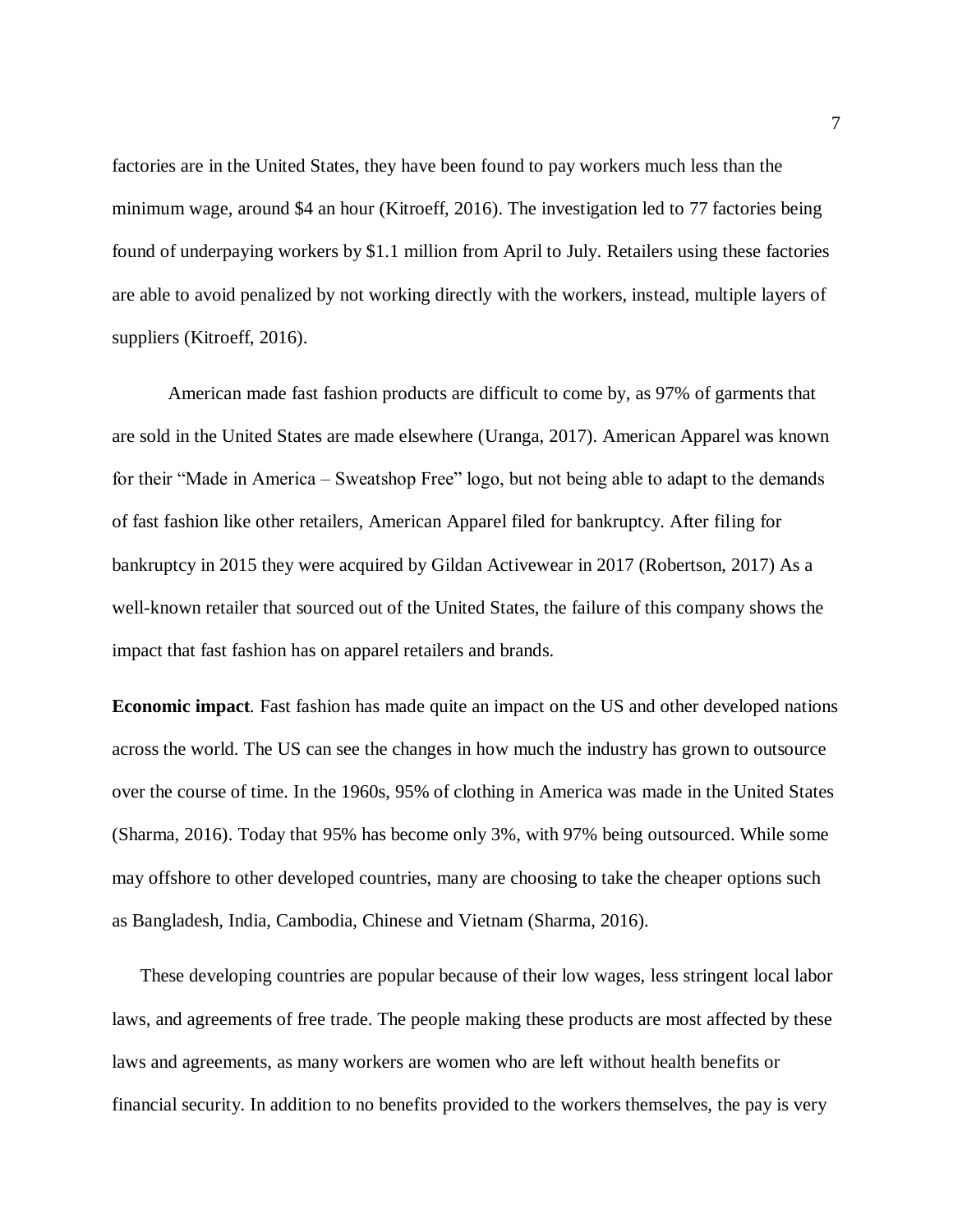factories are in the United States, they have been found to pay workers much less than the minimum wage, around $4 an hour (Kitroeff, 2016). The investigation led to 77 factories being found of underpaying workers by $1.1 million from April to July. Retailers using these factories are able to avoid penalized by not working directly with the workers, instead, multiple layers of suppliers (Kitroeff, 2016).

American made fast fashion products are difficult to come by, as 97% of garments that are sold in the United States are made elsewhere (Uranga, 2017). American Apparel was known for their "Made in America – Sweatshop Free" logo, but not being able to adapt to the demands of fast fashion like other retailers, American Apparel filed for bankruptcy. After filing for bankruptcy in 2015 they were acquired by Gildan Activewear in 2017 (Robertson, 2017) As a well-known retailer that sourced out of the United States, the failure of this company shows the impact that fast fashion has on apparel retailers and brands.

**Economic impact**. Fast fashion has made quite an impact on the US and other developed nations across the world. The US can see the changes in how much the industry has grown to outsource over the course of time. In the 1960s, 95% of clothing in America was made in the United States (Sharma, 2016). Today that 95% has become only 3%, with 97% being outsourced. While some may offshore to other developed countries, many are choosing to take the cheaper options such as Bangladesh, India, Cambodia, Chinese and Vietnam (Sharma, 2016).

These developing countries are popular because of their low wages, less stringent local labor laws, and agreements of free trade. The people making these products are most affected by these laws and agreements, as many workers are women who are left without health benefits or financial security. In addition to no benefits provided to the workers themselves, the pay is very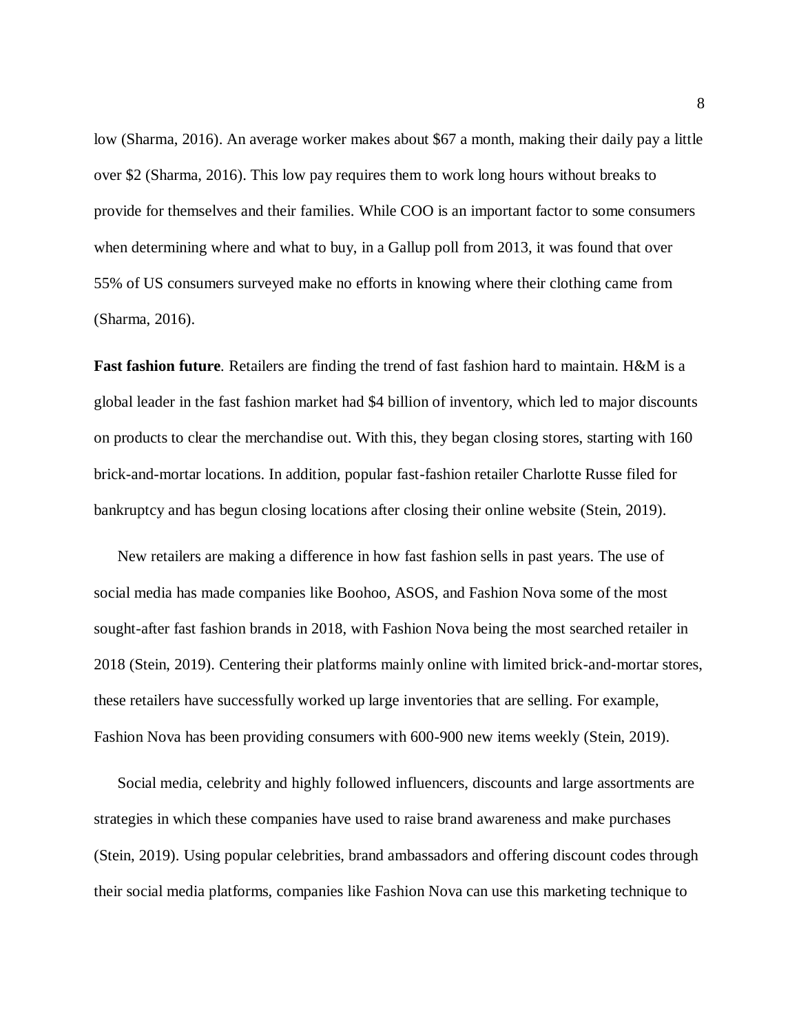low (Sharma, 2016). An average worker makes about $67 a month, making their daily pay a little over $2 (Sharma, 2016). This low pay requires them to work long hours without breaks to provide for themselves and their families. While COO is an important factor to some consumers when determining where and what to buy, in a Gallup poll from 2013, it was found that over 55% of US consumers surveyed make no efforts in knowing where their clothing came from (Sharma, 2016).

**Fast fashion future**. Retailers are finding the trend of fast fashion hard to maintain. H&M is a global leader in the fast fashion market had $4 billion of inventory, which led to major discounts on products to clear the merchandise out. With this, they began closing stores, starting with 160 brick-and-mortar locations. In addition, popular fast-fashion retailer Charlotte Russe filed for bankruptcy and has begun closing locations after closing their online website (Stein, 2019).

New retailers are making a difference in how fast fashion sells in past years. The use of social media has made companies like Boohoo, ASOS, and Fashion Nova some of the most sought-after fast fashion brands in 2018, with Fashion Nova being the most searched retailer in 2018 (Stein, 2019). Centering their platforms mainly online with limited brick-and-mortar stores, these retailers have successfully worked up large inventories that are selling. For example, Fashion Nova has been providing consumers with 600-900 new items weekly (Stein, 2019).

Social media, celebrity and highly followed influencers, discounts and large assortments are strategies in which these companies have used to raise brand awareness and make purchases (Stein, 2019). Using popular celebrities, brand ambassadors and offering discount codes through their social media platforms, companies like Fashion Nova can use this marketing technique to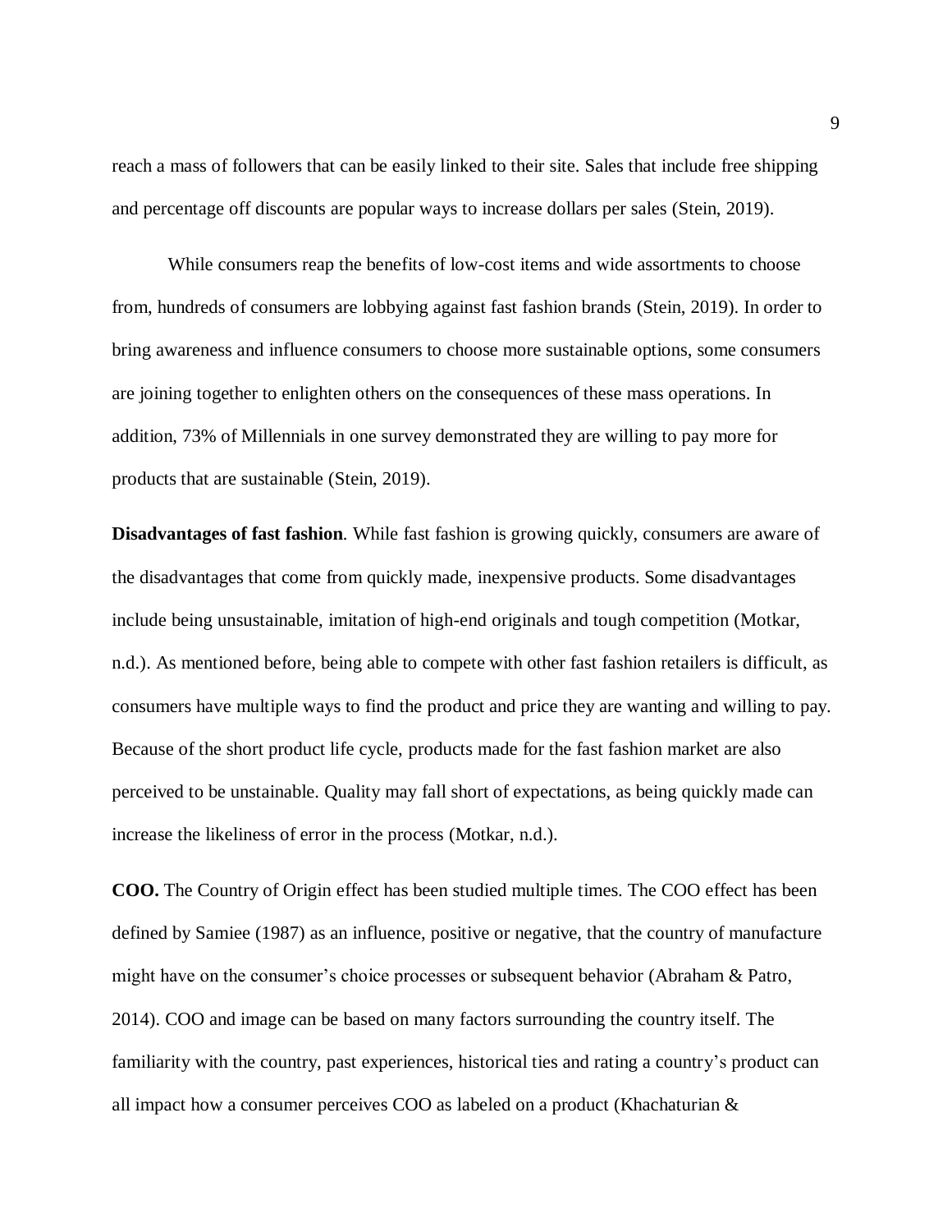reach a mass of followers that can be easily linked to their site. Sales that include free shipping and percentage off discounts are popular ways to increase dollars per sales (Stein, 2019).

While consumers reap the benefits of low-cost items and wide assortments to choose from, hundreds of consumers are lobbying against fast fashion brands (Stein, 2019). In order to bring awareness and influence consumers to choose more sustainable options, some consumers are joining together to enlighten others on the consequences of these mass operations. In addition, 73% of Millennials in one survey demonstrated they are willing to pay more for products that are sustainable (Stein, 2019).

**Disadvantages of fast fashion**. While fast fashion is growing quickly, consumers are aware of the disadvantages that come from quickly made, inexpensive products. Some disadvantages include being unsustainable, imitation of high-end originals and tough competition (Motkar, n.d.). As mentioned before, being able to compete with other fast fashion retailers is difficult, as consumers have multiple ways to find the product and price they are wanting and willing to pay. Because of the short product life cycle, products made for the fast fashion market are also perceived to be unstainable. Quality may fall short of expectations, as being quickly made can increase the likeliness of error in the process (Motkar, n.d.).

**COO.** The Country of Origin effect has been studied multiple times. The COO effect has been defined by Samiee (1987) as an influence, positive or negative, that the country of manufacture might have on the consumer's choice processes or subsequent behavior (Abraham & Patro, 2014). COO and image can be based on many factors surrounding the country itself. The familiarity with the country, past experiences, historical ties and rating a country's product can all impact how a consumer perceives COO as labeled on a product (Khachaturian &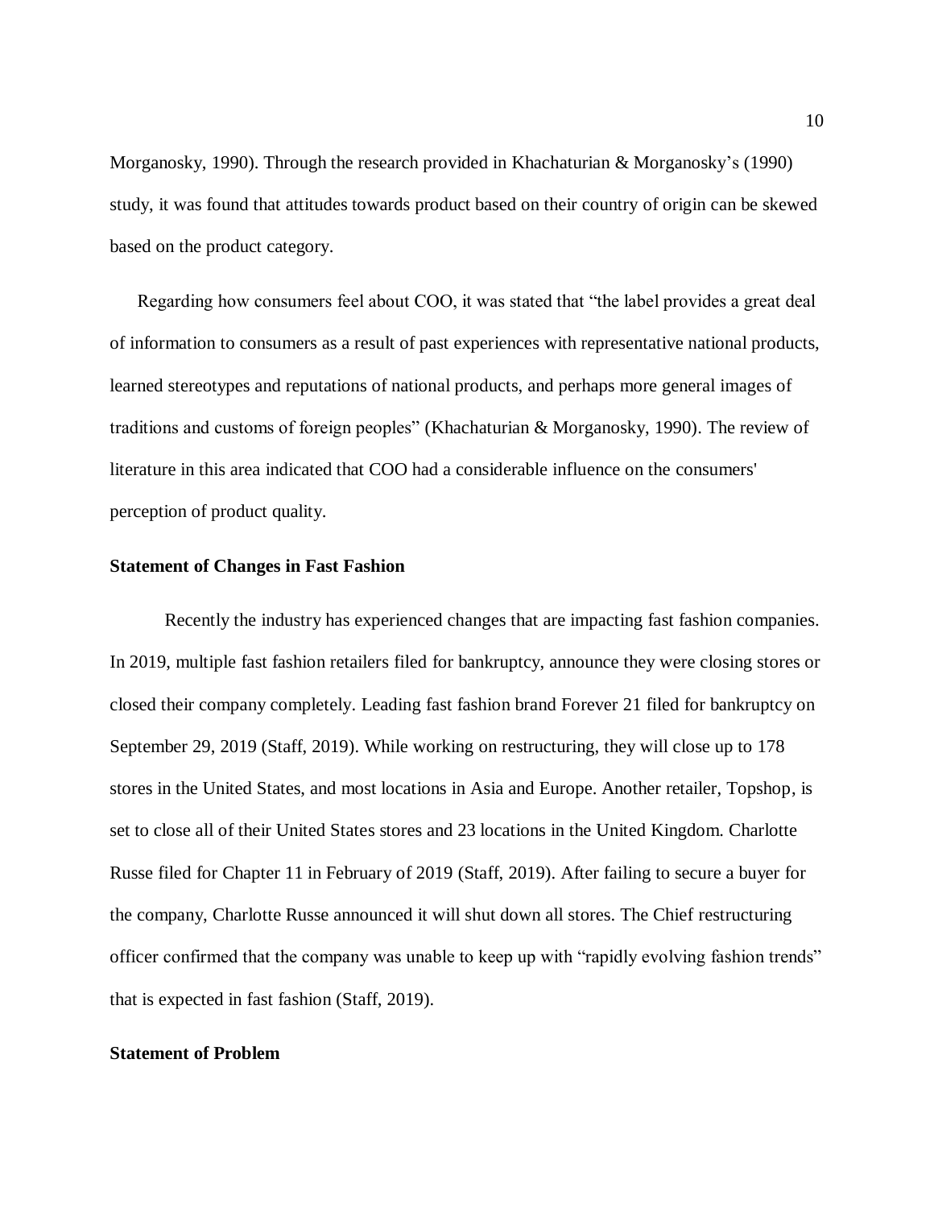Morganosky, 1990). Through the research provided in Khachaturian & Morganosky's (1990) study, it was found that attitudes towards product based on their country of origin can be skewed based on the product category.

Regarding how consumers feel about COO, it was stated that "the label provides a great deal of information to consumers as a result of past experiences with representative national products, learned stereotypes and reputations of national products, and perhaps more general images of traditions and customs of foreign peoples" (Khachaturian & Morganosky, 1990). The review of literature in this area indicated that COO had a considerable influence on the consumers' perception of product quality.

**Statement of Changes in Fast Fashion**

Recently the industry has experienced changes that are impacting fast fashion companies. In 2019, multiple fast fashion retailers filed for bankruptcy, announce they were closing stores or closed their company completely. Leading fast fashion brand Forever 21 filed for bankruptcy on September 29, 2019 (Staff, 2019). While working on restructuring, they will close up to 178 stores in the United States, and most locations in Asia and Europe. Another retailer, Topshop, is set to close all of their United States stores and 23 locations in the United Kingdom. Charlotte Russe filed for Chapter 11 in February of 2019 (Staff, 2019). After failing to secure a buyer for the company, Charlotte Russe announced it will shut down all stores. The Chief restructuring officer confirmed that the company was unable to keep up with "rapidly evolving fashion trends" that is expected in fast fashion (Staff, 2019).

**Statement of Problem**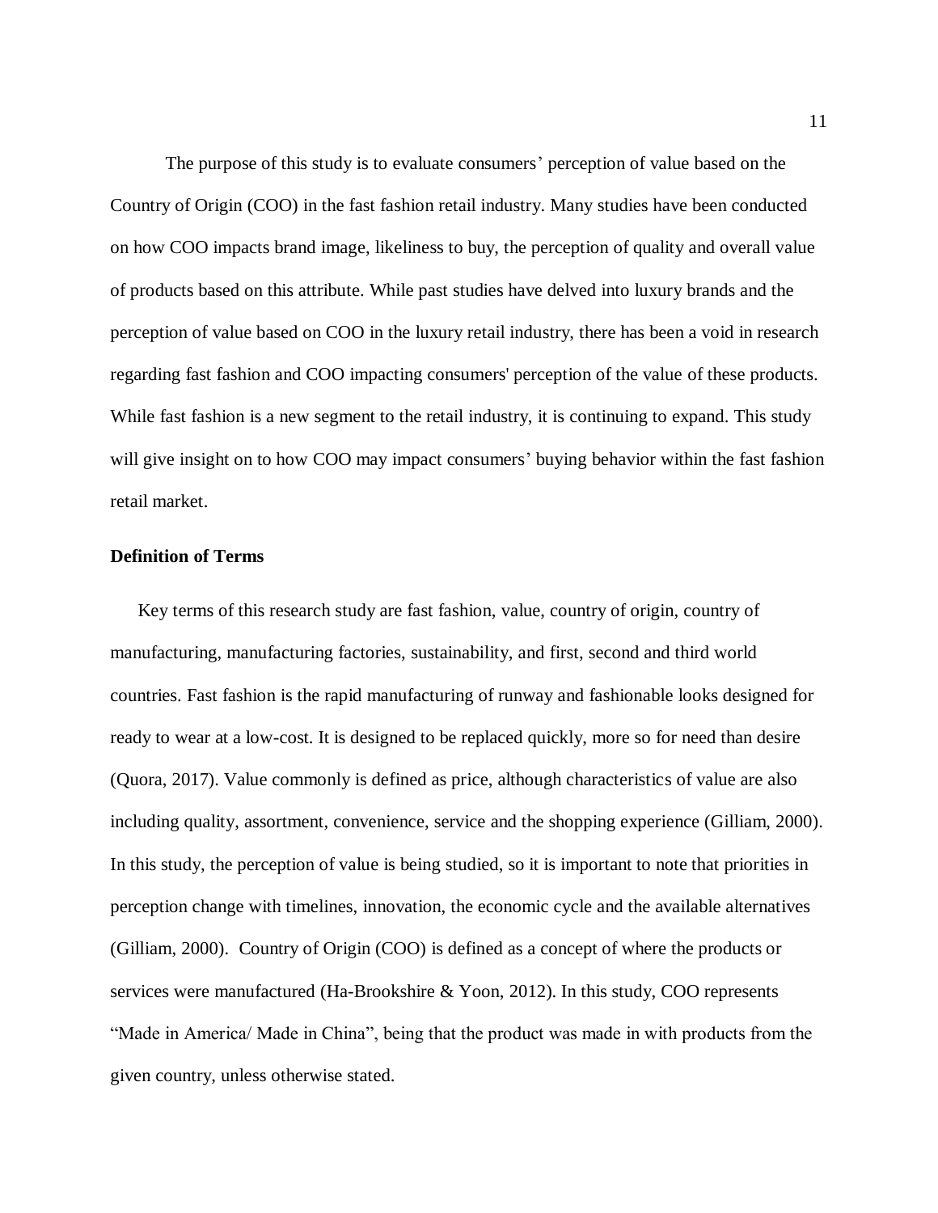The purpose of this study is to evaluate consumers' perception of value based on the Country of Origin (COO) in the fast fashion retail industry. Many studies have been conducted on how COO impacts brand image, likeliness to buy, the perception of quality and overall value of products based on this attribute. While past studies have delved into luxury brands and the perception of value based on COO in the luxury retail industry, there has been a void in research regarding fast fashion and COO impacting consumers' perception of the value of these products. While fast fashion is a new segment to the retail industry, it is continuing to expand. This study will give insight on to how COO may impact consumers' buying behavior within the fast fashion retail market.

**Definition of Terms**

Key terms of this research study are fast fashion, value, country of origin, country of manufacturing, manufacturing factories, sustainability, and first, second and third world countries. Fast fashion is the rapid manufacturing of runway and fashionable looks designed for ready to wear at a low-cost. It is designed to be replaced quickly, more so for need than desire (Quora, 2017). Value commonly is defined as price, although characteristics of value are also including quality, assortment, convenience, service and the shopping experience (Gilliam, 2000). In this study, the perception of value is being studied, so it is important to note that priorities in perception change with timelines, innovation, the economic cycle and the available alternatives (Gilliam, 2000). Country of Origin (COO) is defined as a concept of where the products or services were manufactured (Ha-Brookshire & Yoon, 2012). In this study, COO represents "Made in America/ Made in China", being that the product was made in with products from the given country, unless otherwise stated.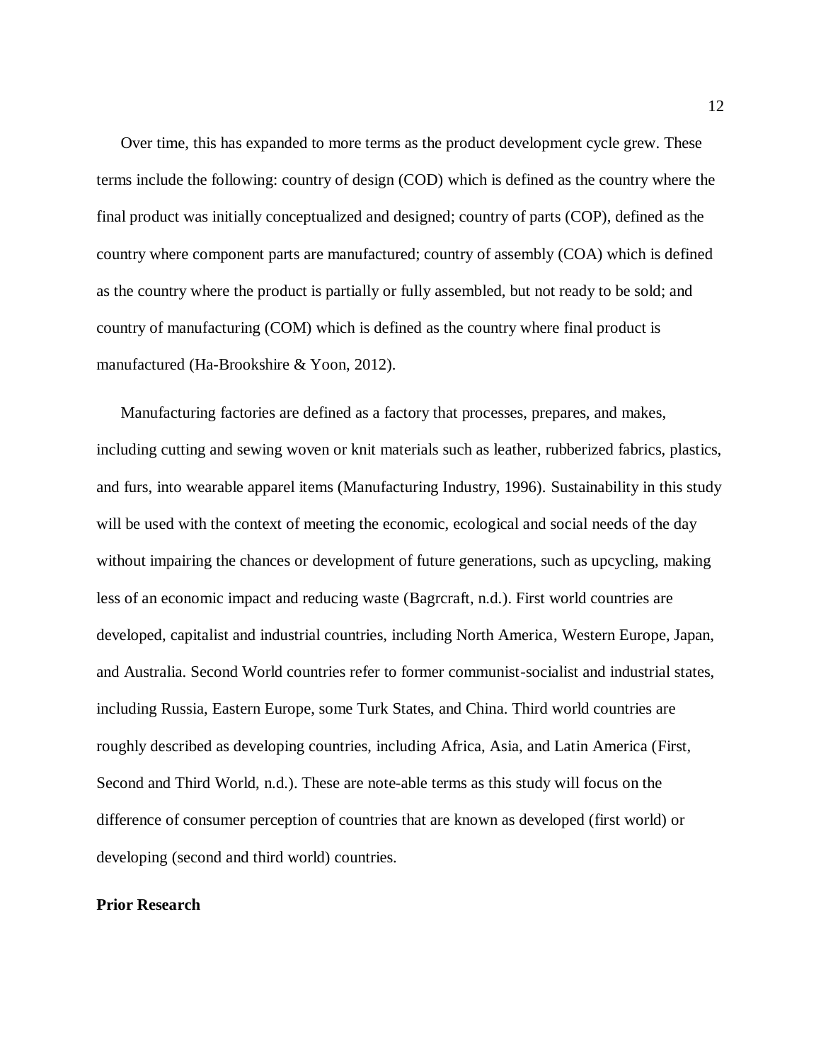Over time, this has expanded to more terms as the product development cycle grew. These terms include the following: country of design (COD) which is defined as the country where the final product was initially conceptualized and designed; country of parts (COP), defined as the country where component parts are manufactured; country of assembly (COA) which is defined as the country where the product is partially or fully assembled, but not ready to be sold; and country of manufacturing (COM) which is defined as the country where final product is manufactured (Ha-Brookshire & Yoon, 2012).

Manufacturing factories are defined as a factory that processes, prepares, and makes, including cutting and sewing woven or knit materials such as leather, rubberized fabrics, plastics, and furs, into wearable apparel items (Manufacturing Industry, 1996). Sustainability in this study will be used with the context of meeting the economic, ecological and social needs of the day without impairing the chances or development of future generations, such as upcycling, making less of an economic impact and reducing waste (Bagrcraft, n.d.). First world countries are developed, capitalist and industrial countries, including North America, Western Europe, Japan, and Australia. Second World countries refer to former communist-socialist and industrial states, including Russia, Eastern Europe, some Turk States, and China. Third world countries are roughly described as developing countries, including Africa, Asia, and Latin America (First, Second and Third World, n.d.). These are note-able terms as this study will focus on the difference of consumer perception of countries that are known as developed (first world) or developing (second and third world) countries.

## Prior Research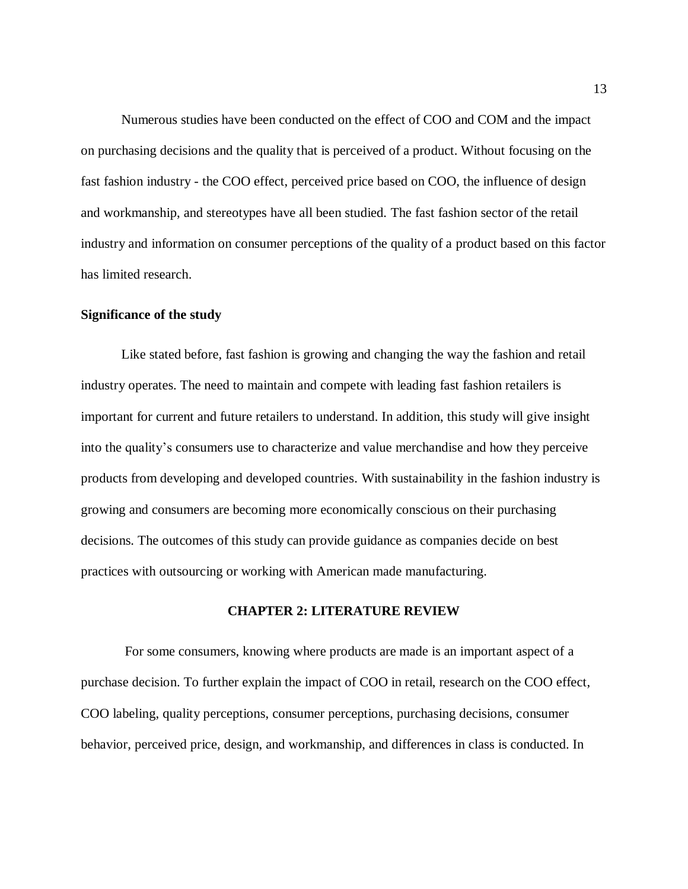Numerous studies have been conducted on the effect of COO and COM and the impact on purchasing decisions and the quality that is perceived of a product. Without focusing on the fast fashion industry - the COO effect, perceived price based on COO, the influence of design and workmanship, and stereotypes have all been studied. The fast fashion sector of the retail industry and information on consumer perceptions of the quality of a product based on this factor has limited research.

### Significance of the study

Like stated before, fast fashion is growing and changing the way the fashion and retail industry operates. The need to maintain and compete with leading fast fashion retailers is important for current and future retailers to understand. In addition, this study will give insight into the quality's consumers use to characterize and value merchandise and how they perceive products from developing and developed countries. With sustainability in the fashion industry is growing and consumers are becoming more economically conscious on their purchasing decisions. The outcomes of this study can provide guidance as companies decide on best practices with outsourcing or working with American made manufacturing.

## CHAPTER 2: LITERATURE REVIEW

For some consumers, knowing where products are made is an important aspect of a purchase decision. To further explain the impact of COO in retail, research on the COO effect, COO labeling, quality perceptions, consumer perceptions, purchasing decisions, consumer behavior, perceived price, design, and workmanship, and differences in class is conducted. In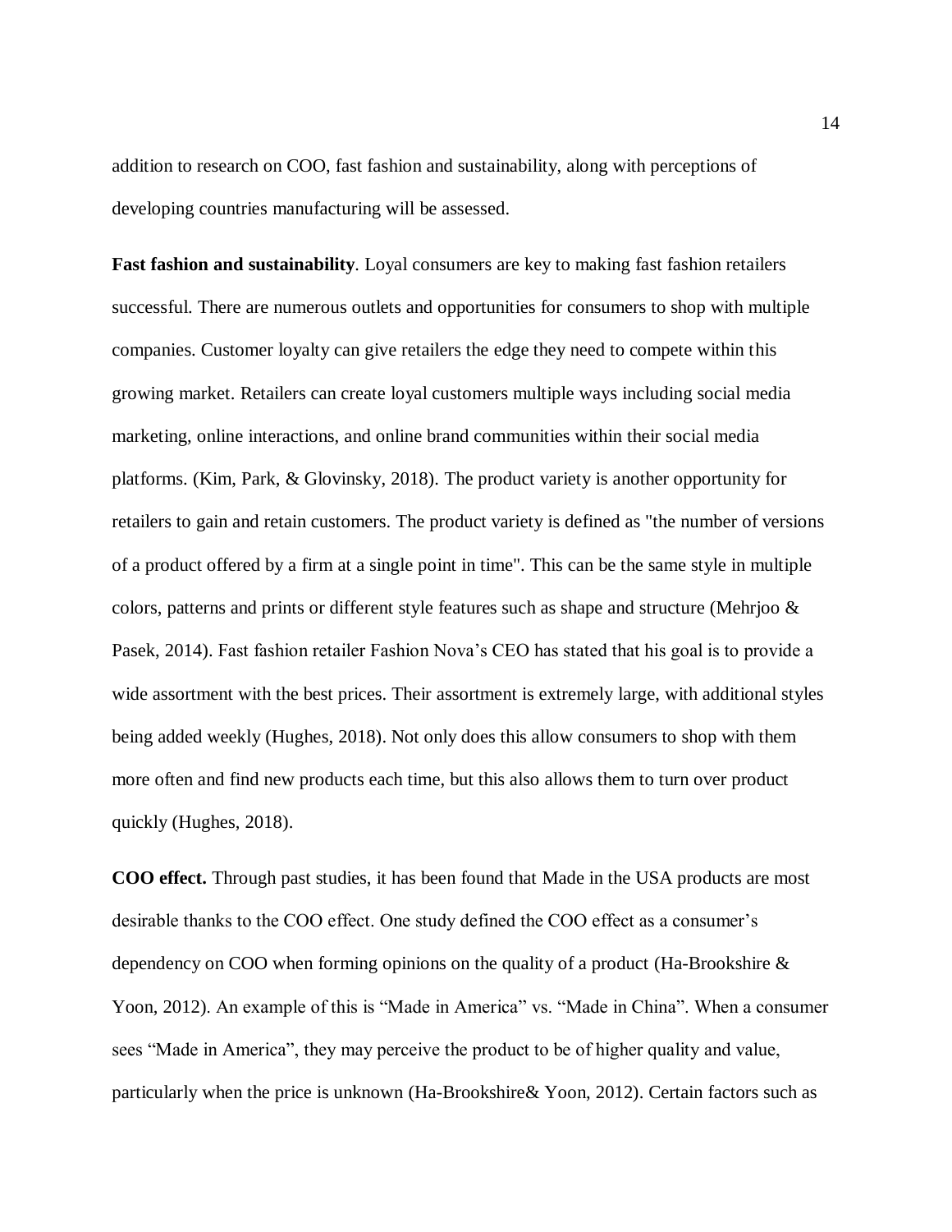addition to research on COO, fast fashion and sustainability, along with perceptions of developing countries manufacturing will be assessed.

**Fast fashion and sustainability**. Loyal consumers are key to making fast fashion retailers successful. There are numerous outlets and opportunities for consumers to shop with multiple companies. Customer loyalty can give retailers the edge they need to compete within this growing market. Retailers can create loyal customers multiple ways including social media marketing, online interactions, and online brand communities within their social media platforms. (Kim, Park, & Glovinsky, 2018). The product variety is another opportunity for retailers to gain and retain customers. The product variety is defined as "the number of versions of a product offered by a firm at a single point in time". This can be the same style in multiple colors, patterns and prints or different style features such as shape and structure (Mehrjoo & Pasek, 2014). Fast fashion retailer Fashion Nova's CEO has stated that his goal is to provide a wide assortment with the best prices. Their assortment is extremely large, with additional styles being added weekly (Hughes, 2018). Not only does this allow consumers to shop with them more often and find new products each time, but this also allows them to turn over product quickly (Hughes, 2018).

**COO effect.** Through past studies, it has been found that Made in the USA products are most desirable thanks to the COO effect. One study defined the COO effect as a consumer's dependency on COO when forming opinions on the quality of a product (Ha-Brookshire & Yoon, 2012). An example of this is "Made in America" vs. "Made in China". When a consumer sees "Made in America", they may perceive the product to be of higher quality and value, particularly when the price is unknown (Ha-Brookshire& Yoon, 2012). Certain factors such as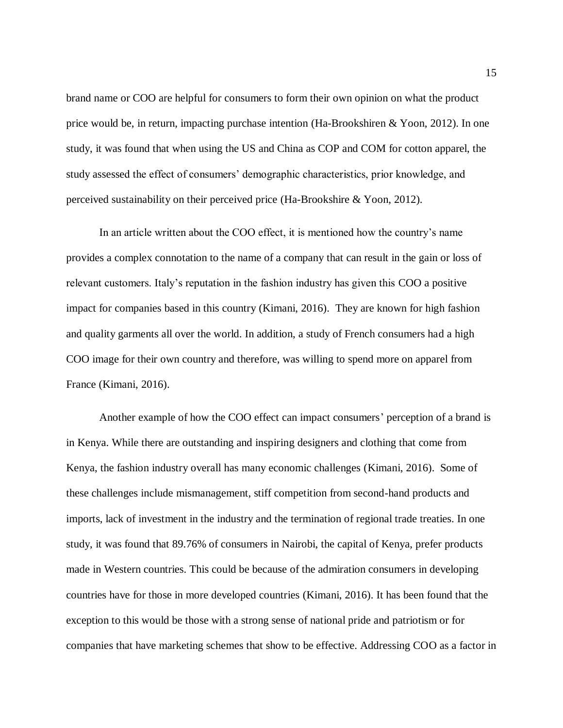brand name or COO are helpful for consumers to form their own opinion on what the product price would be, in return, impacting purchase intention (Ha-Brookshiren & Yoon, 2012). In one study, it was found that when using the US and China as COP and COM for cotton apparel, the study assessed the effect of consumers' demographic characteristics, prior knowledge, and perceived sustainability on their perceived price (Ha-Brookshire & Yoon, 2012).

In an article written about the COO effect, it is mentioned how the country's name provides a complex connotation to the name of a company that can result in the gain or loss of relevant customers. Italy's reputation in the fashion industry has given this COO a positive impact for companies based in this country (Kimani, 2016). They are known for high fashion and quality garments all over the world. In addition, a study of French consumers had a high COO image for their own country and therefore, was willing to spend more on apparel from France (Kimani, 2016).

Another example of how the COO effect can impact consumers' perception of a brand is in Kenya. While there are outstanding and inspiring designers and clothing that come from Kenya, the fashion industry overall has many economic challenges (Kimani, 2016). Some of these challenges include mismanagement, stiff competition from second-hand products and imports, lack of investment in the industry and the termination of regional trade treaties. In one study, it was found that 89.76% of consumers in Nairobi, the capital of Kenya, prefer products made in Western countries. This could be because of the admiration consumers in developing countries have for those in more developed countries (Kimani, 2016). It has been found that the exception to this would be those with a strong sense of national pride and patriotism or for companies that have marketing schemes that show to be effective. Addressing COO as a factor in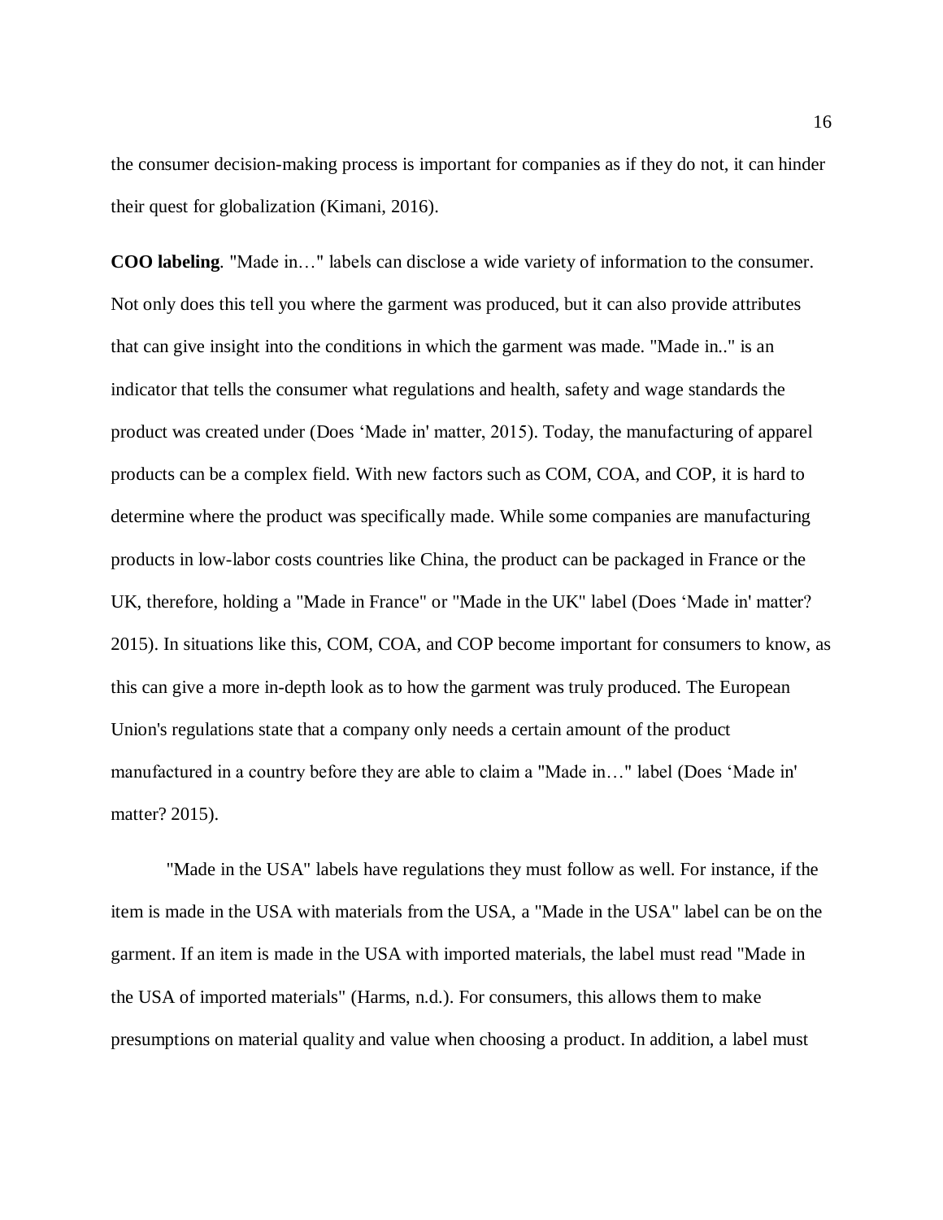the consumer decision-making process is important for companies as if they do not, it can hinder their quest for globalization (Kimani, 2016).

**COO labeling**. "Made in…" labels can disclose a wide variety of information to the consumer. Not only does this tell you where the garment was produced, but it can also provide attributes that can give insight into the conditions in which the garment was made. "Made in.." is an indicator that tells the consumer what regulations and health, safety and wage standards the product was created under (Does 'Made in' matter, 2015). Today, the manufacturing of apparel products can be a complex field. With new factors such as COM, COA, and COP, it is hard to determine where the product was specifically made. While some companies are manufacturing products in low-labor costs countries like China, the product can be packaged in France or the UK, therefore, holding a "Made in France" or "Made in the UK" label (Does 'Made in' matter? 2015). In situations like this, COM, COA, and COP become important for consumers to know, as this can give a more in-depth look as to how the garment was truly produced. The European Union's regulations state that a company only needs a certain amount of the product manufactured in a country before they are able to claim a "Made in…" label (Does 'Made in' matter? 2015).

"Made in the USA" labels have regulations they must follow as well. For instance, if the item is made in the USA with materials from the USA, a "Made in the USA" label can be on the garment. If an item is made in the USA with imported materials, the label must read "Made in the USA of imported materials" (Harms, n.d.). For consumers, this allows them to make presumptions on material quality and value when choosing a product. In addition, a label must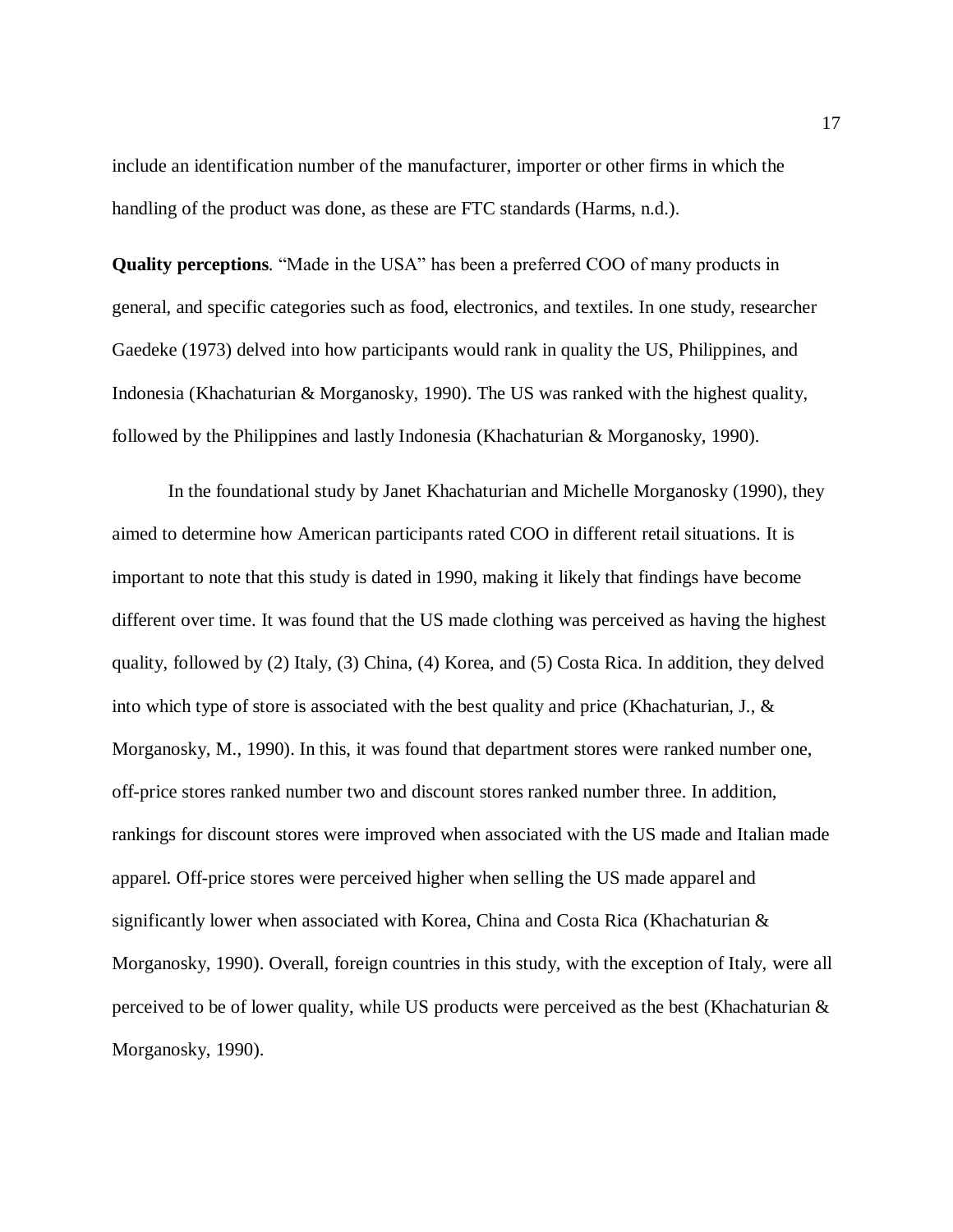include an identification number of the manufacturer, importer or other firms in which the handling of the product was done, as these are FTC standards (Harms, n.d.).

**Quality perceptions**. “Made in the USA” has been a preferred COO of many products in general, and specific categories such as food, electronics, and textiles. In one study, researcher Gaedeke (1973) delved into how participants would rank in quality the US, Philippines, and Indonesia (Khachaturian & Morganosky, 1990). The US was ranked with the highest quality, followed by the Philippines and lastly Indonesia (Khachaturian & Morganosky, 1990).

In the foundational study by Janet Khachaturian and Michelle Morganosky (1990), they aimed to determine how American participants rated COO in different retail situations. It is important to note that this study is dated in 1990, making it likely that findings have become different over time. It was found that the US made clothing was perceived as having the highest quality, followed by (2) Italy, (3) China, (4) Korea, and (5) Costa Rica. In addition, they delved into which type of store is associated with the best quality and price (Khachaturian, J., & Morganosky, M., 1990). In this, it was found that department stores were ranked number one, off-price stores ranked number two and discount stores ranked number three. In addition, rankings for discount stores were improved when associated with the US made and Italian made apparel. Off-price stores were perceived higher when selling the US made apparel and significantly lower when associated with Korea, China and Costa Rica (Khachaturian & Morganosky, 1990). Overall, foreign countries in this study, with the exception of Italy, were all perceived to be of lower quality, while US products were perceived as the best (Khachaturian & Morganosky, 1990).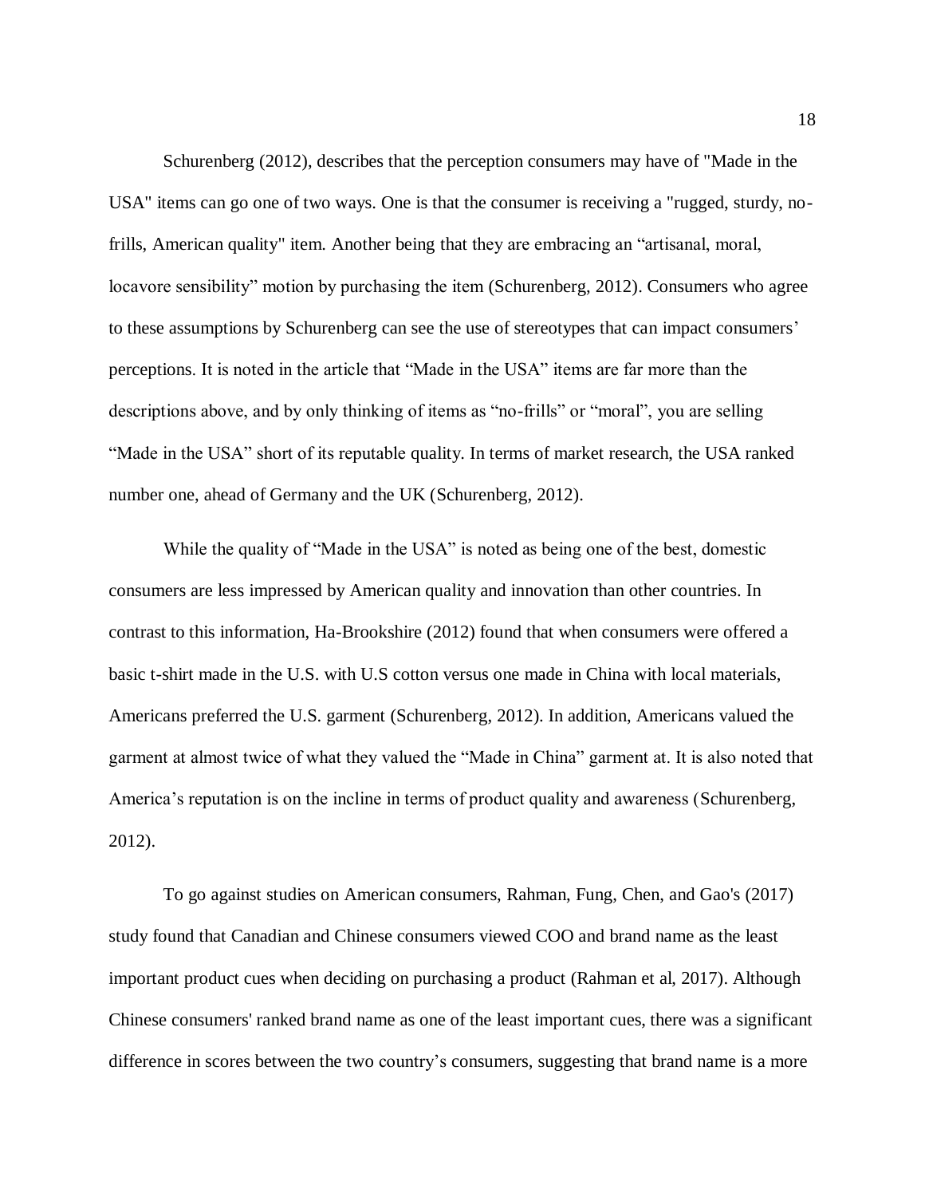Schurenberg (2012), describes that the perception consumers may have of "Made in the USA" items can go one of two ways. One is that the consumer is receiving a "rugged, sturdy, no-frills, American quality" item. Another being that they are embracing an “artisanal, moral, locavore sensibility” motion by purchasing the item (Schurenberg, 2012). Consumers who agree to these assumptions by Schurenberg can see the use of stereotypes that can impact consumers’ perceptions. It is noted in the article that “Made in the USA” items are far more than the descriptions above, and by only thinking of items as “no-frills” or “moral”, you are selling “Made in the USA” short of its reputable quality. In terms of market research, the USA ranked number one, ahead of Germany and the UK (Schurenberg, 2012).

While the quality of “Made in the USA” is noted as being one of the best, domestic consumers are less impressed by American quality and innovation than other countries. In contrast to this information, Ha-Brookshire (2012) found that when consumers were offered a basic t-shirt made in the U.S. with U.S cotton versus one made in China with local materials, Americans preferred the U.S. garment (Schurenberg, 2012). In addition, Americans valued the garment at almost twice of what they valued the “Made in China” garment at. It is also noted that America’s reputation is on the incline in terms of product quality and awareness (Schurenberg, 2012).

To go against studies on American consumers, Rahman, Fung, Chen, and Gao's (2017) study found that Canadian and Chinese consumers viewed COO and brand name as the least important product cues when deciding on purchasing a product (Rahman et al, 2017). Although Chinese consumers' ranked brand name as one of the least important cues, there was a significant difference in scores between the two country’s consumers, suggesting that brand name is a more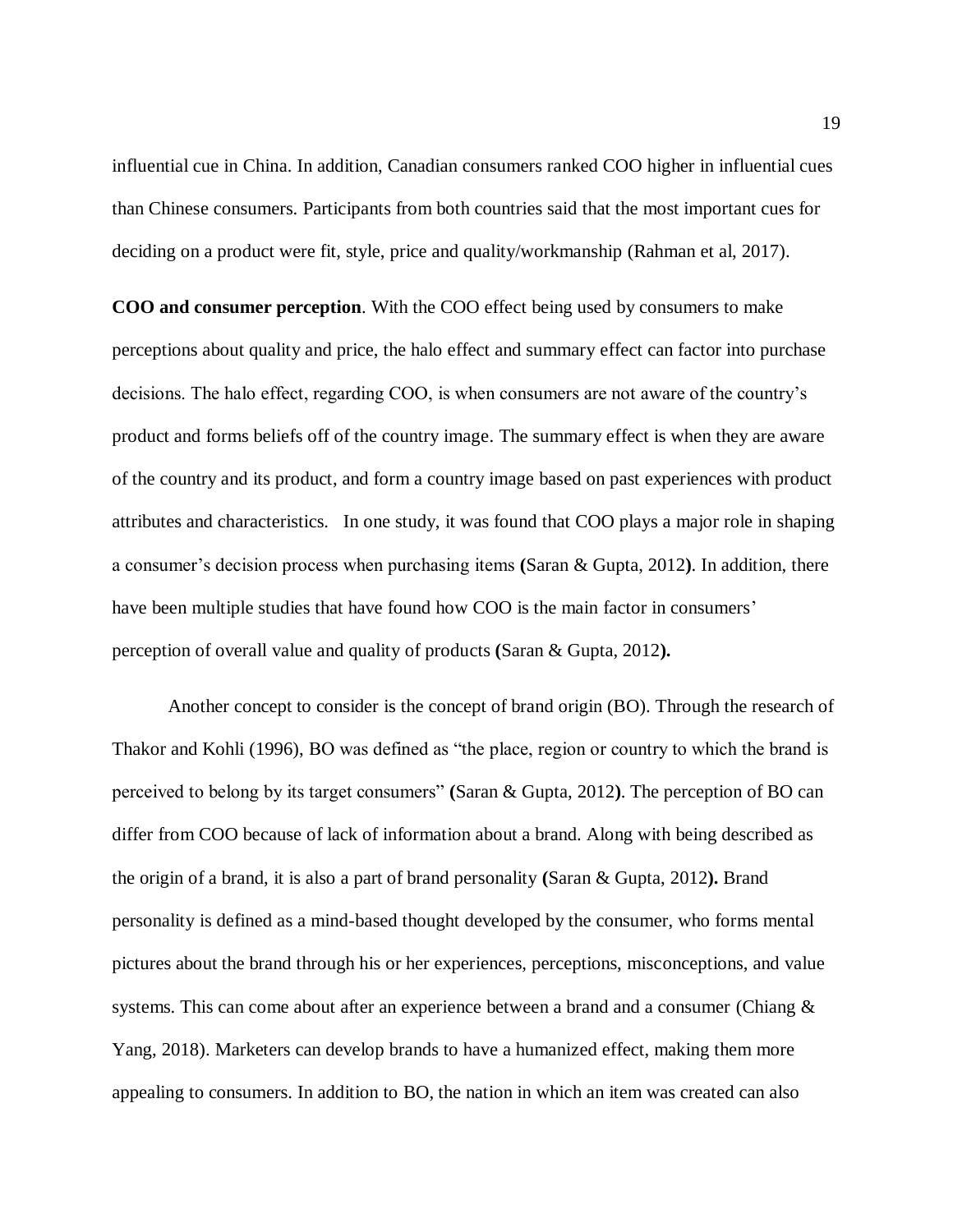influential cue in China. In addition, Canadian consumers ranked COO higher in influential cues than Chinese consumers. Participants from both countries said that the most important cues for deciding on a product were fit, style, price and quality/workmanship (Rahman et al, 2017).

**COO and consumer perception**. With the COO effect being used by consumers to make perceptions about quality and price, the halo effect and summary effect can factor into purchase decisions. The halo effect, regarding COO, is when consumers are not aware of the country's product and forms beliefs off of the country image. The summary effect is when they are aware of the country and its product, and form a country image based on past experiences with product attributes and characteristics. In one study, it was found that COO plays a major role in shaping a consumer's decision process when purchasing items **(**Saran & Gupta, 2012**)**. In addition, there have been multiple studies that have found how COO is the main factor in consumers' perception of overall value and quality of products **(**Saran & Gupta, 2012**).**

Another concept to consider is the concept of brand origin (BO). Through the research of Thakor and Kohli (1996), BO was defined as "the place, region or country to which the brand is perceived to belong by its target consumers" **(**Saran & Gupta, 2012**)**. The perception of BO can differ from COO because of lack of information about a brand. Along with being described as the origin of a brand, it is also a part of brand personality **(**Saran & Gupta, 2012**).** Brand personality is defined as a mind-based thought developed by the consumer, who forms mental pictures about the brand through his or her experiences, perceptions, misconceptions, and value systems. This can come about after an experience between a brand and a consumer (Chiang & Yang, 2018). Marketers can develop brands to have a humanized effect, making them more appealing to consumers. In addition to BO, the nation in which an item was created can also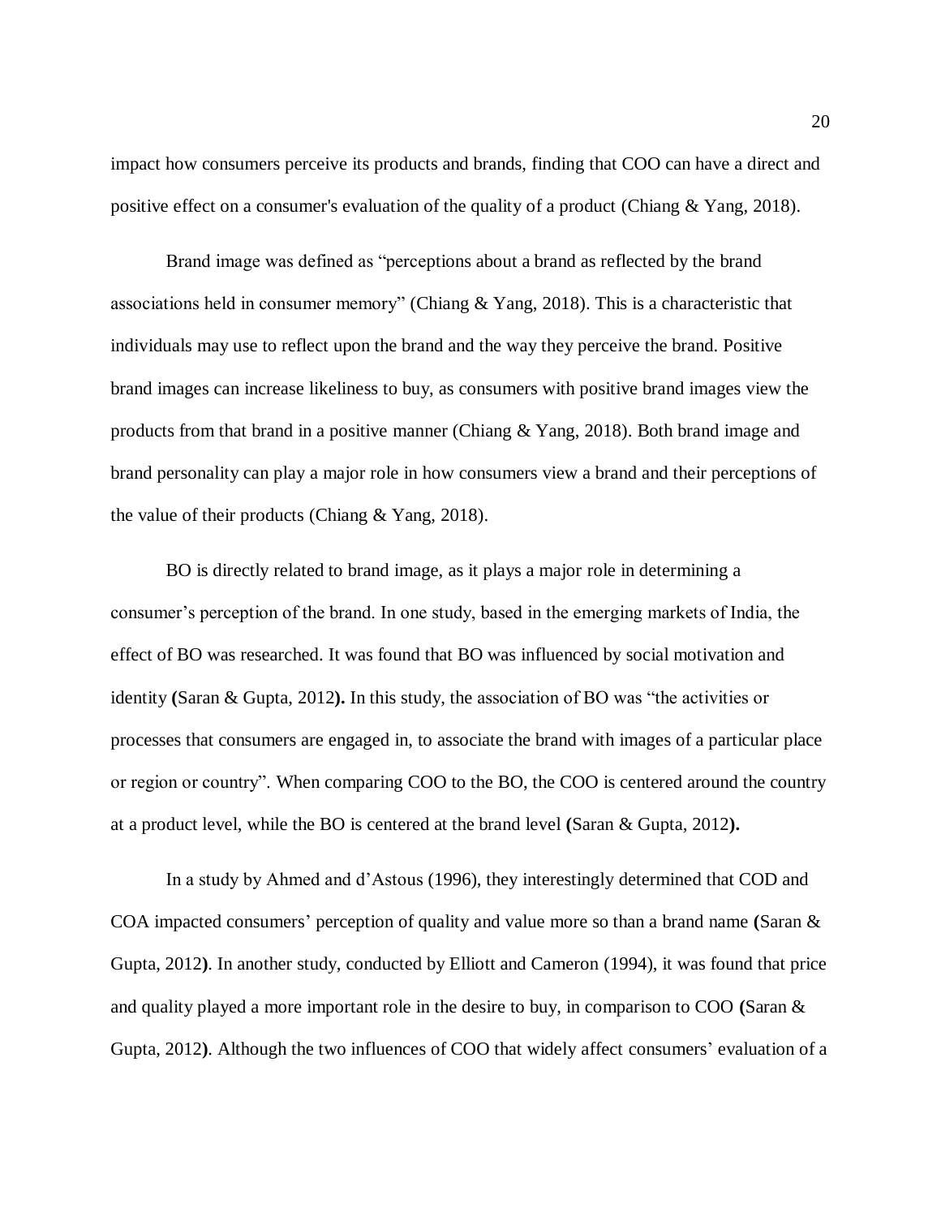impact how consumers perceive its products and brands, finding that COO can have a direct and positive effect on a consumer's evaluation of the quality of a product (Chiang & Yang, 2018).

Brand image was defined as "perceptions about a brand as reflected by the brand associations held in consumer memory" (Chiang & Yang, 2018). This is a characteristic that individuals may use to reflect upon the brand and the way they perceive the brand. Positive brand images can increase likeliness to buy, as consumers with positive brand images view the products from that brand in a positive manner (Chiang & Yang, 2018). Both brand image and brand personality can play a major role in how consumers view a brand and their perceptions of the value of their products (Chiang & Yang, 2018).

BO is directly related to brand image, as it plays a major role in determining a consumer's perception of the brand. In one study, based in the emerging markets of India, the effect of BO was researched. It was found that BO was influenced by social motivation and identity **(**Saran & Gupta, 2012**).** In this study, the association of BO was "the activities or processes that consumers are engaged in, to associate the brand with images of a particular place or region or country". When comparing COO to the BO, the COO is centered around the country at a product level, while the BO is centered at the brand level **(**Saran & Gupta, 2012**).**

In a study by Ahmed and d'Astous (1996), they interestingly determined that COD and COA impacted consumers' perception of quality and value more so than a brand name **(**Saran & Gupta, 2012**)**. In another study, conducted by Elliott and Cameron (1994), it was found that price and quality played a more important role in the desire to buy, in comparison to COO **(**Saran & Gupta, 2012**)**. Although the two influences of COO that widely affect consumers' evaluation of a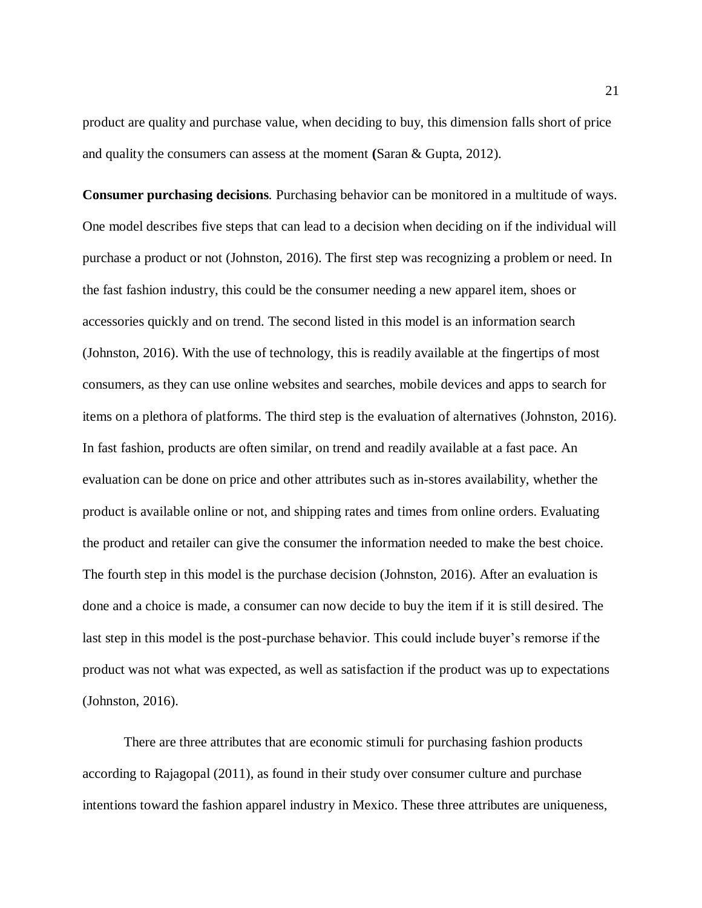product are quality and purchase value, when deciding to buy, this dimension falls short of price and quality the consumers can assess at the moment **(**Saran & Gupta, 2012).

**Consumer purchasing decisions**. Purchasing behavior can be monitored in a multitude of ways. One model describes five steps that can lead to a decision when deciding on if the individual will purchase a product or not (Johnston, 2016). The first step was recognizing a problem or need. In the fast fashion industry, this could be the consumer needing a new apparel item, shoes or accessories quickly and on trend. The second listed in this model is an information search (Johnston, 2016). With the use of technology, this is readily available at the fingertips of most consumers, as they can use online websites and searches, mobile devices and apps to search for items on a plethora of platforms. The third step is the evaluation of alternatives (Johnston, 2016). In fast fashion, products are often similar, on trend and readily available at a fast pace. An evaluation can be done on price and other attributes such as in-stores availability, whether the product is available online or not, and shipping rates and times from online orders. Evaluating the product and retailer can give the consumer the information needed to make the best choice. The fourth step in this model is the purchase decision (Johnston, 2016). After an evaluation is done and a choice is made, a consumer can now decide to buy the item if it is still desired. The last step in this model is the post-purchase behavior. This could include buyer's remorse if the product was not what was expected, as well as satisfaction if the product was up to expectations (Johnston, 2016).

There are three attributes that are economic stimuli for purchasing fashion products according to Rajagopal (2011), as found in their study over consumer culture and purchase intentions toward the fashion apparel industry in Mexico. These three attributes are uniqueness,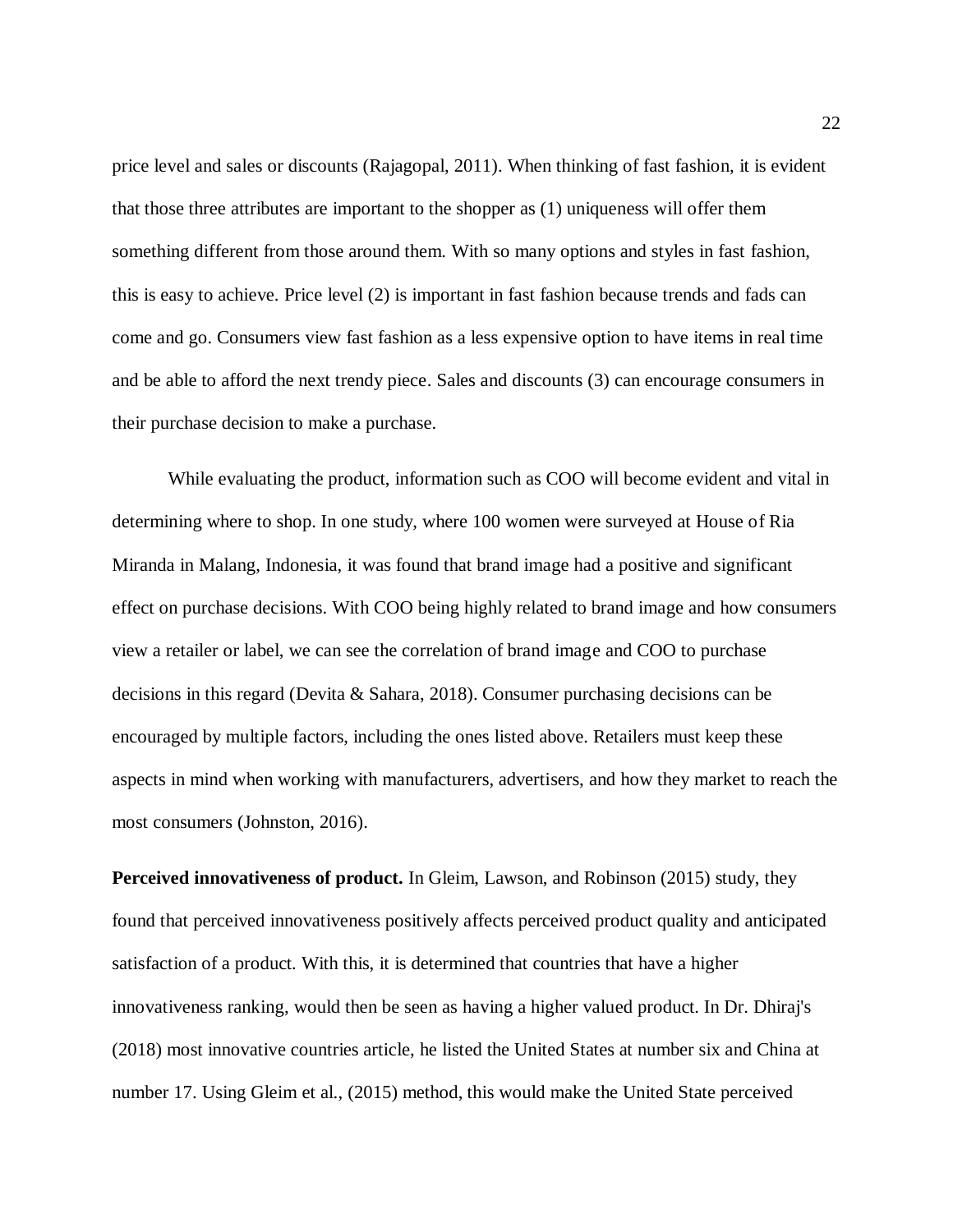price level and sales or discounts (Rajagopal, 2011). When thinking of fast fashion, it is evident that those three attributes are important to the shopper as (1) uniqueness will offer them something different from those around them. With so many options and styles in fast fashion, this is easy to achieve. Price level (2) is important in fast fashion because trends and fads can come and go. Consumers view fast fashion as a less expensive option to have items in real time and be able to afford the next trendy piece. Sales and discounts (3) can encourage consumers in their purchase decision to make a purchase.

While evaluating the product, information such as COO will become evident and vital in determining where to shop. In one study, where 100 women were surveyed at House of Ria Miranda in Malang, Indonesia, it was found that brand image had a positive and significant effect on purchase decisions. With COO being highly related to brand image and how consumers view a retailer or label, we can see the correlation of brand image and COO to purchase decisions in this regard (Devita & Sahara, 2018). Consumer purchasing decisions can be encouraged by multiple factors, including the ones listed above. Retailers must keep these aspects in mind when working with manufacturers, advertisers, and how they market to reach the most consumers (Johnston, 2016).

**Perceived innovativeness of product.** In Gleim, Lawson, and Robinson (2015) study, they found that perceived innovativeness positively affects perceived product quality and anticipated satisfaction of a product. With this, it is determined that countries that have a higher innovativeness ranking, would then be seen as having a higher valued product. In Dr. Dhiraj's (2018) most innovative countries article, he listed the United States at number six and China at number 17. Using Gleim et al., (2015) method, this would make the United State perceived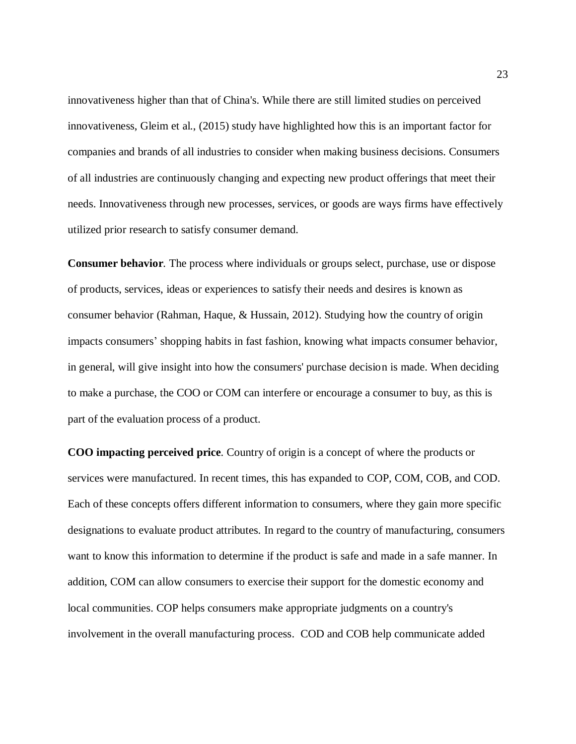innovativeness higher than that of China's. While there are still limited studies on perceived innovativeness, Gleim et al., (2015) study have highlighted how this is an important factor for companies and brands of all industries to consider when making business decisions. Consumers of all industries are continuously changing and expecting new product offerings that meet their needs. Innovativeness through new processes, services, or goods are ways firms have effectively utilized prior research to satisfy consumer demand.

**Consumer behavior**. The process where individuals or groups select, purchase, use or dispose of products, services, ideas or experiences to satisfy their needs and desires is known as consumer behavior (Rahman, Haque, & Hussain, 2012). Studying how the country of origin impacts consumers' shopping habits in fast fashion, knowing what impacts consumer behavior, in general, will give insight into how the consumers' purchase decision is made. When deciding to make a purchase, the COO or COM can interfere or encourage a consumer to buy, as this is part of the evaluation process of a product.

**COO impacting perceived price**. Country of origin is a concept of where the products or services were manufactured. In recent times, this has expanded to COP, COM, COB, and COD. Each of these concepts offers different information to consumers, where they gain more specific designations to evaluate product attributes. In regard to the country of manufacturing, consumers want to know this information to determine if the product is safe and made in a safe manner. In addition, COM can allow consumers to exercise their support for the domestic economy and local communities. COP helps consumers make appropriate judgments on a country's involvement in the overall manufacturing process. COD and COB help communicate added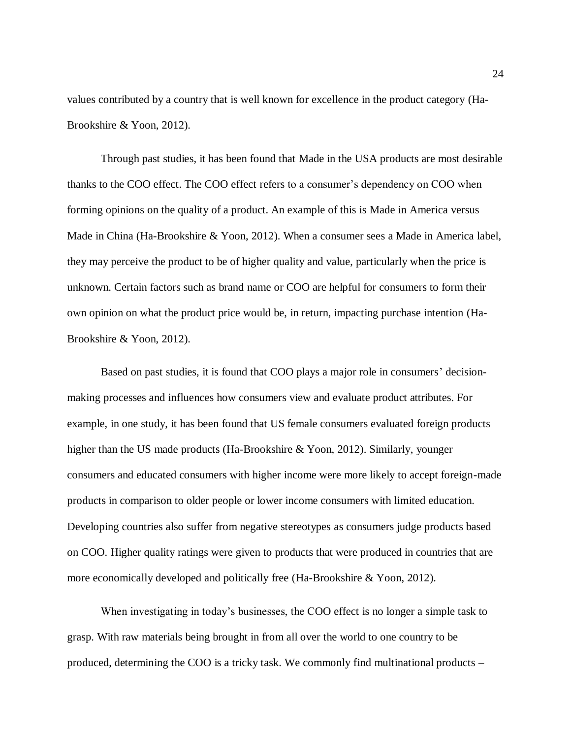values contributed by a country that is well known for excellence in the product category (Ha-Brookshire & Yoon, 2012).

Through past studies, it has been found that Made in the USA products are most desirable thanks to the COO effect. The COO effect refers to a consumer's dependency on COO when forming opinions on the quality of a product. An example of this is Made in America versus Made in China (Ha-Brookshire & Yoon, 2012). When a consumer sees a Made in America label, they may perceive the product to be of higher quality and value, particularly when the price is unknown. Certain factors such as brand name or COO are helpful for consumers to form their own opinion on what the product price would be, in return, impacting purchase intention (Ha-Brookshire & Yoon, 2012).

Based on past studies, it is found that COO plays a major role in consumers' decision-making processes and influences how consumers view and evaluate product attributes. For example, in one study, it has been found that US female consumers evaluated foreign products higher than the US made products (Ha-Brookshire & Yoon, 2012). Similarly, younger consumers and educated consumers with higher income were more likely to accept foreign-made products in comparison to older people or lower income consumers with limited education. Developing countries also suffer from negative stereotypes as consumers judge products based on COO. Higher quality ratings were given to products that were produced in countries that are more economically developed and politically free (Ha-Brookshire & Yoon, 2012).

When investigating in today's businesses, the COO effect is no longer a simple task to grasp. With raw materials being brought in from all over the world to one country to be produced, determining the COO is a tricky task. We commonly find multinational products –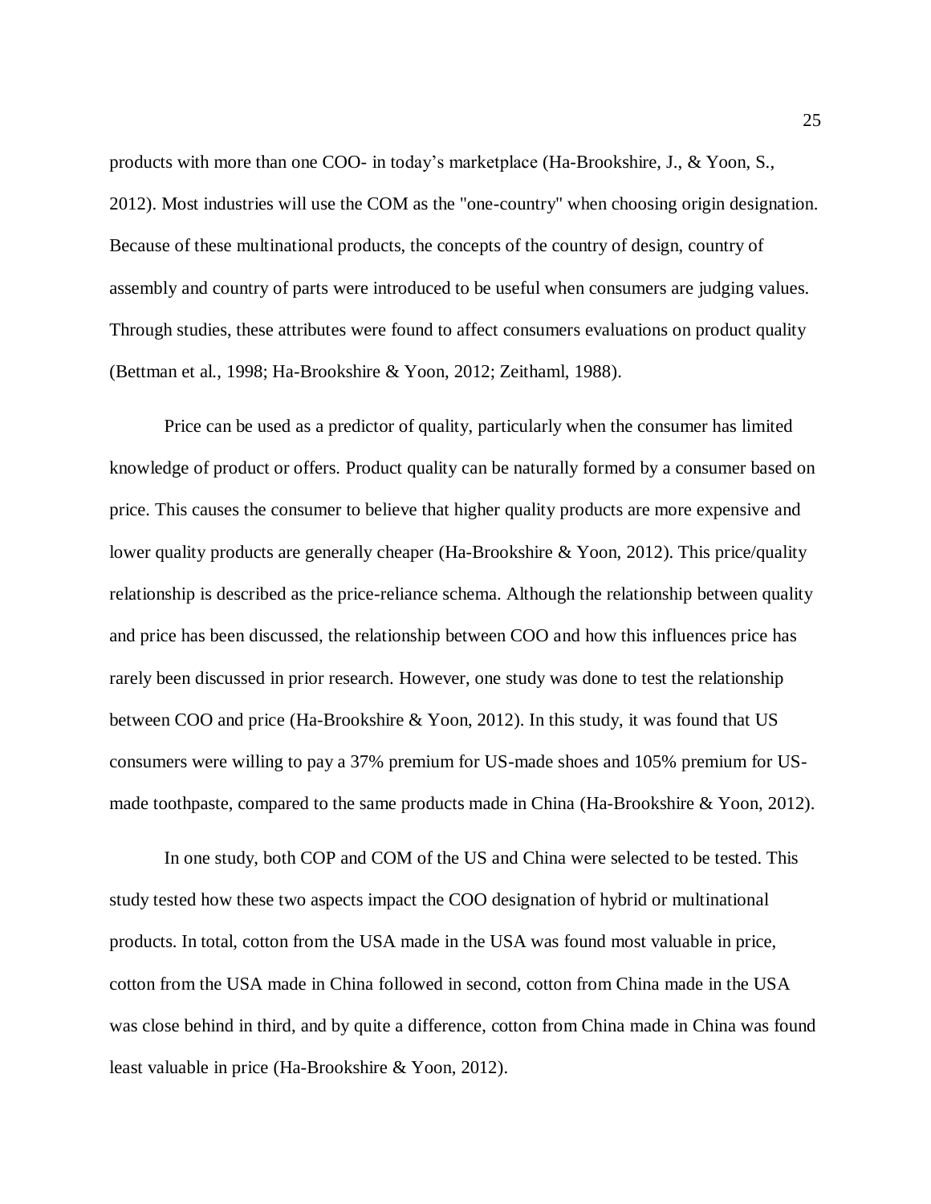products with more than one COO- in today's marketplace (Ha-Brookshire, J., & Yoon, S., 2012). Most industries will use the COM as the "one-country" when choosing origin designation. Because of these multinational products, the concepts of the country of design, country of assembly and country of parts were introduced to be useful when consumers are judging values. Through studies, these attributes were found to affect consumers evaluations on product quality (Bettman et al., 1998; Ha-Brookshire & Yoon, 2012; Zeithaml, 1988).

Price can be used as a predictor of quality, particularly when the consumer has limited knowledge of product or offers. Product quality can be naturally formed by a consumer based on price. This causes the consumer to believe that higher quality products are more expensive and lower quality products are generally cheaper (Ha-Brookshire & Yoon, 2012). This price/quality relationship is described as the price-reliance schema. Although the relationship between quality and price has been discussed, the relationship between COO and how this influences price has rarely been discussed in prior research. However, one study was done to test the relationship between COO and price (Ha-Brookshire & Yoon, 2012). In this study, it was found that US consumers were willing to pay a 37% premium for US-made shoes and 105% premium for US-made toothpaste, compared to the same products made in China (Ha-Brookshire & Yoon, 2012).

In one study, both COP and COM of the US and China were selected to be tested. This study tested how these two aspects impact the COO designation of hybrid or multinational products. In total, cotton from the USA made in the USA was found most valuable in price, cotton from the USA made in China followed in second, cotton from China made in the USA was close behind in third, and by quite a difference, cotton from China made in China was found least valuable in price (Ha-Brookshire & Yoon, 2012).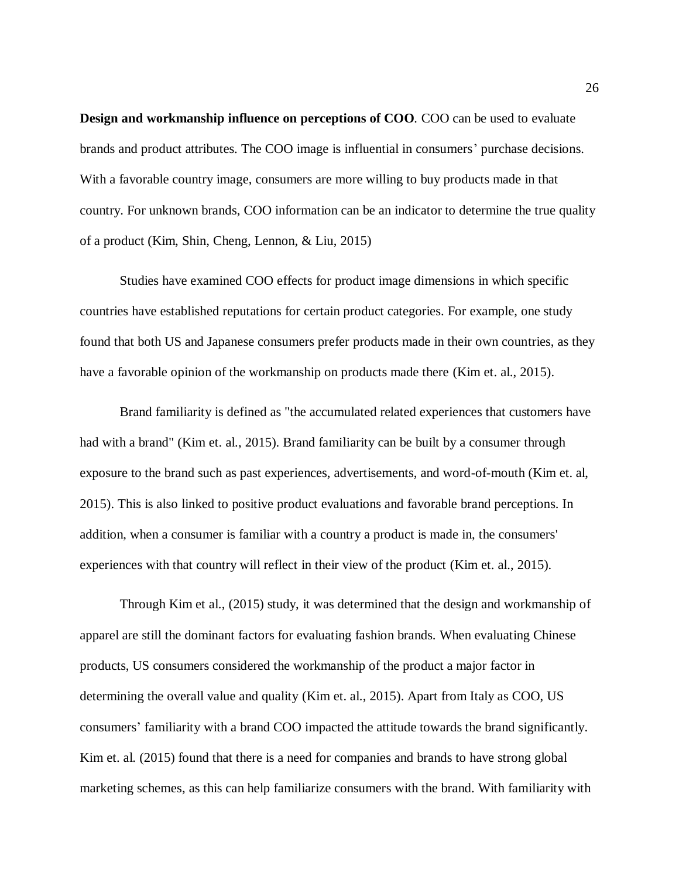**Design and workmanship influence on perceptions of COO**. COO can be used to evaluate brands and product attributes. The COO image is influential in consumers' purchase decisions. With a favorable country image, consumers are more willing to buy products made in that country. For unknown brands, COO information can be an indicator to determine the true quality of a product (Kim, Shin, Cheng, Lennon, & Liu, 2015)

Studies have examined COO effects for product image dimensions in which specific countries have established reputations for certain product categories. For example, one study found that both US and Japanese consumers prefer products made in their own countries, as they have a favorable opinion of the workmanship on products made there (Kim et. al., 2015).

Brand familiarity is defined as "the accumulated related experiences that customers have had with a brand" (Kim et. al., 2015). Brand familiarity can be built by a consumer through exposure to the brand such as past experiences, advertisements, and word-of-mouth (Kim et. al, 2015). This is also linked to positive product evaluations and favorable brand perceptions. In addition, when a consumer is familiar with a country a product is made in, the consumers' experiences with that country will reflect in their view of the product (Kim et. al., 2015).

Through Kim et al., (2015) study, it was determined that the design and workmanship of apparel are still the dominant factors for evaluating fashion brands. When evaluating Chinese products, US consumers considered the workmanship of the product a major factor in determining the overall value and quality (Kim et. al., 2015). Apart from Italy as COO, US consumers' familiarity with a brand COO impacted the attitude towards the brand significantly. Kim et. al. (2015) found that there is a need for companies and brands to have strong global marketing schemes, as this can help familiarize consumers with the brand. With familiarity with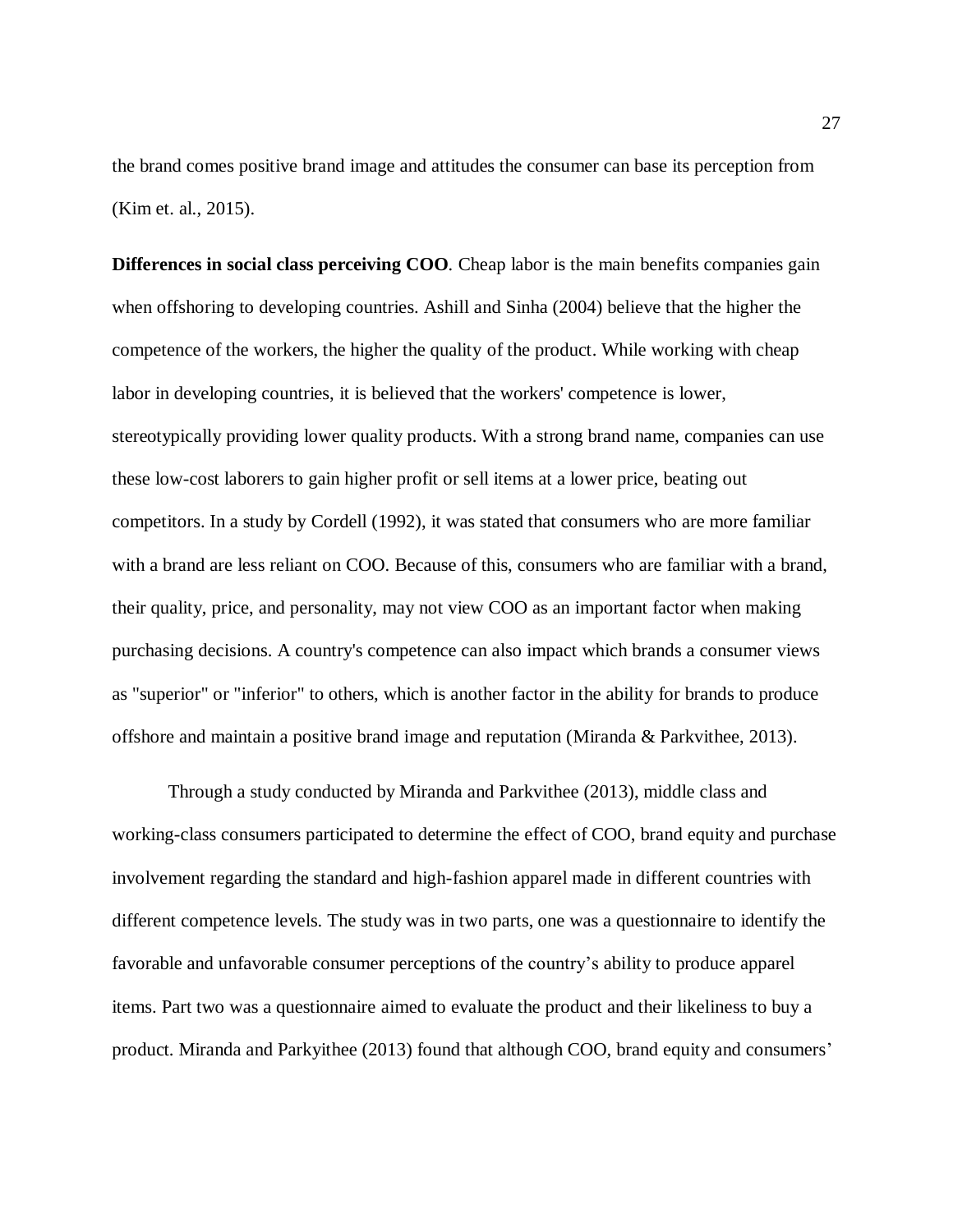the brand comes positive brand image and attitudes the consumer can base its perception from (Kim et. al., 2015).

**Differences in social class perceiving COO**. Cheap labor is the main benefits companies gain when offshoring to developing countries. Ashill and Sinha (2004) believe that the higher the competence of the workers, the higher the quality of the product. While working with cheap labor in developing countries, it is believed that the workers' competence is lower, stereotypically providing lower quality products. With a strong brand name, companies can use these low-cost laborers to gain higher profit or sell items at a lower price, beating out competitors. In a study by Cordell (1992), it was stated that consumers who are more familiar with a brand are less reliant on COO. Because of this, consumers who are familiar with a brand, their quality, price, and personality, may not view COO as an important factor when making purchasing decisions. A country's competence can also impact which brands a consumer views as "superior" or "inferior" to others, which is another factor in the ability for brands to produce offshore and maintain a positive brand image and reputation (Miranda & Parkvithee, 2013).

Through a study conducted by Miranda and Parkvithee (2013), middle class and working-class consumers participated to determine the effect of COO, brand equity and purchase involvement regarding the standard and high-fashion apparel made in different countries with different competence levels. The study was in two parts, one was a questionnaire to identify the favorable and unfavorable consumer perceptions of the country's ability to produce apparel items. Part two was a questionnaire aimed to evaluate the product and their likeliness to buy a product. Miranda and Parkyithee (2013) found that although COO, brand equity and consumers'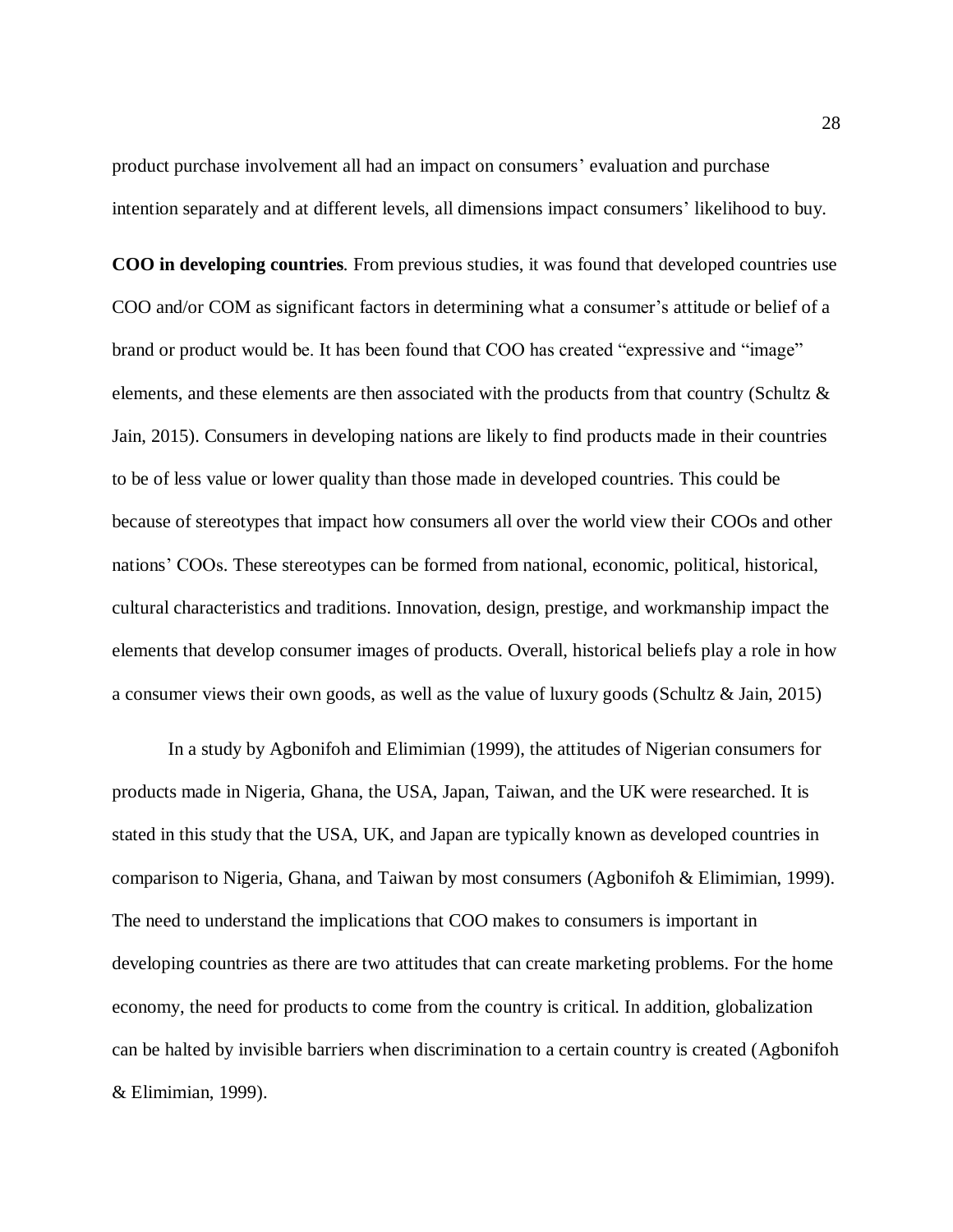product purchase involvement all had an impact on consumers' evaluation and purchase intention separately and at different levels, all dimensions impact consumers' likelihood to buy.

**COO in developing countries**. From previous studies, it was found that developed countries use COO and/or COM as significant factors in determining what a consumer's attitude or belief of a brand or product would be. It has been found that COO has created "expressive and "image" elements, and these elements are then associated with the products from that country (Schultz & Jain, 2015). Consumers in developing nations are likely to find products made in their countries to be of less value or lower quality than those made in developed countries. This could be because of stereotypes that impact how consumers all over the world view their COOs and other nations' COOs. These stereotypes can be formed from national, economic, political, historical, cultural characteristics and traditions. Innovation, design, prestige, and workmanship impact the elements that develop consumer images of products. Overall, historical beliefs play a role in how a consumer views their own goods, as well as the value of luxury goods (Schultz & Jain, 2015)

In a study by Agbonifoh and Elimimian (1999), the attitudes of Nigerian consumers for products made in Nigeria, Ghana, the USA, Japan, Taiwan, and the UK were researched. It is stated in this study that the USA, UK, and Japan are typically known as developed countries in comparison to Nigeria, Ghana, and Taiwan by most consumers (Agbonifoh & Elimimian, 1999). The need to understand the implications that COO makes to consumers is important in developing countries as there are two attitudes that can create marketing problems. For the home economy, the need for products to come from the country is critical. In addition, globalization can be halted by invisible barriers when discrimination to a certain country is created (Agbonifoh & Elimimian, 1999).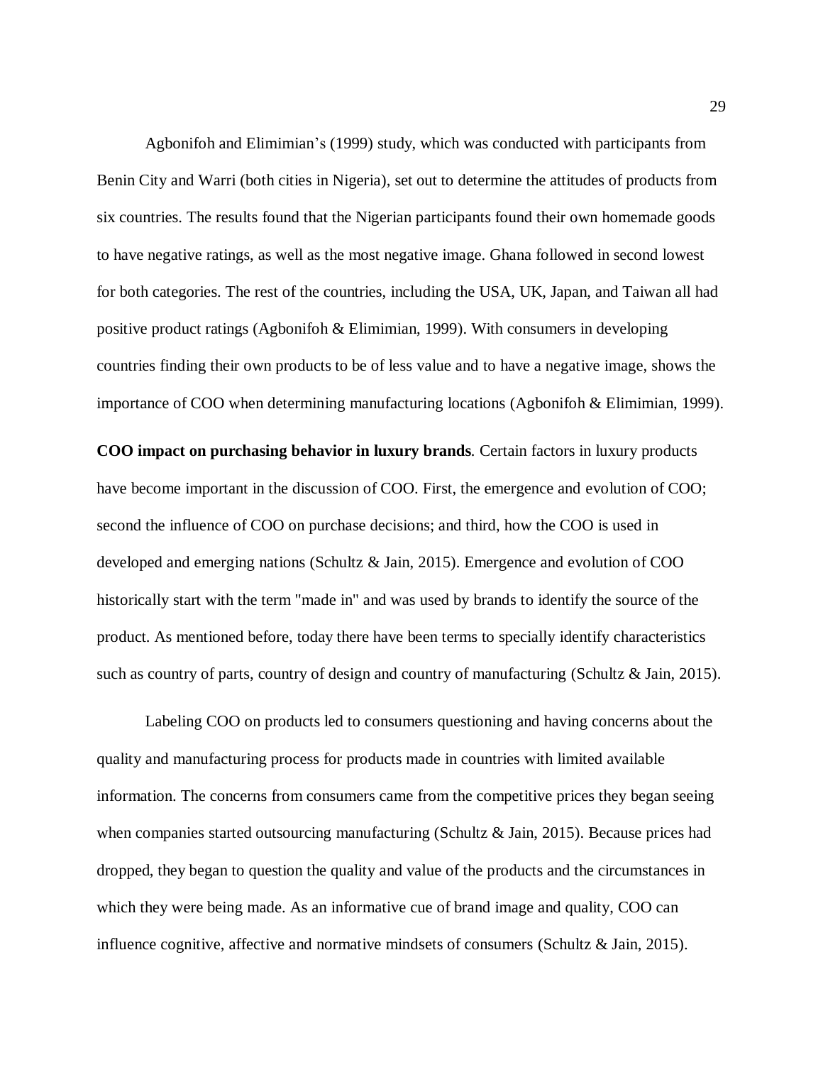Agbonifoh and Elimimian's (1999) study, which was conducted with participants from Benin City and Warri (both cities in Nigeria), set out to determine the attitudes of products from six countries. The results found that the Nigerian participants found their own homemade goods to have negative ratings, as well as the most negative image. Ghana followed in second lowest for both categories. The rest of the countries, including the USA, UK, Japan, and Taiwan all had positive product ratings (Agbonifoh & Elimimian, 1999). With consumers in developing countries finding their own products to be of less value and to have a negative image, shows the importance of COO when determining manufacturing locations (Agbonifoh & Elimimian, 1999).

**COO impact on purchasing behavior in luxury brands**. Certain factors in luxury products have become important in the discussion of COO. First, the emergence and evolution of COO; second the influence of COO on purchase decisions; and third, how the COO is used in developed and emerging nations (Schultz & Jain, 2015). Emergence and evolution of COO historically start with the term "made in" and was used by brands to identify the source of the product. As mentioned before, today there have been terms to specially identify characteristics such as country of parts, country of design and country of manufacturing (Schultz & Jain, 2015).

Labeling COO on products led to consumers questioning and having concerns about the quality and manufacturing process for products made in countries with limited available information. The concerns from consumers came from the competitive prices they began seeing when companies started outsourcing manufacturing (Schultz & Jain, 2015). Because prices had dropped, they began to question the quality and value of the products and the circumstances in which they were being made. As an informative cue of brand image and quality, COO can influence cognitive, affective and normative mindsets of consumers (Schultz & Jain, 2015).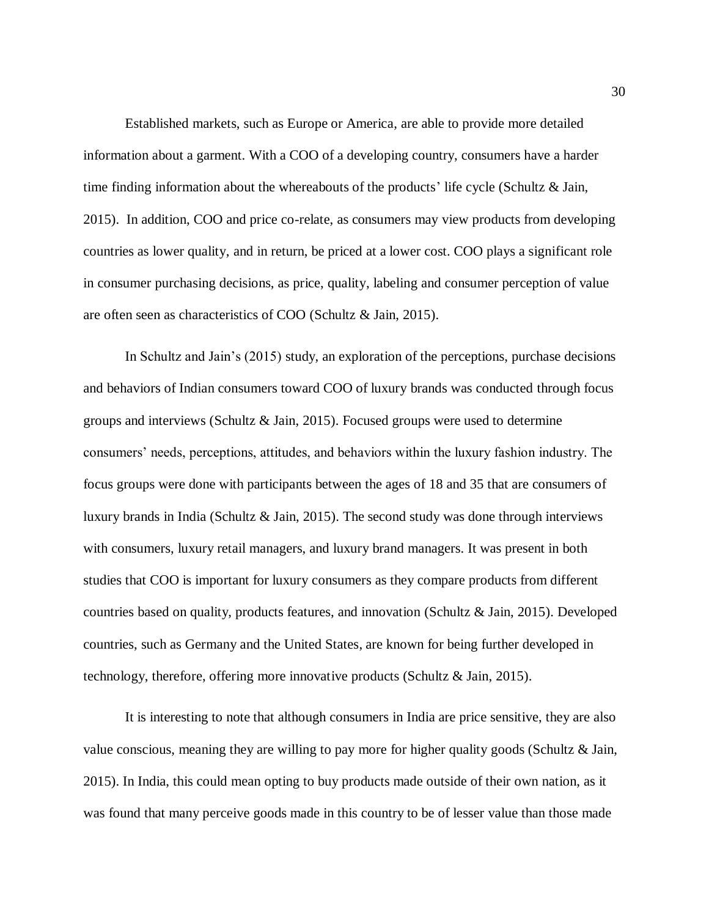Established markets, such as Europe or America, are able to provide more detailed information about a garment. With a COO of a developing country, consumers have a harder time finding information about the whereabouts of the products' life cycle (Schultz & Jain, 2015). In addition, COO and price co-relate, as consumers may view products from developing countries as lower quality, and in return, be priced at a lower cost. COO plays a significant role in consumer purchasing decisions, as price, quality, labeling and consumer perception of value are often seen as characteristics of COO (Schultz & Jain, 2015).

In Schultz and Jain's (2015) study, an exploration of the perceptions, purchase decisions and behaviors of Indian consumers toward COO of luxury brands was conducted through focus groups and interviews (Schultz & Jain, 2015). Focused groups were used to determine consumers' needs, perceptions, attitudes, and behaviors within the luxury fashion industry. The focus groups were done with participants between the ages of 18 and 35 that are consumers of luxury brands in India (Schultz & Jain, 2015). The second study was done through interviews with consumers, luxury retail managers, and luxury brand managers. It was present in both studies that COO is important for luxury consumers as they compare products from different countries based on quality, products features, and innovation (Schultz & Jain, 2015). Developed countries, such as Germany and the United States, are known for being further developed in technology, therefore, offering more innovative products (Schultz & Jain, 2015).

It is interesting to note that although consumers in India are price sensitive, they are also value conscious, meaning they are willing to pay more for higher quality goods (Schultz & Jain, 2015). In India, this could mean opting to buy products made outside of their own nation, as it was found that many perceive goods made in this country to be of lesser value than those made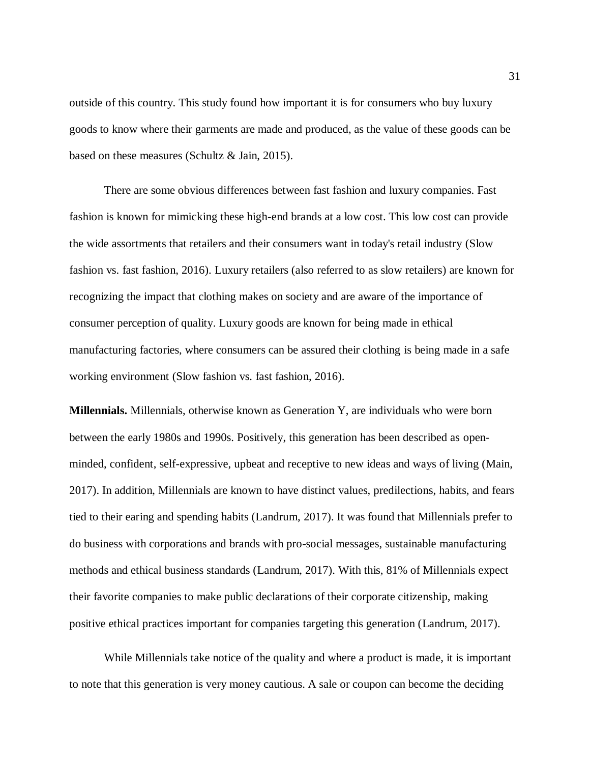outside of this country. This study found how important it is for consumers who buy luxury goods to know where their garments are made and produced, as the value of these goods can be based on these measures (Schultz & Jain, 2015).

There are some obvious differences between fast fashion and luxury companies. Fast fashion is known for mimicking these high-end brands at a low cost. This low cost can provide the wide assortments that retailers and their consumers want in today's retail industry (Slow fashion vs. fast fashion, 2016). Luxury retailers (also referred to as slow retailers) are known for recognizing the impact that clothing makes on society and are aware of the importance of consumer perception of quality. Luxury goods are known for being made in ethical manufacturing factories, where consumers can be assured their clothing is being made in a safe working environment (Slow fashion vs. fast fashion, 2016).

**Millennials.** Millennials, otherwise known as Generation Y, are individuals who were born between the early 1980s and 1990s. Positively, this generation has been described as open-minded, confident, self-expressive, upbeat and receptive to new ideas and ways of living (Main, 2017). In addition, Millennials are known to have distinct values, predilections, habits, and fears tied to their earing and spending habits (Landrum, 2017). It was found that Millennials prefer to do business with corporations and brands with pro-social messages, sustainable manufacturing methods and ethical business standards (Landrum, 2017). With this, 81% of Millennials expect their favorite companies to make public declarations of their corporate citizenship, making positive ethical practices important for companies targeting this generation (Landrum, 2017).

While Millennials take notice of the quality and where a product is made, it is important to note that this generation is very money cautious. A sale or coupon can become the deciding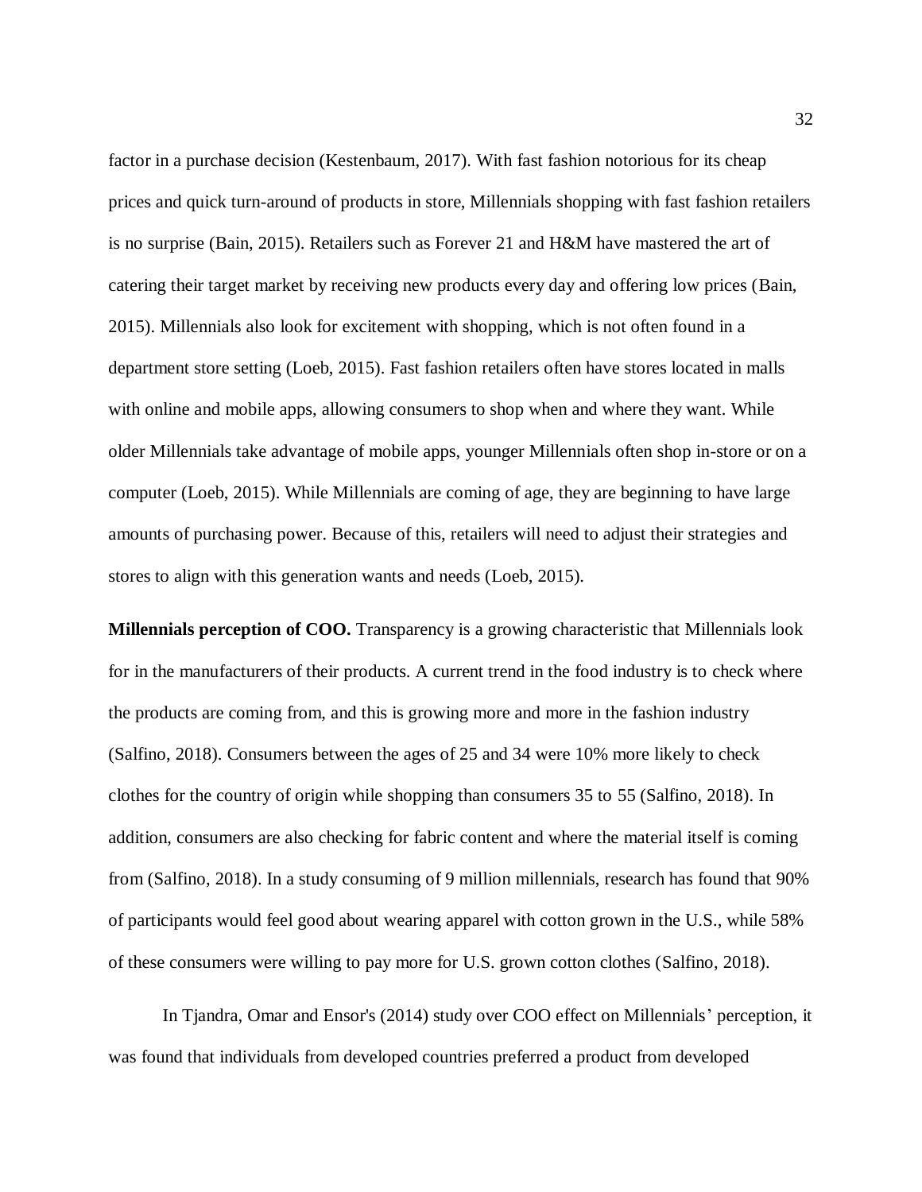factor in a purchase decision (Kestenbaum, 2017). With fast fashion notorious for its cheap prices and quick turn-around of products in store, Millennials shopping with fast fashion retailers is no surprise (Bain, 2015). Retailers such as Forever 21 and H&M have mastered the art of catering their target market by receiving new products every day and offering low prices (Bain, 2015). Millennials also look for excitement with shopping, which is not often found in a department store setting (Loeb, 2015). Fast fashion retailers often have stores located in malls with online and mobile apps, allowing consumers to shop when and where they want. While older Millennials take advantage of mobile apps, younger Millennials often shop in-store or on a computer (Loeb, 2015). While Millennials are coming of age, they are beginning to have large amounts of purchasing power. Because of this, retailers will need to adjust their strategies and stores to align with this generation wants and needs (Loeb, 2015).

**Millennials perception of COO.** Transparency is a growing characteristic that Millennials look for in the manufacturers of their products. A current trend in the food industry is to check where the products are coming from, and this is growing more and more in the fashion industry (Salfino, 2018). Consumers between the ages of 25 and 34 were 10% more likely to check clothes for the country of origin while shopping than consumers 35 to 55 (Salfino, 2018). In addition, consumers are also checking for fabric content and where the material itself is coming from (Salfino, 2018). In a study consuming of 9 million millennials, research has found that 90% of participants would feel good about wearing apparel with cotton grown in the U.S., while 58% of these consumers were willing to pay more for U.S. grown cotton clothes (Salfino, 2018).

In Tjandra, Omar and Ensor's (2014) study over COO effect on Millennials' perception, it was found that individuals from developed countries preferred a product from developed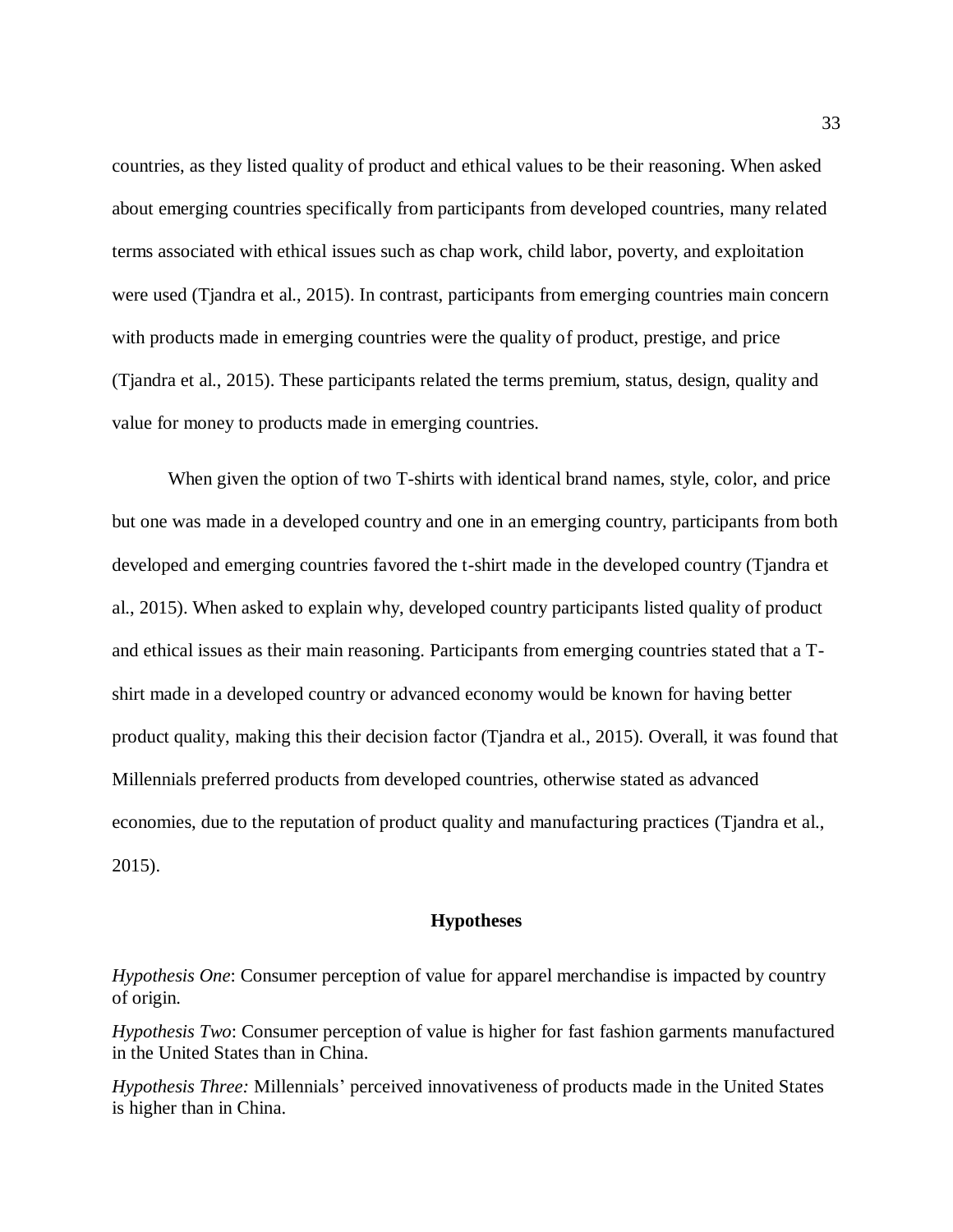countries, as they listed quality of product and ethical values to be their reasoning. When asked about emerging countries specifically from participants from developed countries, many related terms associated with ethical issues such as chap work, child labor, poverty, and exploitation were used (Tjandra et al., 2015). In contrast, participants from emerging countries main concern with products made in emerging countries were the quality of product, prestige, and price (Tjandra et al., 2015). These participants related the terms premium, status, design, quality and value for money to products made in emerging countries.

When given the option of two T-shirts with identical brand names, style, color, and price but one was made in a developed country and one in an emerging country, participants from both developed and emerging countries favored the t-shirt made in the developed country (Tjandra et al., 2015). When asked to explain why, developed country participants listed quality of product and ethical issues as their main reasoning. Participants from emerging countries stated that a T-shirt made in a developed country or advanced economy would be known for having better product quality, making this their decision factor (Tjandra et al., 2015). Overall, it was found that Millennials preferred products from developed countries, otherwise stated as advanced economies, due to the reputation of product quality and manufacturing practices (Tjandra et al., 2015).

## Hypotheses

*Hypothesis One*: Consumer perception of value for apparel merchandise is impacted by country of origin.

*Hypothesis Two*: Consumer perception of value is higher for fast fashion garments manufactured in the United States than in China.

*Hypothesis Three:* Millennials' perceived innovativeness of products made in the United States is higher than in China.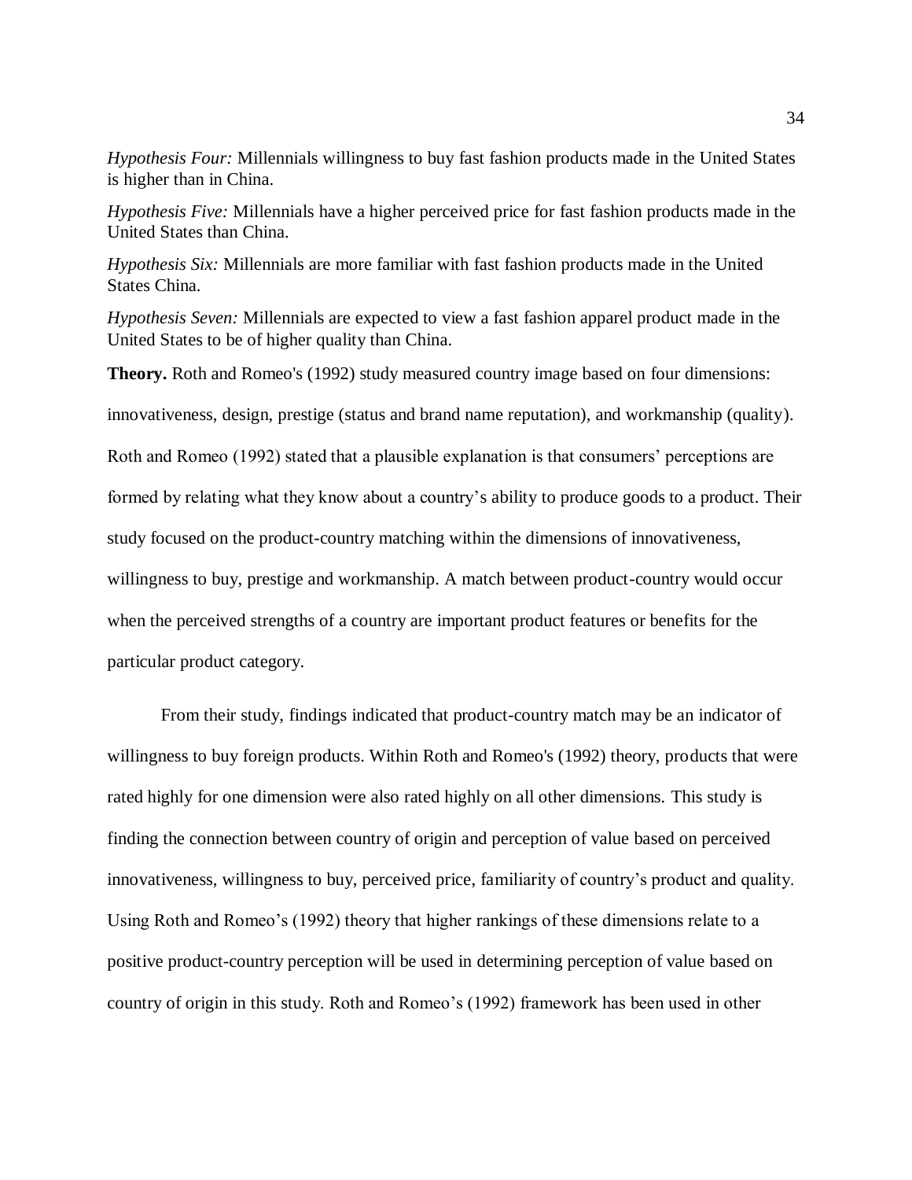*Hypothesis Four:* Millennials willingness to buy fast fashion products made in the United States is higher than in China.

*Hypothesis Five:* Millennials have a higher perceived price for fast fashion products made in the United States than China.

*Hypothesis Six:* Millennials are more familiar with fast fashion products made in the United States China.

*Hypothesis Seven:* Millennials are expected to view a fast fashion apparel product made in the United States to be of higher quality than China.

**Theory.** Roth and Romeo's (1992) study measured country image based on four dimensions: innovativeness, design, prestige (status and brand name reputation), and workmanship (quality). Roth and Romeo (1992) stated that a plausible explanation is that consumers' perceptions are formed by relating what they know about a country's ability to produce goods to a product. Their study focused on the product-country matching within the dimensions of innovativeness, willingness to buy, prestige and workmanship. A match between product-country would occur when the perceived strengths of a country are important product features or benefits for the particular product category.

From their study, findings indicated that product-country match may be an indicator of willingness to buy foreign products. Within Roth and Romeo's (1992) theory, products that were rated highly for one dimension were also rated highly on all other dimensions. This study is finding the connection between country of origin and perception of value based on perceived innovativeness, willingness to buy, perceived price, familiarity of country's product and quality. Using Roth and Romeo's (1992) theory that higher rankings of these dimensions relate to a positive product-country perception will be used in determining perception of value based on country of origin in this study. Roth and Romeo's (1992) framework has been used in other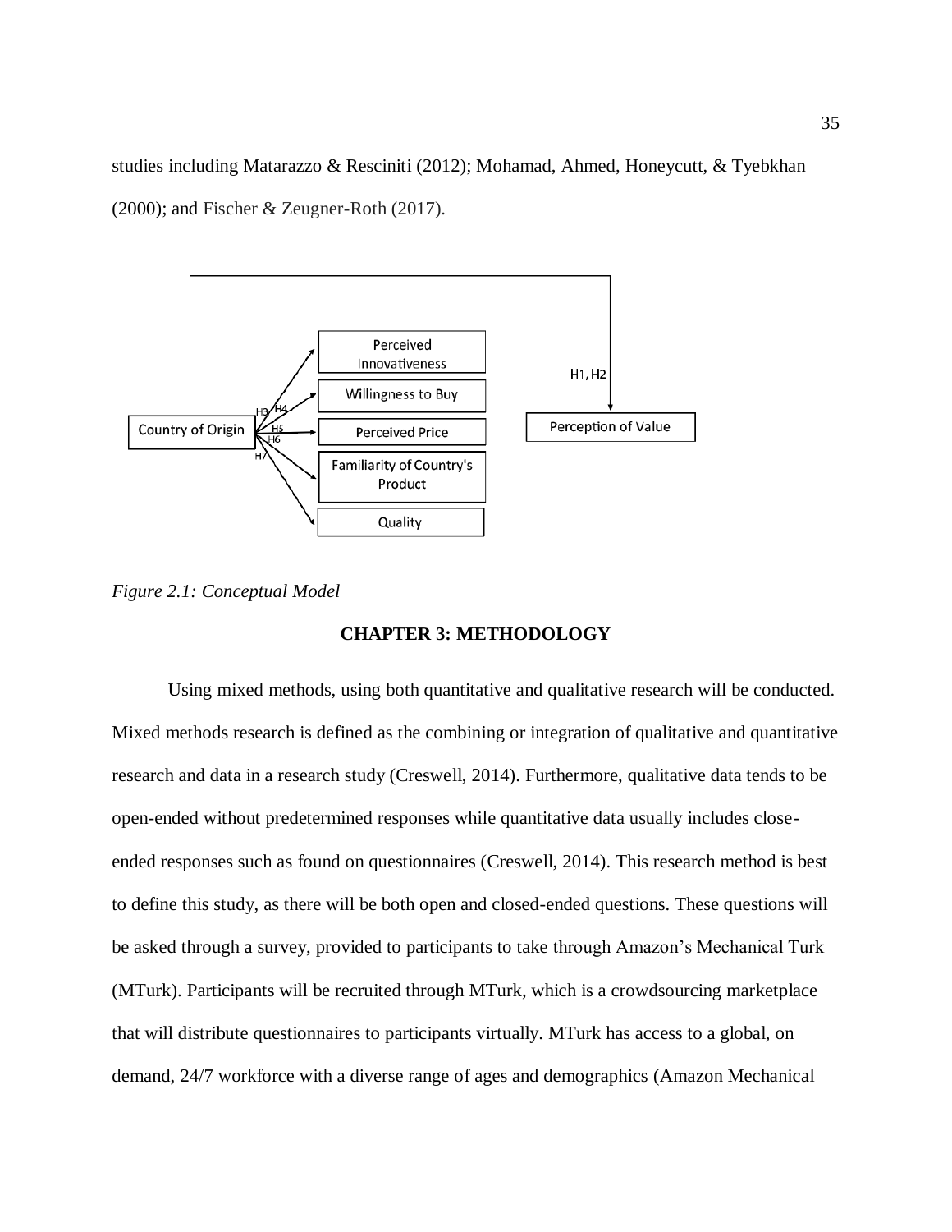studies including Matarazzo & Resciniti (2012); Mohamad, Ahmed, Honeycutt, & Tyebkhan (2000); and Fischer & Zeugner-Roth (2017).

*Figure 2.1: Conceptual Model*

## CHAPTER 3: METHODOLOGY

Using mixed methods, using both quantitative and qualitative research will be conducted. Mixed methods research is defined as the combining or integration of qualitative and quantitative research and data in a research study (Creswell, 2014). Furthermore, qualitative data tends to be open-ended without predetermined responses while quantitative data usually includes close-ended responses such as found on questionnaires (Creswell, 2014). This research method is best to define this study, as there will be both open and closed-ended questions. These questions will be asked through a survey, provided to participants to take through Amazon's Mechanical Turk (MTurk). Participants will be recruited through MTurk, which is a crowdsourcing marketplace that will distribute questionnaires to participants virtually. MTurk has access to a global, on demand, 24/7 workforce with a diverse range of ages and demographics (Amazon Mechanical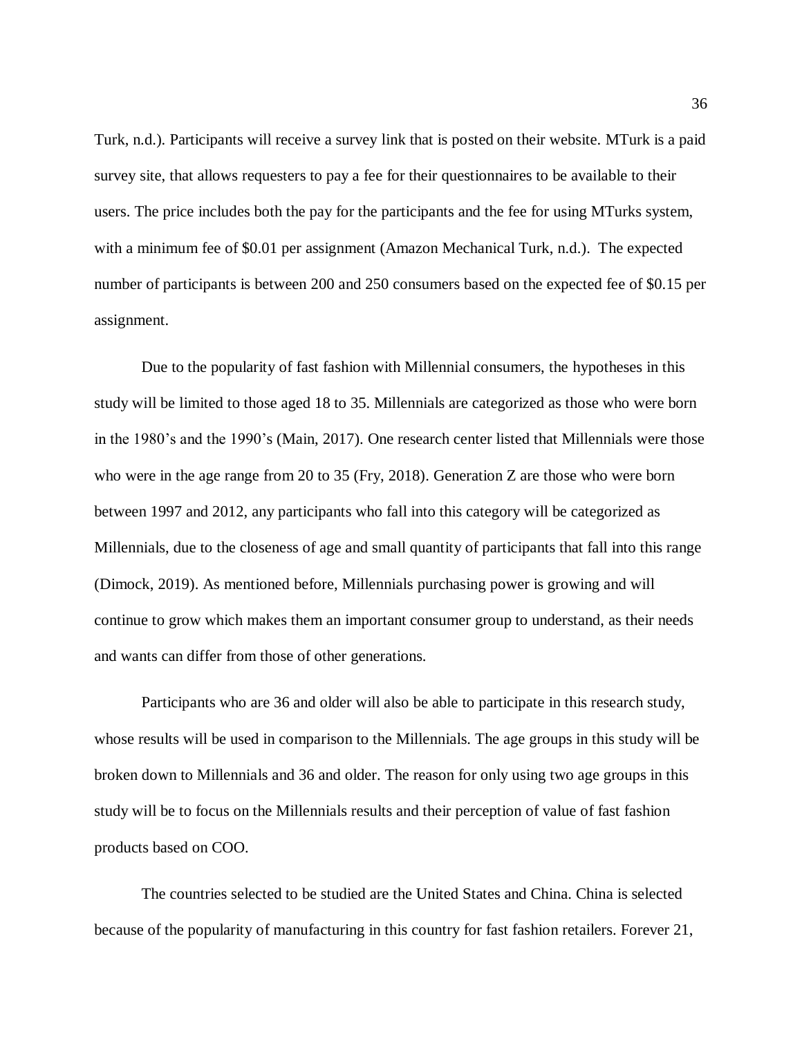Turk, n.d.). Participants will receive a survey link that is posted on their website. MTurk is a paid survey site, that allows requesters to pay a fee for their questionnaires to be available to their users. The price includes both the pay for the participants and the fee for using MTurks system, with a minimum fee of $0.01 per assignment (Amazon Mechanical Turk, n.d.). The expected number of participants is between 200 and 250 consumers based on the expected fee of $0.15 per assignment.

Due to the popularity of fast fashion with Millennial consumers, the hypotheses in this study will be limited to those aged 18 to 35. Millennials are categorized as those who were born in the 1980's and the 1990's (Main, 2017). One research center listed that Millennials were those who were in the age range from 20 to 35 (Fry, 2018). Generation Z are those who were born between 1997 and 2012, any participants who fall into this category will be categorized as Millennials, due to the closeness of age and small quantity of participants that fall into this range (Dimock, 2019). As mentioned before, Millennials purchasing power is growing and will continue to grow which makes them an important consumer group to understand, as their needs and wants can differ from those of other generations.

Participants who are 36 and older will also be able to participate in this research study, whose results will be used in comparison to the Millennials. The age groups in this study will be broken down to Millennials and 36 and older. The reason for only using two age groups in this study will be to focus on the Millennials results and their perception of value of fast fashion products based on COO.

The countries selected to be studied are the United States and China. China is selected because of the popularity of manufacturing in this country for fast fashion retailers. Forever 21,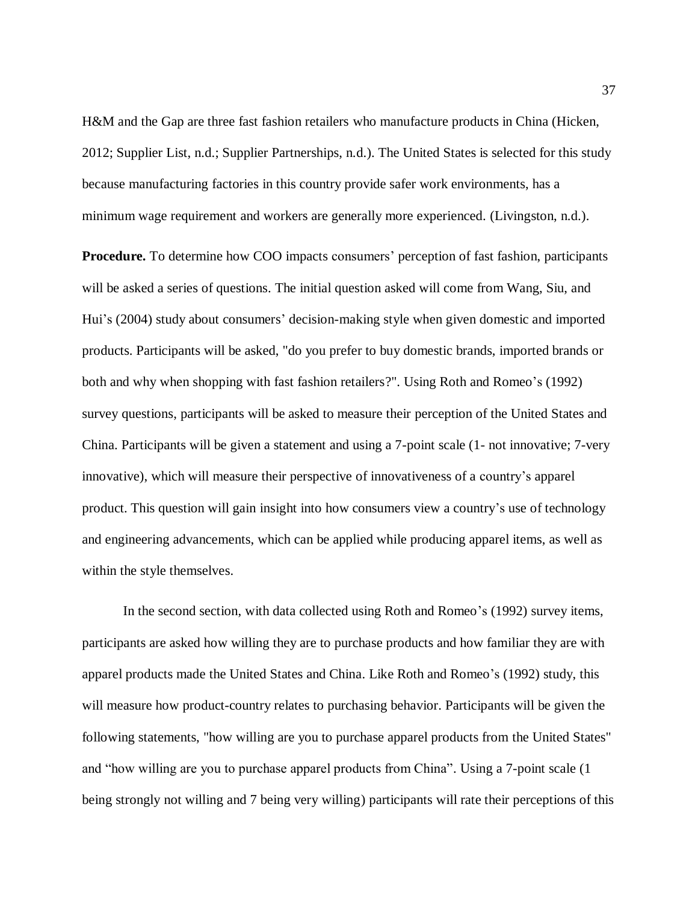H&M and the Gap are three fast fashion retailers who manufacture products in China (Hicken, 2012; Supplier List, n.d.; Supplier Partnerships, n.d.). The United States is selected for this study because manufacturing factories in this country provide safer work environments, has a minimum wage requirement and workers are generally more experienced. (Livingston, n.d.).

**Procedure.** To determine how COO impacts consumers' perception of fast fashion, participants will be asked a series of questions. The initial question asked will come from Wang, Siu, and Hui's (2004) study about consumers' decision-making style when given domestic and imported products. Participants will be asked, "do you prefer to buy domestic brands, imported brands or both and why when shopping with fast fashion retailers?". Using Roth and Romeo's (1992) survey questions, participants will be asked to measure their perception of the United States and China. Participants will be given a statement and using a 7-point scale (1- not innovative; 7-very innovative), which will measure their perspective of innovativeness of a country's apparel product. This question will gain insight into how consumers view a country's use of technology and engineering advancements, which can be applied while producing apparel items, as well as within the style themselves.

In the second section, with data collected using Roth and Romeo's (1992) survey items, participants are asked how willing they are to purchase products and how familiar they are with apparel products made the United States and China. Like Roth and Romeo's (1992) study, this will measure how product-country relates to purchasing behavior. Participants will be given the following statements, "how willing are you to purchase apparel products from the United States" and "how willing are you to purchase apparel products from China". Using a 7-point scale (1 being strongly not willing and 7 being very willing) participants will rate their perceptions of this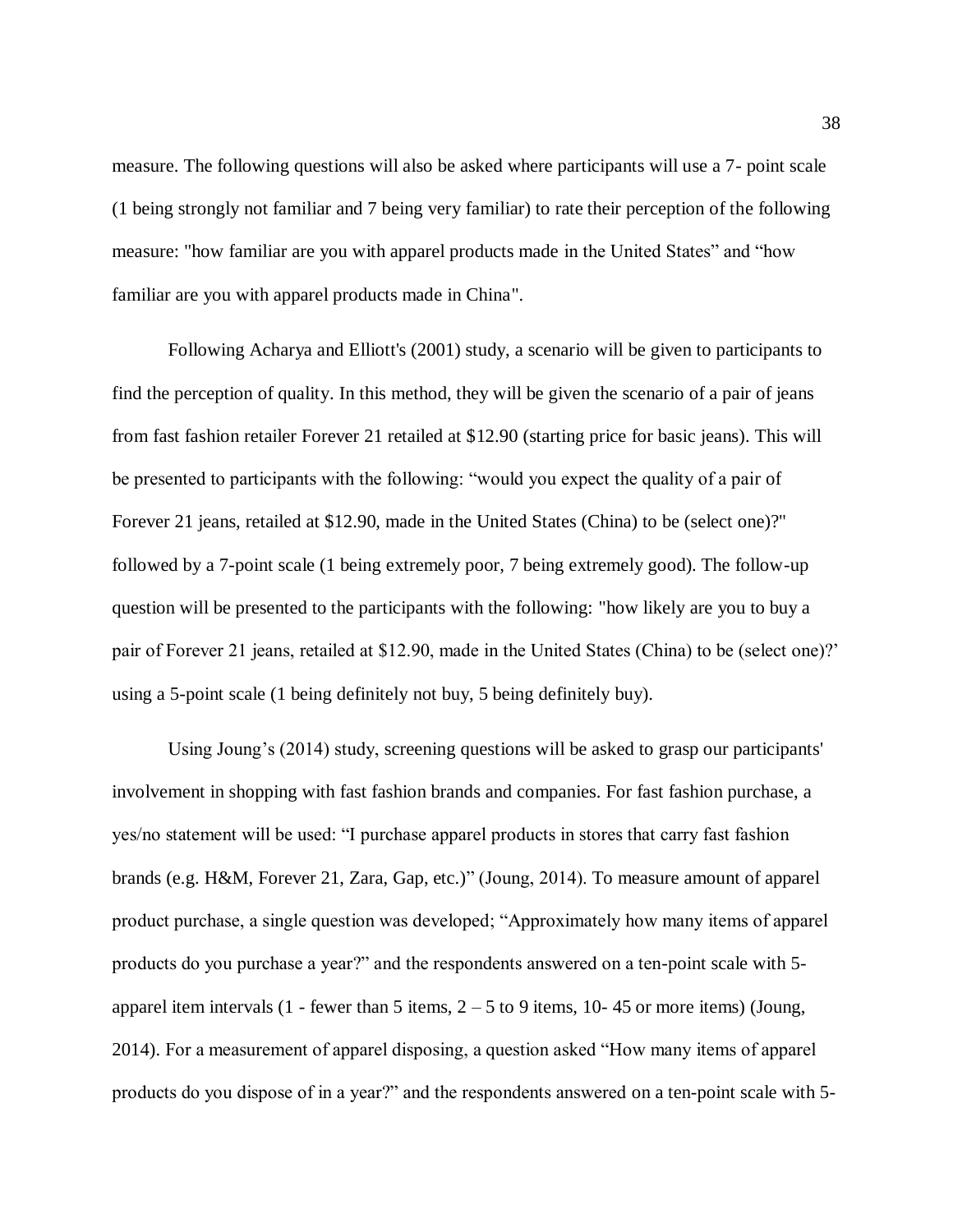measure. The following questions will also be asked where participants will use a 7- point scale (1 being strongly not familiar and 7 being very familiar) to rate their perception of the following measure: "how familiar are you with apparel products made in the United States" and "how familiar are you with apparel products made in China".

Following Acharya and Elliott's (2001) study, a scenario will be given to participants to find the perception of quality. In this method, they will be given the scenario of a pair of jeans from fast fashion retailer Forever 21 retailed at $12.90 (starting price for basic jeans). This will be presented to participants with the following: "would you expect the quality of a pair of Forever 21 jeans, retailed at $12.90, made in the United States (China) to be (select one)?" followed by a 7-point scale (1 being extremely poor, 7 being extremely good). The follow-up question will be presented to the participants with the following: "how likely are you to buy a pair of Forever 21 jeans, retailed at $12.90, made in the United States (China) to be (select one)?' using a 5-point scale (1 being definitely not buy, 5 being definitely buy).

Using Joung's (2014) study, screening questions will be asked to grasp our participants' involvement in shopping with fast fashion brands and companies. For fast fashion purchase, a yes/no statement will be used: "I purchase apparel products in stores that carry fast fashion brands (e.g. H&M, Forever 21, Zara, Gap, etc.)" (Joung, 2014). To measure amount of apparel product purchase, a single question was developed; "Approximately how many items of apparel products do you purchase a year?" and the respondents answered on a ten-point scale with 5-apparel item intervals (1 - fewer than 5 items, 2 – 5 to 9 items, 10- 45 or more items) (Joung, 2014). For a measurement of apparel disposing, a question asked "How many items of apparel products do you dispose of in a year?" and the respondents answered on a ten-point scale with 5-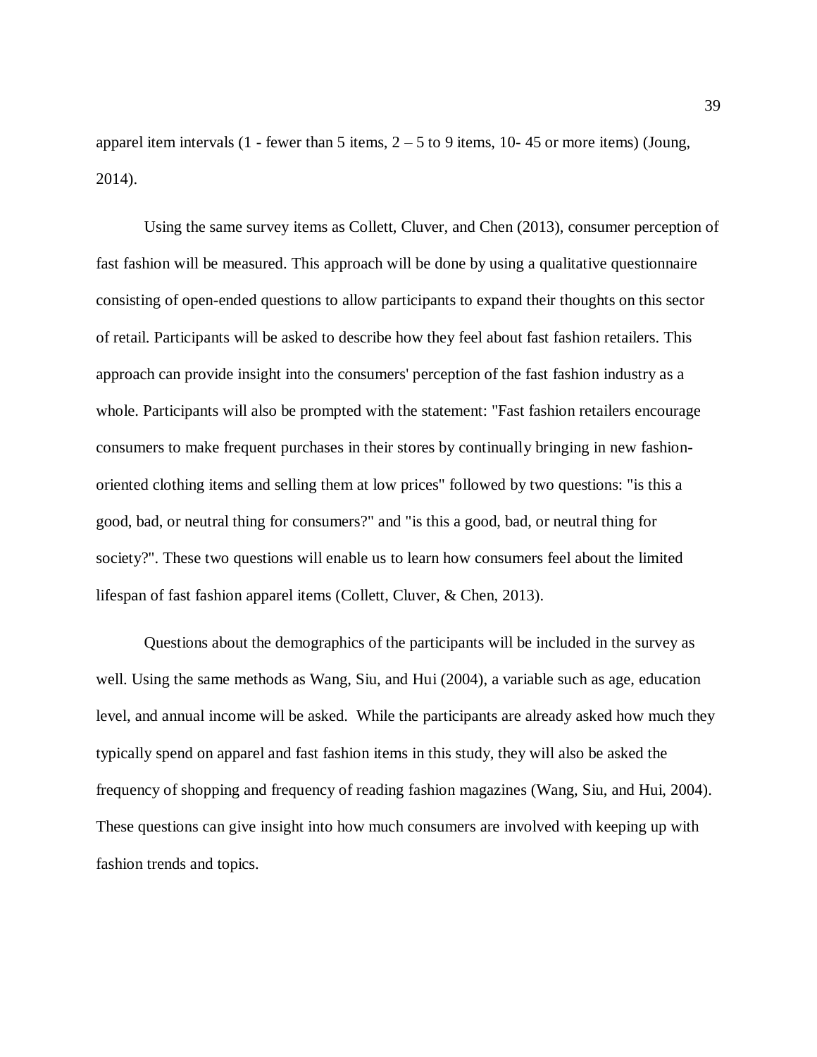apparel item intervals (1 - fewer than 5 items, 2 – 5 to 9 items, 10- 45 or more items) (Joung, 2014).

Using the same survey items as Collett, Cluver, and Chen (2013), consumer perception of fast fashion will be measured. This approach will be done by using a qualitative questionnaire consisting of open-ended questions to allow participants to expand their thoughts on this sector of retail. Participants will be asked to describe how they feel about fast fashion retailers. This approach can provide insight into the consumers' perception of the fast fashion industry as a whole. Participants will also be prompted with the statement: "Fast fashion retailers encourage consumers to make frequent purchases in their stores by continually bringing in new fashion-oriented clothing items and selling them at low prices" followed by two questions: "is this a good, bad, or neutral thing for consumers?" and "is this a good, bad, or neutral thing for society?". These two questions will enable us to learn how consumers feel about the limited lifespan of fast fashion apparel items (Collett, Cluver, & Chen, 2013).

Questions about the demographics of the participants will be included in the survey as well. Using the same methods as Wang, Siu, and Hui (2004), a variable such as age, education level, and annual income will be asked. While the participants are already asked how much they typically spend on apparel and fast fashion items in this study, they will also be asked the frequency of shopping and frequency of reading fashion magazines (Wang, Siu, and Hui, 2004). These questions can give insight into how much consumers are involved with keeping up with fashion trends and topics.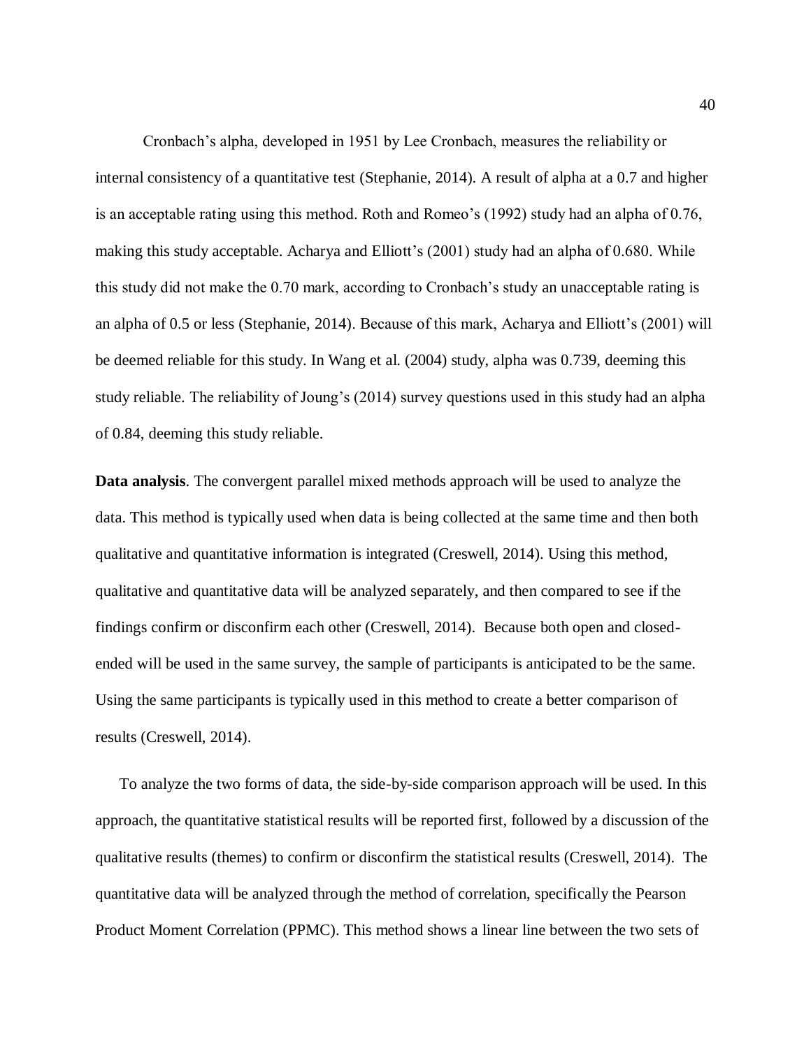Cronbach's alpha, developed in 1951 by Lee Cronbach, measures the reliability or internal consistency of a quantitative test (Stephanie, 2014). A result of alpha at a 0.7 and higher is an acceptable rating using this method. Roth and Romeo's (1992) study had an alpha of 0.76, making this study acceptable. Acharya and Elliott's (2001) study had an alpha of 0.680. While this study did not make the 0.70 mark, according to Cronbach's study an unacceptable rating is an alpha of 0.5 or less (Stephanie, 2014). Because of this mark, Acharya and Elliott's (2001) will be deemed reliable for this study. In Wang et al. (2004) study, alpha was 0.739, deeming this study reliable. The reliability of Joung's (2014) survey questions used in this study had an alpha of 0.84, deeming this study reliable.

**Data analysis**. The convergent parallel mixed methods approach will be used to analyze the data. This method is typically used when data is being collected at the same time and then both qualitative and quantitative information is integrated (Creswell, 2014). Using this method, qualitative and quantitative data will be analyzed separately, and then compared to see if the findings confirm or disconfirm each other (Creswell, 2014). Because both open and closed-ended will be used in the same survey, the sample of participants is anticipated to be the same. Using the same participants is typically used in this method to create a better comparison of results (Creswell, 2014).

To analyze the two forms of data, the side-by-side comparison approach will be used. In this approach, the quantitative statistical results will be reported first, followed by a discussion of the qualitative results (themes) to confirm or disconfirm the statistical results (Creswell, 2014). The quantitative data will be analyzed through the method of correlation, specifically the Pearson Product Moment Correlation (PPMC). This method shows a linear line between the two sets of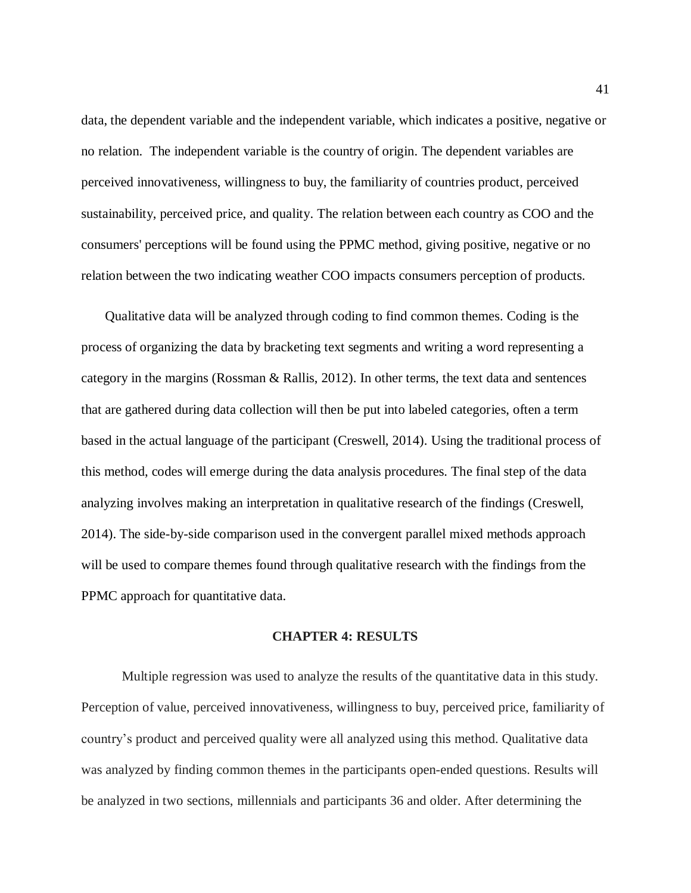data, the dependent variable and the independent variable, which indicates a positive, negative or no relation. The independent variable is the country of origin. The dependent variables are perceived innovativeness, willingness to buy, the familiarity of countries product, perceived sustainability, perceived price, and quality. The relation between each country as COO and the consumers' perceptions will be found using the PPMC method, giving positive, negative or no relation between the two indicating weather COO impacts consumers perception of products.

Qualitative data will be analyzed through coding to find common themes. Coding is the process of organizing the data by bracketing text segments and writing a word representing a category in the margins (Rossman & Rallis, 2012). In other terms, the text data and sentences that are gathered during data collection will then be put into labeled categories, often a term based in the actual language of the participant (Creswell, 2014). Using the traditional process of this method, codes will emerge during the data analysis procedures. The final step of the data analyzing involves making an interpretation in qualitative research of the findings (Creswell, 2014). The side-by-side comparison used in the convergent parallel mixed methods approach will be used to compare themes found through qualitative research with the findings from the PPMC approach for quantitative data.

## CHAPTER 4: RESULTS

Multiple regression was used to analyze the results of the quantitative data in this study. Perception of value, perceived innovativeness, willingness to buy, perceived price, familiarity of country's product and perceived quality were all analyzed using this method. Qualitative data was analyzed by finding common themes in the participants open-ended questions. Results will be analyzed in two sections, millennials and participants 36 and older. After determining the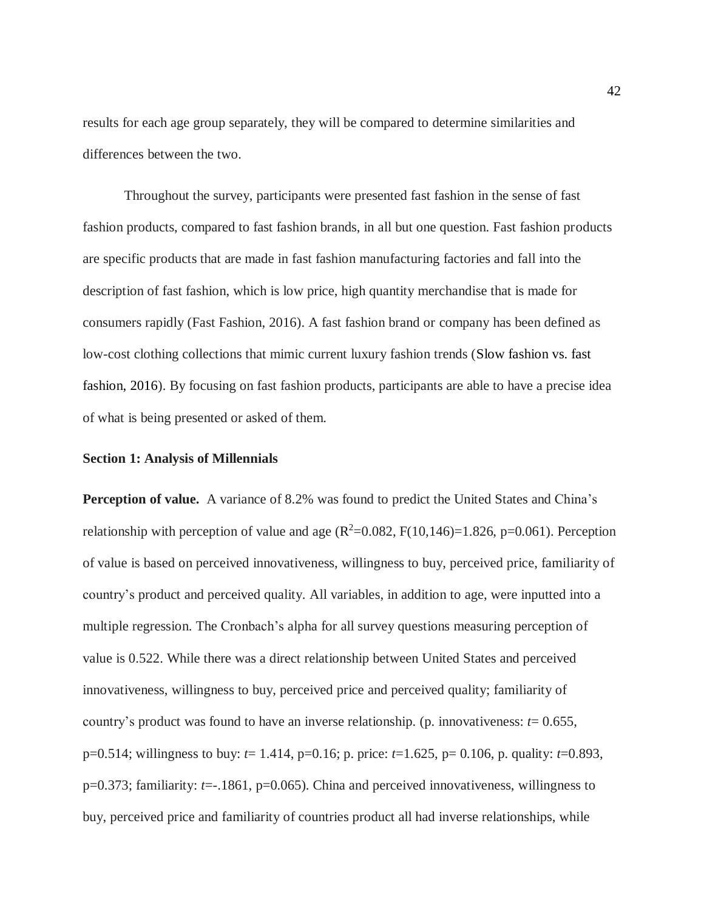results for each age group separately, they will be compared to determine similarities and differences between the two.

Throughout the survey, participants were presented fast fashion in the sense of fast fashion products, compared to fast fashion brands, in all but one question. Fast fashion products are specific products that are made in fast fashion manufacturing factories and fall into the description of fast fashion, which is low price, high quantity merchandise that is made for consumers rapidly (Fast Fashion, 2016). A fast fashion brand or company has been defined as low-cost clothing collections that mimic current luxury fashion trends (Slow fashion vs. fast fashion, 2016). By focusing on fast fashion products, participants are able to have a precise idea of what is being presented or asked of them.

**Section 1: Analysis of Millennials**

**Perception of value.** A variance of 8.2% was found to predict the United States and China's relationship with perception of value and age ($R^2$=0.082, F(10,146)=1.826, p=0.061). Perception of value is based on perceived innovativeness, willingness to buy, perceived price, familiarity of country's product and perceived quality. All variables, in addition to age, were inputted into a multiple regression. The Cronbach's alpha for all survey questions measuring perception of value is 0.522. While there was a direct relationship between United States and perceived innovativeness, willingness to buy, perceived price and perceived quality; familiarity of country's product was found to have an inverse relationship. (p. innovativeness: *t*= 0.655, p=0.514; willingness to buy: *t*= 1.414, p=0.16; p. price: *t*=1.625, p= 0.106, p. quality: *t*=0.893, p=0.373; familiarity: *t*=-.1861, p=0.065). China and perceived innovativeness, willingness to buy, perceived price and familiarity of countries product all had inverse relationships, while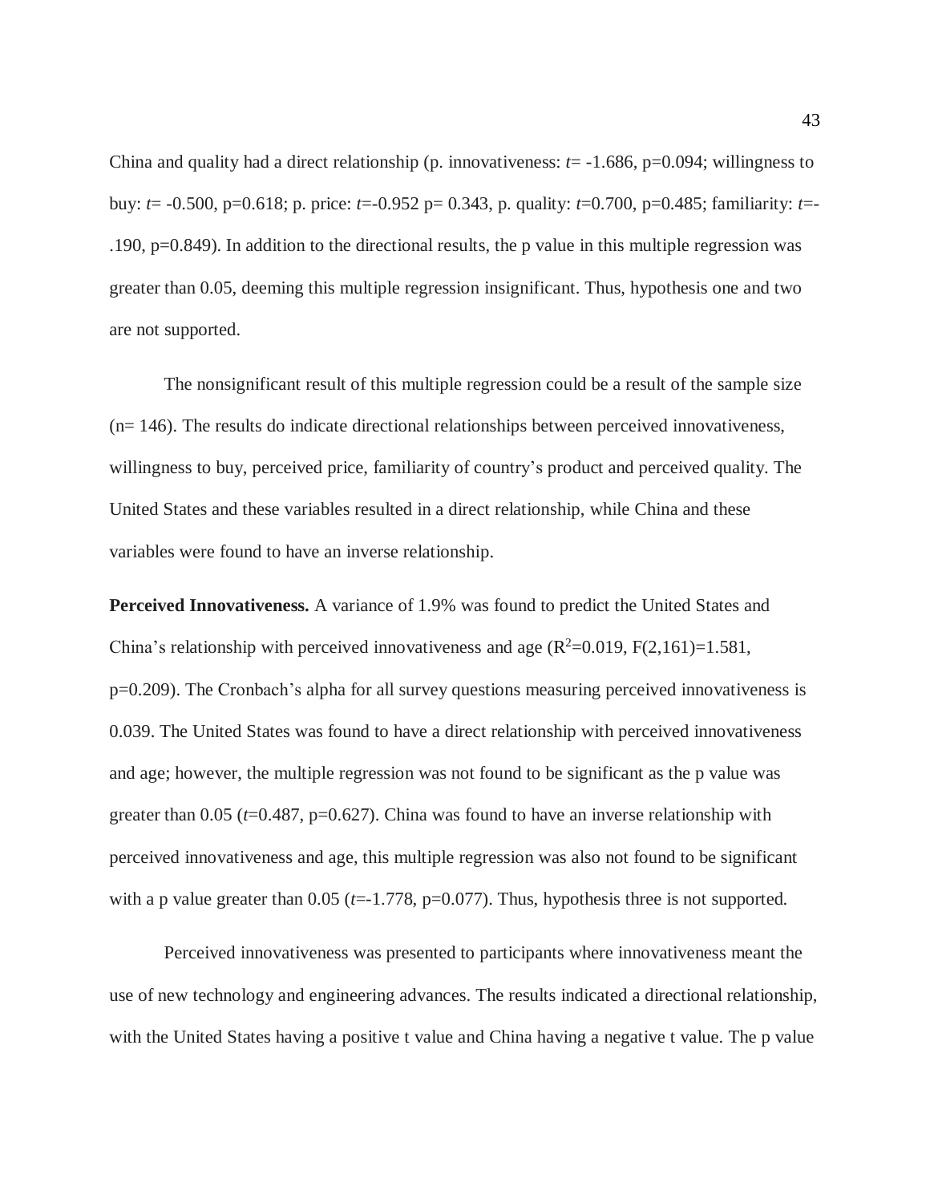China and quality had a direct relationship (p. innovativeness: *t*= -1.686, p=0.094; willingness to buy: *t*= -0.500, p=0.618; p. price: *t*=-0.952 p= 0.343, p. quality: *t*=0.700, p=0.485; familiarity: *t*=-.190, p=0.849). In addition to the directional results, the p value in this multiple regression was greater than 0.05, deeming this multiple regression insignificant. Thus, hypothesis one and two are not supported.

The nonsignificant result of this multiple regression could be a result of the sample size (n= 146). The results do indicate directional relationships between perceived innovativeness, willingness to buy, perceived price, familiarity of country's product and perceived quality. The United States and these variables resulted in a direct relationship, while China and these variables were found to have an inverse relationship.

**Perceived Innovativeness.** A variance of 1.9% was found to predict the United States and China's relationship with perceived innovativeness and age ($R^2$=0.019, F(2,161)=1.581, p=0.209). The Cronbach's alpha for all survey questions measuring perceived innovativeness is 0.039. The United States was found to have a direct relationship with perceived innovativeness and age; however, the multiple regression was not found to be significant as the p value was greater than 0.05 (*t*=0.487, p=0.627). China was found to have an inverse relationship with perceived innovativeness and age, this multiple regression was also not found to be significant with a p value greater than 0.05 (*t*=-1.778, p=0.077). Thus, hypothesis three is not supported.

Perceived innovativeness was presented to participants where innovativeness meant the use of new technology and engineering advances. The results indicated a directional relationship, with the United States having a positive t value and China having a negative t value. The p value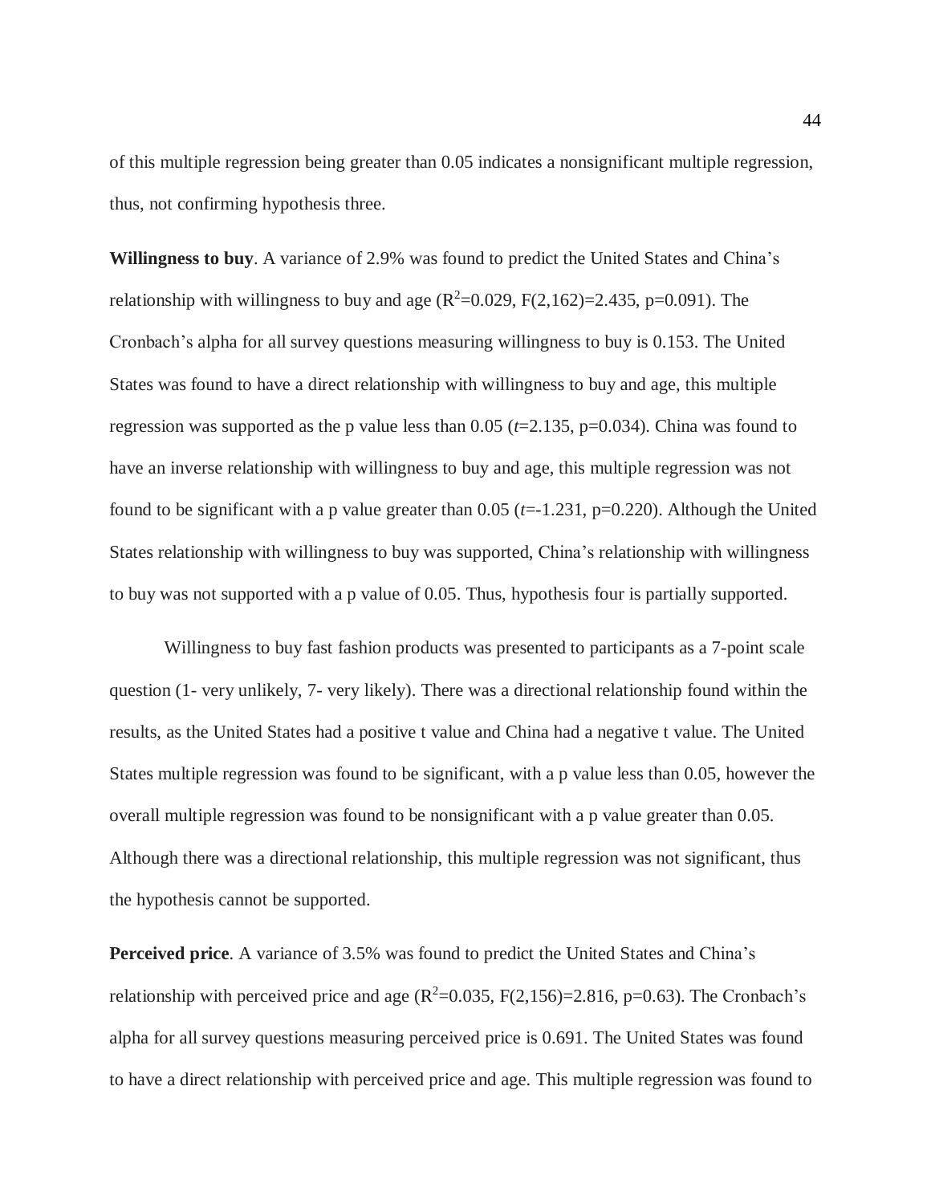of this multiple regression being greater than 0.05 indicates a nonsignificant multiple regression, thus, not confirming hypothesis three.

**Willingness to buy**. A variance of 2.9% was found to predict the United States and China's relationship with willingness to buy and age ($R^2$=0.029, F(2,162)=2.435, p=0.091). The Cronbach's alpha for all survey questions measuring willingness to buy is 0.153. The United States was found to have a direct relationship with willingness to buy and age, this multiple regression was supported as the p value less than 0.05 (*t*=2.135, p=0.034). China was found to have an inverse relationship with willingness to buy and age, this multiple regression was not found to be significant with a p value greater than 0.05 (*t*=-1.231, p=0.220). Although the United States relationship with willingness to buy was supported, China's relationship with willingness to buy was not supported with a p value of 0.05. Thus, hypothesis four is partially supported.

Willingness to buy fast fashion products was presented to participants as a 7-point scale question (1- very unlikely, 7- very likely). There was a directional relationship found within the results, as the United States had a positive t value and China had a negative t value. The United States multiple regression was found to be significant, with a p value less than 0.05, however the overall multiple regression was found to be nonsignificant with a p value greater than 0.05. Although there was a directional relationship, this multiple regression was not significant, thus the hypothesis cannot be supported.

**Perceived price**. A variance of 3.5% was found to predict the United States and China's relationship with perceived price and age ($R^2$=0.035, F(2,156)=2.816, p=0.63). The Cronbach's alpha for all survey questions measuring perceived price is 0.691. The United States was found to have a direct relationship with perceived price and age. This multiple regression was found to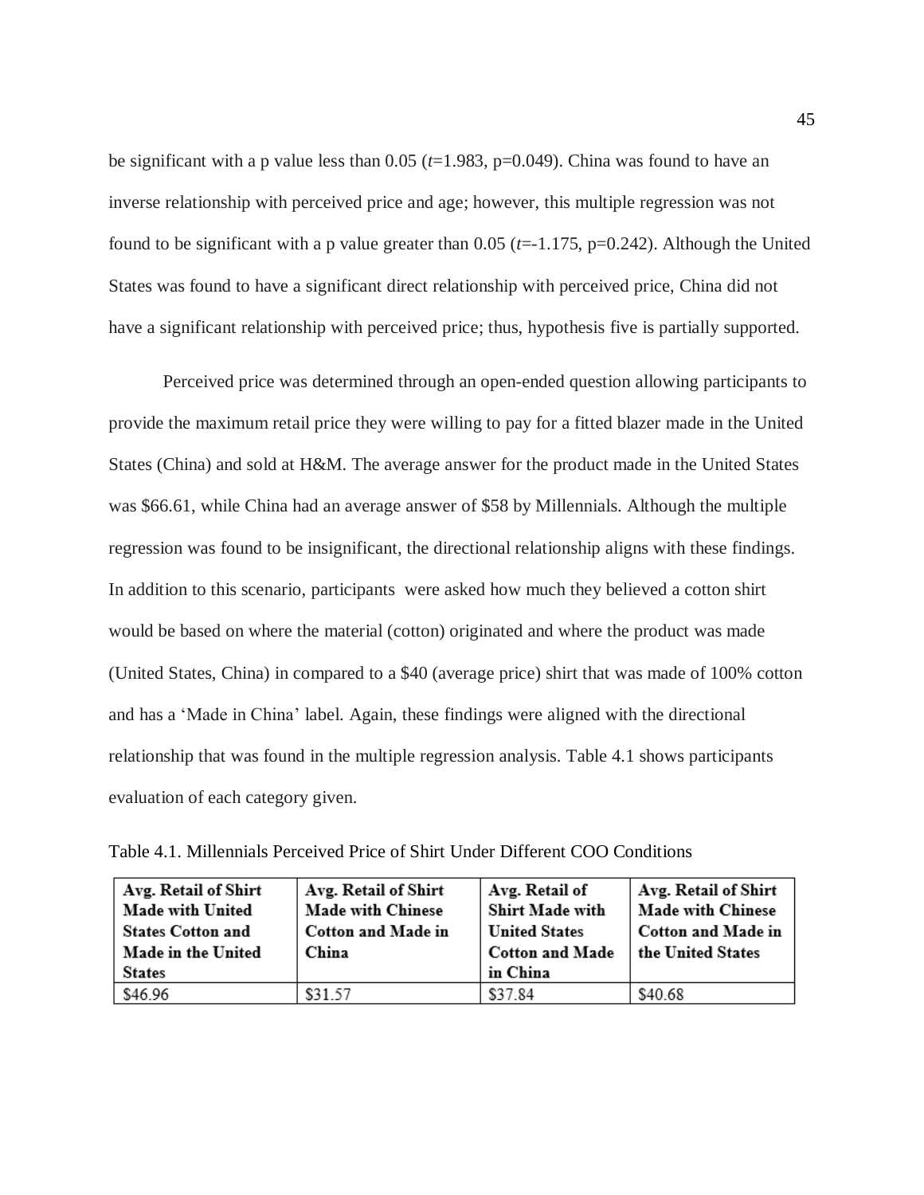be significant with a p value less than 0.05 ($t$=1.983, p=0.049). China was found to have an inverse relationship with perceived price and age; however, this multiple regression was not found to be significant with a p value greater than 0.05 ($t$=-1.175, p=0.242). Although the United States was found to have a significant direct relationship with perceived price, China did not have a significant relationship with perceived price; thus, hypothesis five is partially supported.

Perceived price was determined through an open-ended question allowing participants to provide the maximum retail price they were willing to pay for a fitted blazer made in the United States (China) and sold at H&M. The average answer for the product made in the United States was $66.61, while China had an average answer of $58 by Millennials. Although the multiple regression was found to be insignificant, the directional relationship aligns with these findings. In addition to this scenario, participants were asked how much they believed a cotton shirt would be based on where the material (cotton) originated and where the product was made (United States, China) in compared to a $40 (average price) shirt that was made of 100% cotton and has a 'Made in China' label. Again, these findings were aligned with the directional relationship that was found in the multiple regression analysis. Table 4.1 shows participants evaluation of each category given.

Table 4.1. Millennials Perceived Price of Shirt Under Different COO Conditions

| Avg. Retail of Shirt Made with United States Cotton and Made in the United States | Avg. Retail of Shirt Made with Chinese Cotton and Made in China | Avg. Retail of Shirt Made with United States Cotton and Made in China | Avg. Retail of Shirt Made with Chinese Cotton and Made in the United States |
|---|---|---|---|
| $46.96 | $31.57 | $37.84 | $40.68 |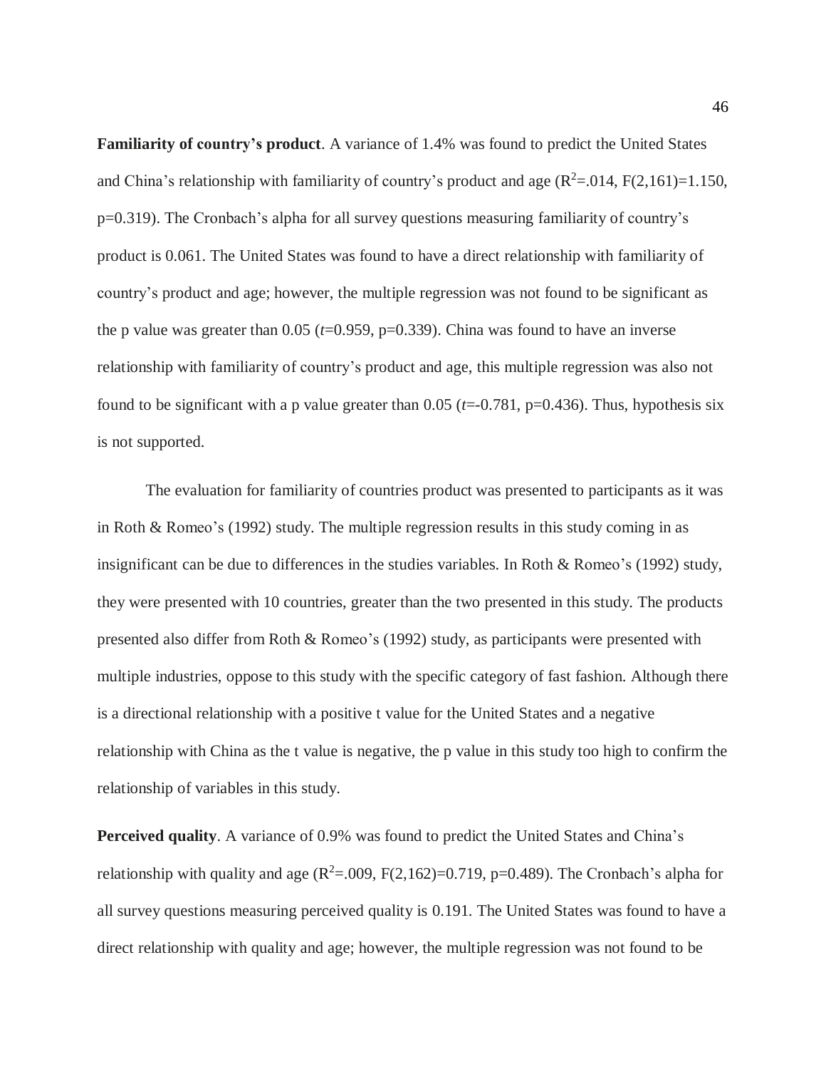**Familiarity of country's product**. A variance of 1.4% was found to predict the United States and China's relationship with familiarity of country's product and age ($R^2$=.014, $F(2,161)$=1.150, p=0.319). The Cronbach's alpha for all survey questions measuring familiarity of country's product is 0.061. The United States was found to have a direct relationship with familiarity of country's product and age; however, the multiple regression was not found to be significant as the p value was greater than 0.05 (*t*=0.959, p=0.339). China was found to have an inverse relationship with familiarity of country's product and age, this multiple regression was also not found to be significant with a p value greater than 0.05 (*t*=-0.781, p=0.436). Thus, hypothesis six is not supported.

The evaluation for familiarity of countries product was presented to participants as it was in Roth & Romeo's (1992) study. The multiple regression results in this study coming in as insignificant can be due to differences in the studies variables. In Roth & Romeo's (1992) study, they were presented with 10 countries, greater than the two presented in this study. The products presented also differ from Roth & Romeo's (1992) study, as participants were presented with multiple industries, oppose to this study with the specific category of fast fashion. Although there is a directional relationship with a positive t value for the United States and a negative relationship with China as the t value is negative, the p value in this study too high to confirm the relationship of variables in this study.

**Perceived quality**. A variance of 0.9% was found to predict the United States and China's relationship with quality and age ($R^2$=.009, $F(2,162)$=0.719, p=0.489). The Cronbach's alpha for all survey questions measuring perceived quality is 0.191. The United States was found to have a direct relationship with quality and age; however, the multiple regression was not found to be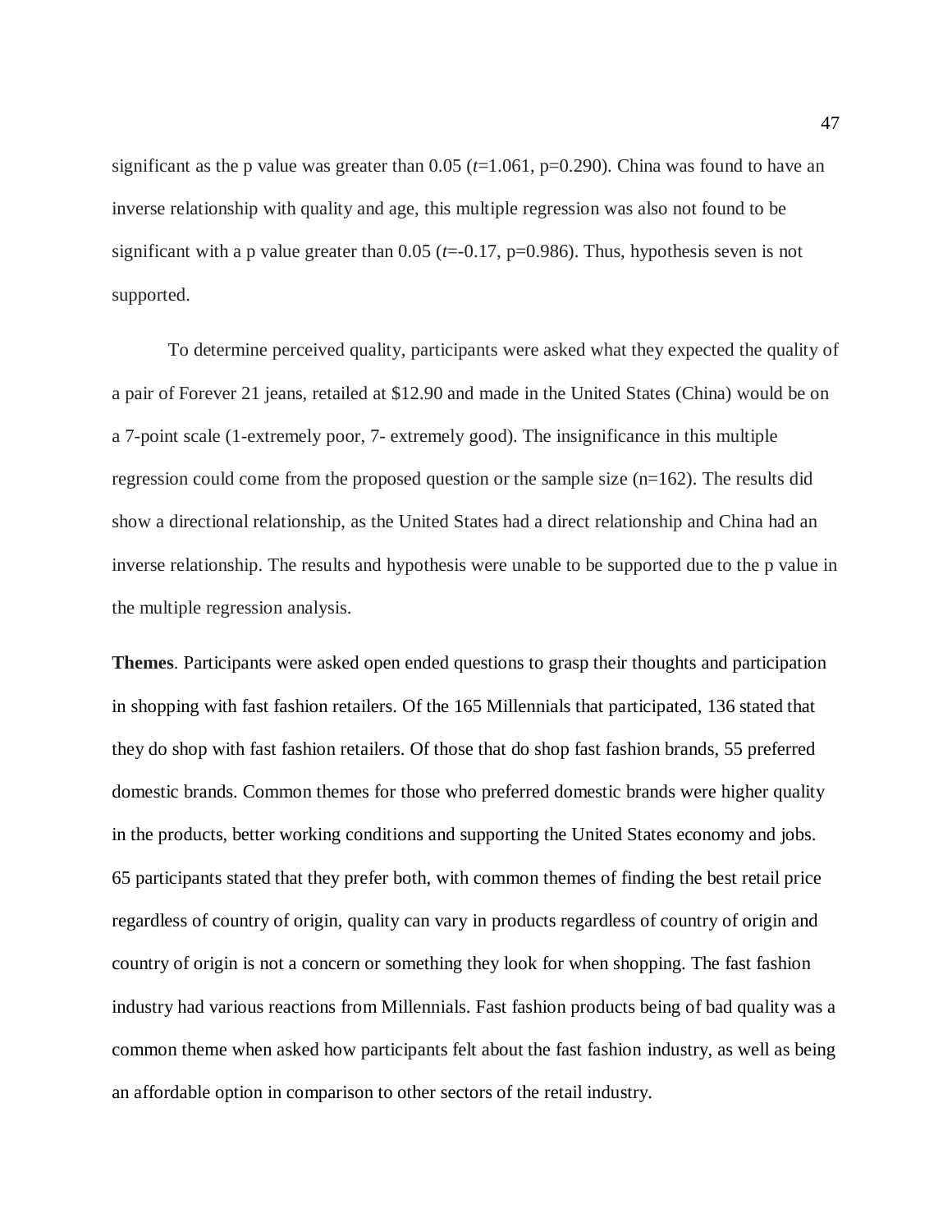significant as the p value was greater than 0.05 ($t$=1.061, p=0.290). China was found to have an inverse relationship with quality and age, this multiple regression was also not found to be significant with a p value greater than 0.05 ($t$=-0.17, p=0.986). Thus, hypothesis seven is not supported.

To determine perceived quality, participants were asked what they expected the quality of a pair of Forever 21 jeans, retailed at $12.90 and made in the United States (China) would be on a 7-point scale (1-extremely poor, 7- extremely good). The insignificance in this multiple regression could come from the proposed question or the sample size (n=162). The results did show a directional relationship, as the United States had a direct relationship and China had an inverse relationship. The results and hypothesis were unable to be supported due to the p value in the multiple regression analysis.

**Themes**. Participants were asked open ended questions to grasp their thoughts and participation in shopping with fast fashion retailers. Of the 165 Millennials that participated, 136 stated that they do shop with fast fashion retailers. Of those that do shop fast fashion brands, 55 preferred domestic brands. Common themes for those who preferred domestic brands were higher quality in the products, better working conditions and supporting the United States economy and jobs. 65 participants stated that they prefer both, with common themes of finding the best retail price regardless of country of origin, quality can vary in products regardless of country of origin and country of origin is not a concern or something they look for when shopping. The fast fashion industry had various reactions from Millennials. Fast fashion products being of bad quality was a common theme when asked how participants felt about the fast fashion industry, as well as being an affordable option in comparison to other sectors of the retail industry.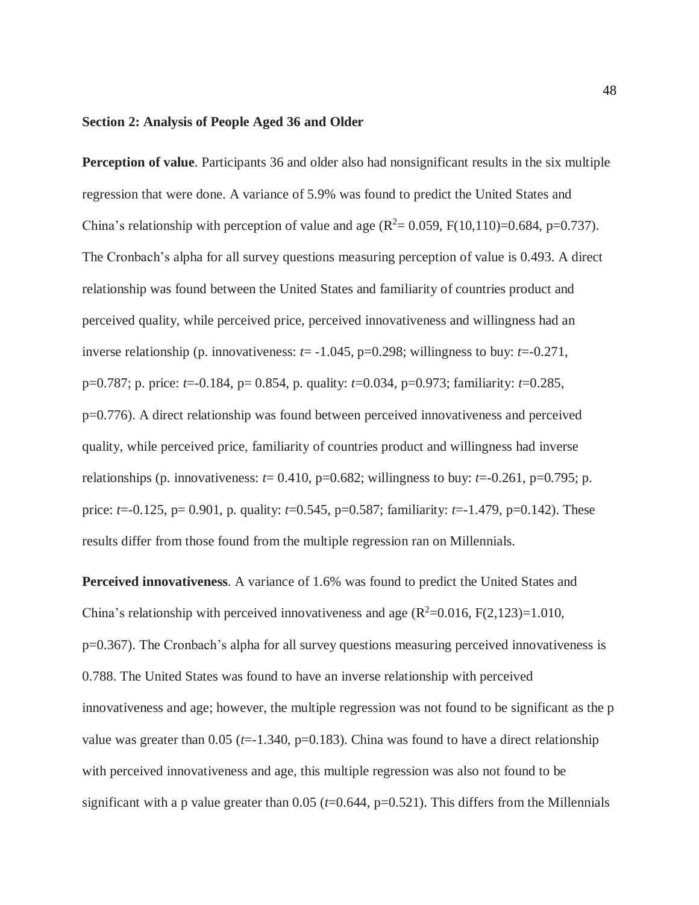**Section 2: Analysis of People Aged 36 and Older**

**Perception of value**. Participants 36 and older also had nonsignificant results in the six multiple regression that were done. A variance of 5.9% was found to predict the United States and China's relationship with perception of value and age ($R^2$= 0.059, $F(10,110)$=0.684, p=0.737). The Cronbach's alpha for all survey questions measuring perception of value is 0.493. A direct relationship was found between the United States and familiarity of countries product and perceived quality, while perceived price, perceived innovativeness and willingness had an inverse relationship (p. innovativeness: $t$= -1.045, p=0.298; willingness to buy: $t$=-0.271, p=0.787; p. price: $t$=-0.184, p= 0.854, p. quality: $t$=0.034, p=0.973; familiarity: $t$=0.285, p=0.776). A direct relationship was found between perceived innovativeness and perceived quality, while perceived price, familiarity of countries product and willingness had inverse relationships (p. innovativeness: $t$= 0.410, p=0.682; willingness to buy: $t$=-0.261, p=0.795; p. price: $t$=-0.125, p= 0.901, p. quality: $t$=0.545, p=0.587; familiarity: $t$=-1.479, p=0.142). These results differ from those found from the multiple regression ran on Millennials.

**Perceived innovativeness**. A variance of 1.6% was found to predict the United States and China's relationship with perceived innovativeness and age ($R^2$=0.016, $F(2,123)$=1.010, p=0.367). The Cronbach's alpha for all survey questions measuring perceived innovativeness is 0.788. The United States was found to have an inverse relationship with perceived innovativeness and age; however, the multiple regression was not found to be significant as the p value was greater than 0.05 ($t$=-1.340, p=0.183). China was found to have a direct relationship with perceived innovativeness and age, this multiple regression was also not found to be significant with a p value greater than 0.05 ($t$=0.644, p=0.521). This differs from the Millennials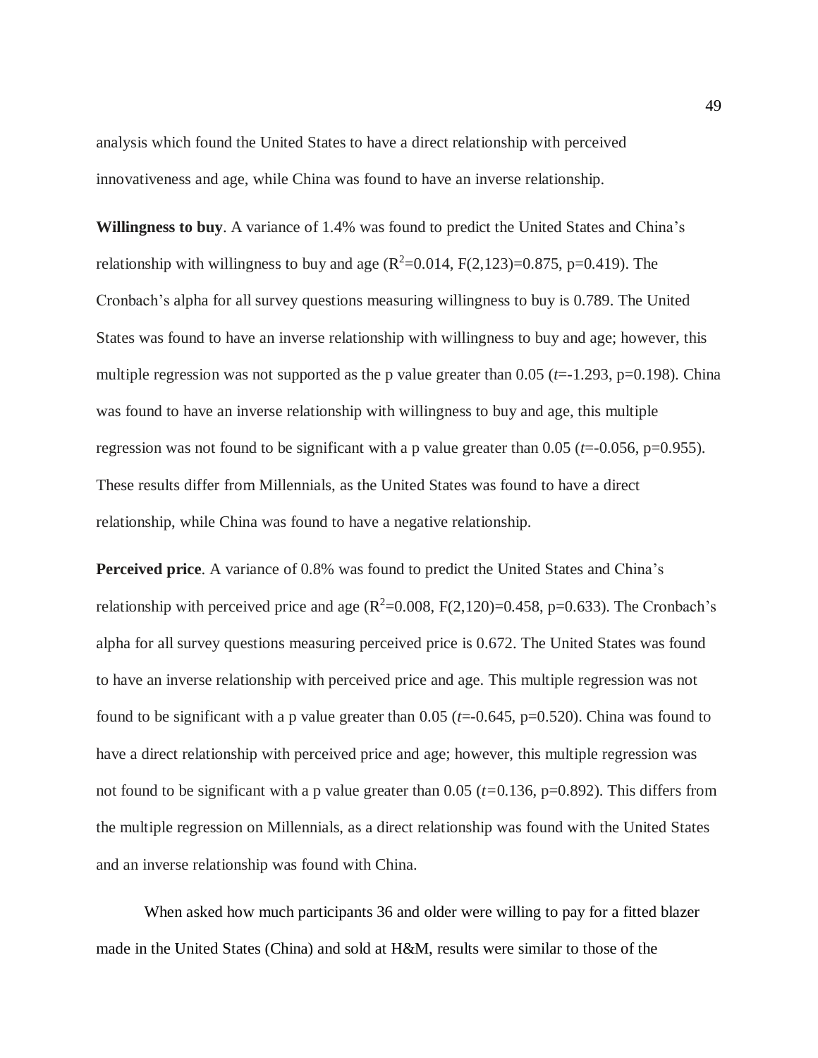analysis which found the United States to have a direct relationship with perceived innovativeness and age, while China was found to have an inverse relationship.

**Willingness to buy**. A variance of 1.4% was found to predict the United States and China's relationship with willingness to buy and age ($R^2$=0.014, F(2,123)=0.875, p=0.419). The Cronbach's alpha for all survey questions measuring willingness to buy is 0.789. The United States was found to have an inverse relationship with willingness to buy and age; however, this multiple regression was not supported as the p value greater than 0.05 (*t*=-1.293, p=0.198). China was found to have an inverse relationship with willingness to buy and age, this multiple regression was not found to be significant with a p value greater than 0.05 (*t*=-0.056, p=0.955). These results differ from Millennials, as the United States was found to have a direct relationship, while China was found to have a negative relationship.

**Perceived price**. A variance of 0.8% was found to predict the United States and China's relationship with perceived price and age ($R^2$=0.008, F(2,120)=0.458, p=0.633). The Cronbach's alpha for all survey questions measuring perceived price is 0.672. The United States was found to have an inverse relationship with perceived price and age. This multiple regression was not found to be significant with a p value greater than 0.05 (*t*=-0.645, p=0.520). China was found to have a direct relationship with perceived price and age; however, this multiple regression was not found to be significant with a p value greater than 0.05 (*t*=0.136, p=0.892). This differs from the multiple regression on Millennials, as a direct relationship was found with the United States and an inverse relationship was found with China.

When asked how much participants 36 and older were willing to pay for a fitted blazer made in the United States (China) and sold at H&M, results were similar to those of the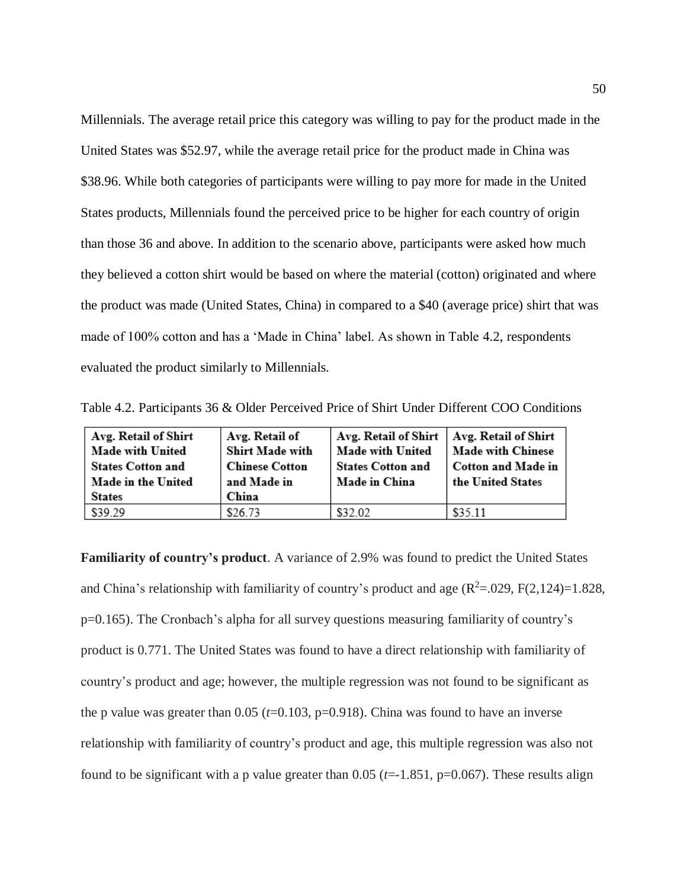Millennials. The average retail price this category was willing to pay for the product made in the United States was \$52.97, while the average retail price for the product made in China was \$38.96. While both categories of participants were willing to pay more for made in the United States products, Millennials found the perceived price to be higher for each country of origin than those 36 and above. In addition to the scenario above, participants were asked how much they believed a cotton shirt would be based on where the material (cotton) originated and where the product was made (United States, China) in compared to a \$40 (average price) shirt that was made of 100% cotton and has a 'Made in China' label. As shown in Table 4.2, respondents evaluated the product similarly to Millennials.

Table 4.2. Participants 36 & Older Perceived Price of Shirt Under Different COO Conditions

| Avg. Retail of Shirt Made with United States Cotton and Made in the United States | Avg. Retail of Shirt Made with Chinese Cotton and Made in China | Avg. Retail of Shirt Made with United States Cotton and Made in China | Avg. Retail of Shirt Made with Chinese Cotton and Made in the United States |
|---|---|---|---|
| \$39.29 | \$26.73 | \$32.02 | \$35.11 |

**Familiarity of country's product**. A variance of 2.9% was found to predict the United States and China's relationship with familiarity of country's product and age ($R^2$=.029, $F(2,124)$=1.828, p=0.165). The Cronbach's alpha for all survey questions measuring familiarity of country's product is 0.771. The United States was found to have a direct relationship with familiarity of country's product and age; however, the multiple regression was not found to be significant as the p value was greater than 0.05 (*t*=0.103, p=0.918). China was found to have an inverse relationship with familiarity of country's product and age, this multiple regression was also not found to be significant with a p value greater than 0.05 (*t*=-1.851, p=0.067). These results align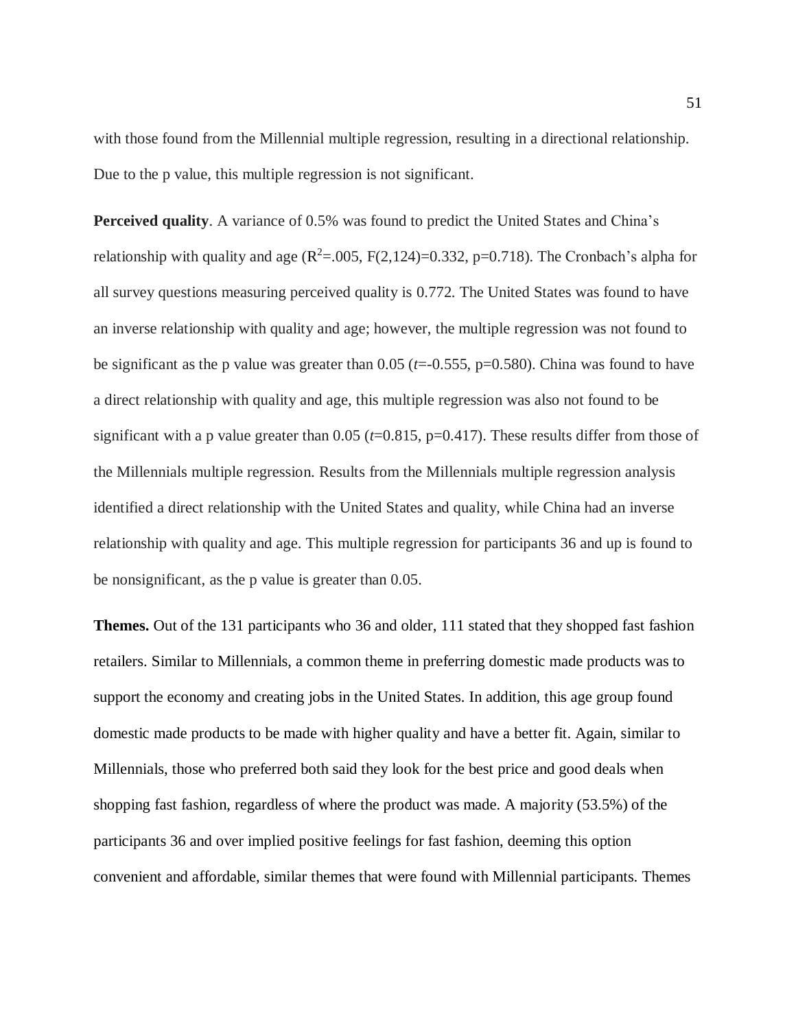with those found from the Millennial multiple regression, resulting in a directional relationship. Due to the p value, this multiple regression is not significant.

**Perceived quality**. A variance of 0.5% was found to predict the United States and China's relationship with quality and age ($R^2$=.005, F(2,124)=0.332, p=0.718). The Cronbach's alpha for all survey questions measuring perceived quality is 0.772. The United States was found to have an inverse relationship with quality and age; however, the multiple regression was not found to be significant as the p value was greater than 0.05 (*t*=-0.555, p=0.580). China was found to have a direct relationship with quality and age, this multiple regression was also not found to be significant with a p value greater than 0.05 (*t*=0.815, p=0.417). These results differ from those of the Millennials multiple regression. Results from the Millennials multiple regression analysis identified a direct relationship with the United States and quality, while China had an inverse relationship with quality and age. This multiple regression for participants 36 and up is found to be nonsignificant, as the p value is greater than 0.05.

**Themes.** Out of the 131 participants who 36 and older, 111 stated that they shopped fast fashion retailers. Similar to Millennials, a common theme in preferring domestic made products was to support the economy and creating jobs in the United States. In addition, this age group found domestic made products to be made with higher quality and have a better fit. Again, similar to Millennials, those who preferred both said they look for the best price and good deals when shopping fast fashion, regardless of where the product was made. A majority (53.5%) of the participants 36 and over implied positive feelings for fast fashion, deeming this option convenient and affordable, similar themes that were found with Millennial participants. Themes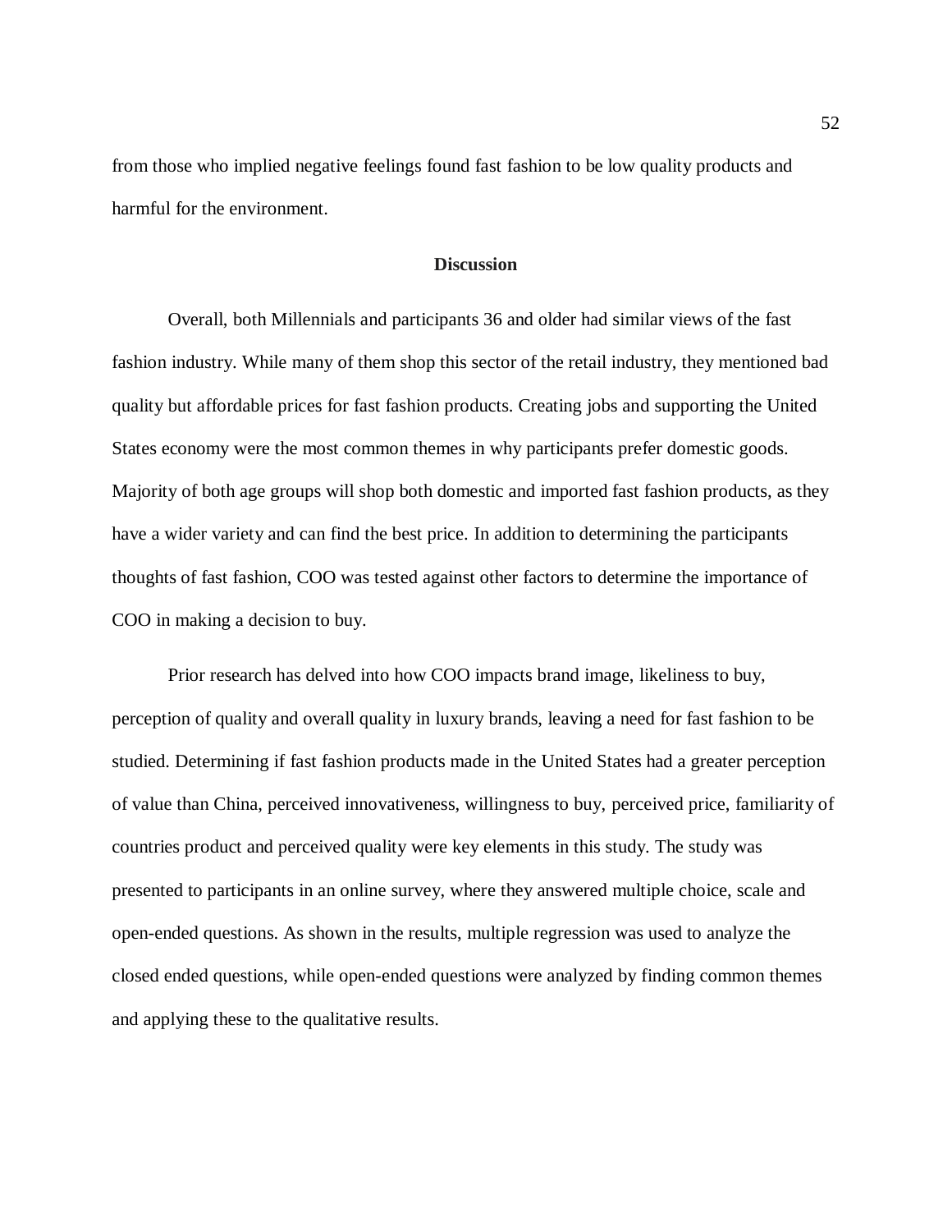from those who implied negative feelings found fast fashion to be low quality products and harmful for the environment.

## Discussion

Overall, both Millennials and participants 36 and older had similar views of the fast fashion industry. While many of them shop this sector of the retail industry, they mentioned bad quality but affordable prices for fast fashion products. Creating jobs and supporting the United States economy were the most common themes in why participants prefer domestic goods. Majority of both age groups will shop both domestic and imported fast fashion products, as they have a wider variety and can find the best price. In addition to determining the participants thoughts of fast fashion, COO was tested against other factors to determine the importance of COO in making a decision to buy.

Prior research has delved into how COO impacts brand image, likeliness to buy, perception of quality and overall quality in luxury brands, leaving a need for fast fashion to be studied. Determining if fast fashion products made in the United States had a greater perception of value than China, perceived innovativeness, willingness to buy, perceived price, familiarity of countries product and perceived quality were key elements in this study. The study was presented to participants in an online survey, where they answered multiple choice, scale and open-ended questions. As shown in the results, multiple regression was used to analyze the closed ended questions, while open-ended questions were analyzed by finding common themes and applying these to the qualitative results.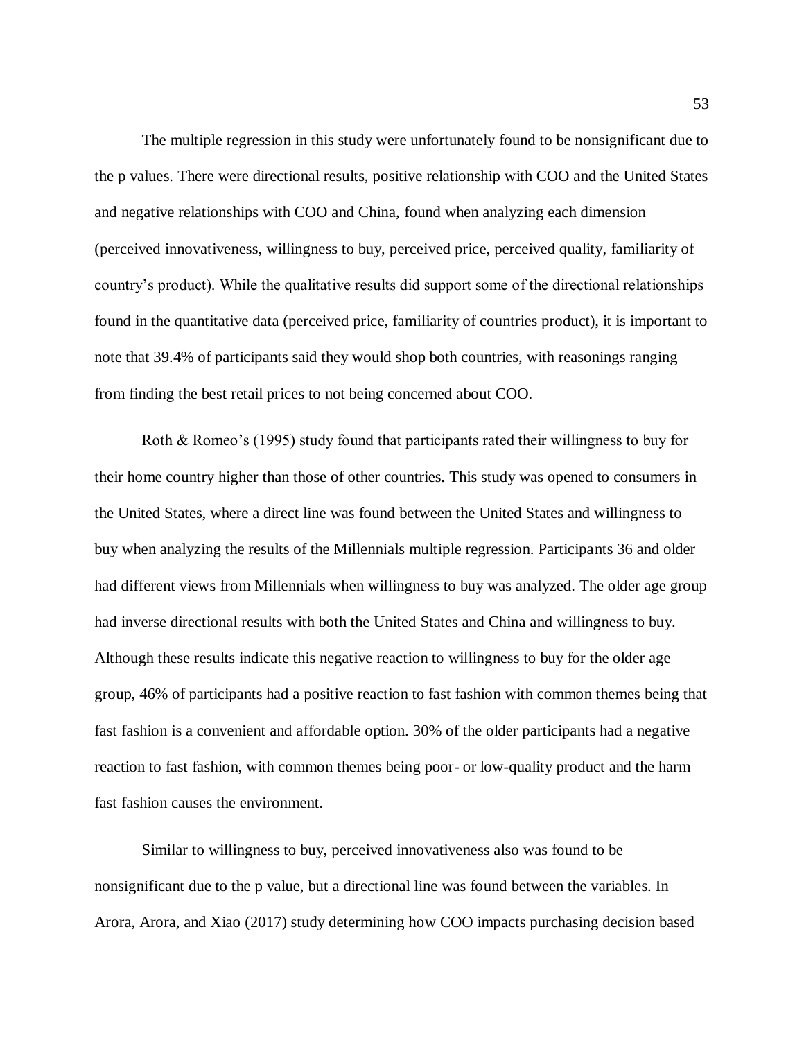The multiple regression in this study were unfortunately found to be nonsignificant due to the p values. There were directional results, positive relationship with COO and the United States and negative relationships with COO and China, found when analyzing each dimension (perceived innovativeness, willingness to buy, perceived price, perceived quality, familiarity of country's product). While the qualitative results did support some of the directional relationships found in the quantitative data (perceived price, familiarity of countries product), it is important to note that 39.4% of participants said they would shop both countries, with reasonings ranging from finding the best retail prices to not being concerned about COO.

Roth & Romeo's (1995) study found that participants rated their willingness to buy for their home country higher than those of other countries. This study was opened to consumers in the United States, where a direct line was found between the United States and willingness to buy when analyzing the results of the Millennials multiple regression. Participants 36 and older had different views from Millennials when willingness to buy was analyzed. The older age group had inverse directional results with both the United States and China and willingness to buy. Although these results indicate this negative reaction to willingness to buy for the older age group, 46% of participants had a positive reaction to fast fashion with common themes being that fast fashion is a convenient and affordable option. 30% of the older participants had a negative reaction to fast fashion, with common themes being poor- or low-quality product and the harm fast fashion causes the environment.

Similar to willingness to buy, perceived innovativeness also was found to be nonsignificant due to the p value, but a directional line was found between the variables. In Arora, Arora, and Xiao (2017) study determining how COO impacts purchasing decision based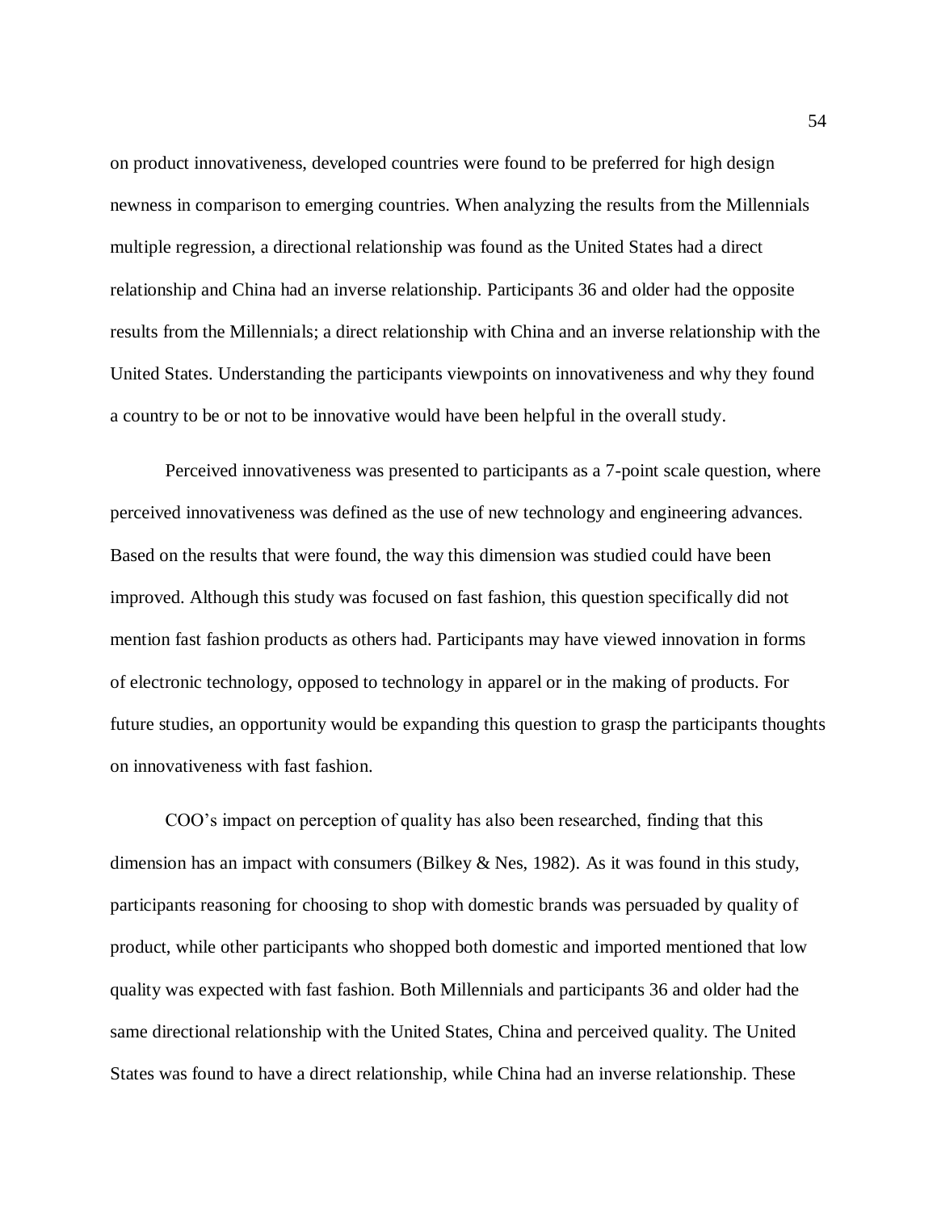on product innovativeness, developed countries were found to be preferred for high design newness in comparison to emerging countries. When analyzing the results from the Millennials multiple regression, a directional relationship was found as the United States had a direct relationship and China had an inverse relationship. Participants 36 and older had the opposite results from the Millennials; a direct relationship with China and an inverse relationship with the United States. Understanding the participants viewpoints on innovativeness and why they found a country to be or not to be innovative would have been helpful in the overall study.

Perceived innovativeness was presented to participants as a 7-point scale question, where perceived innovativeness was defined as the use of new technology and engineering advances. Based on the results that were found, the way this dimension was studied could have been improved. Although this study was focused on fast fashion, this question specifically did not mention fast fashion products as others had. Participants may have viewed innovation in forms of electronic technology, opposed to technology in apparel or in the making of products. For future studies, an opportunity would be expanding this question to grasp the participants thoughts on innovativeness with fast fashion.

COO's impact on perception of quality has also been researched, finding that this dimension has an impact with consumers (Bilkey & Nes, 1982). As it was found in this study, participants reasoning for choosing to shop with domestic brands was persuaded by quality of product, while other participants who shopped both domestic and imported mentioned that low quality was expected with fast fashion. Both Millennials and participants 36 and older had the same directional relationship with the United States, China and perceived quality. The United States was found to have a direct relationship, while China had an inverse relationship. These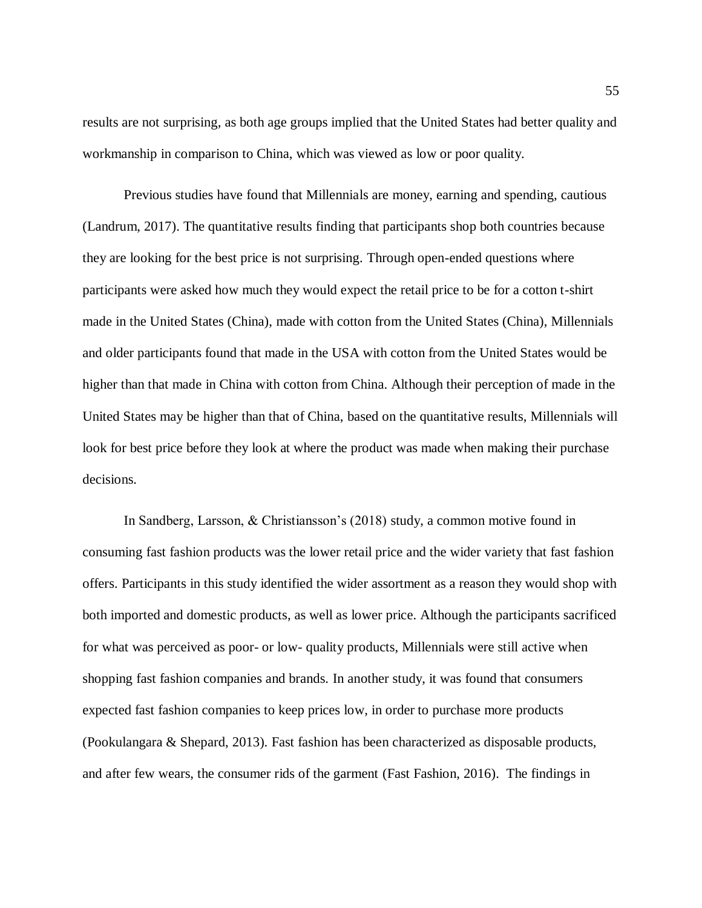results are not surprising, as both age groups implied that the United States had better quality and workmanship in comparison to China, which was viewed as low or poor quality.

Previous studies have found that Millennials are money, earning and spending, cautious (Landrum, 2017). The quantitative results finding that participants shop both countries because they are looking for the best price is not surprising. Through open-ended questions where participants were asked how much they would expect the retail price to be for a cotton t-shirt made in the United States (China), made with cotton from the United States (China), Millennials and older participants found that made in the USA with cotton from the United States would be higher than that made in China with cotton from China. Although their perception of made in the United States may be higher than that of China, based on the quantitative results, Millennials will look for best price before they look at where the product was made when making their purchase decisions.

In Sandberg, Larsson, & Christiansson's (2018) study, a common motive found in consuming fast fashion products was the lower retail price and the wider variety that fast fashion offers. Participants in this study identified the wider assortment as a reason they would shop with both imported and domestic products, as well as lower price. Although the participants sacrificed for what was perceived as poor- or low- quality products, Millennials were still active when shopping fast fashion companies and brands. In another study, it was found that consumers expected fast fashion companies to keep prices low, in order to purchase more products (Pookulangara & Shepard, 2013). Fast fashion has been characterized as disposable products, and after few wears, the consumer rids of the garment (Fast Fashion, 2016). The findings in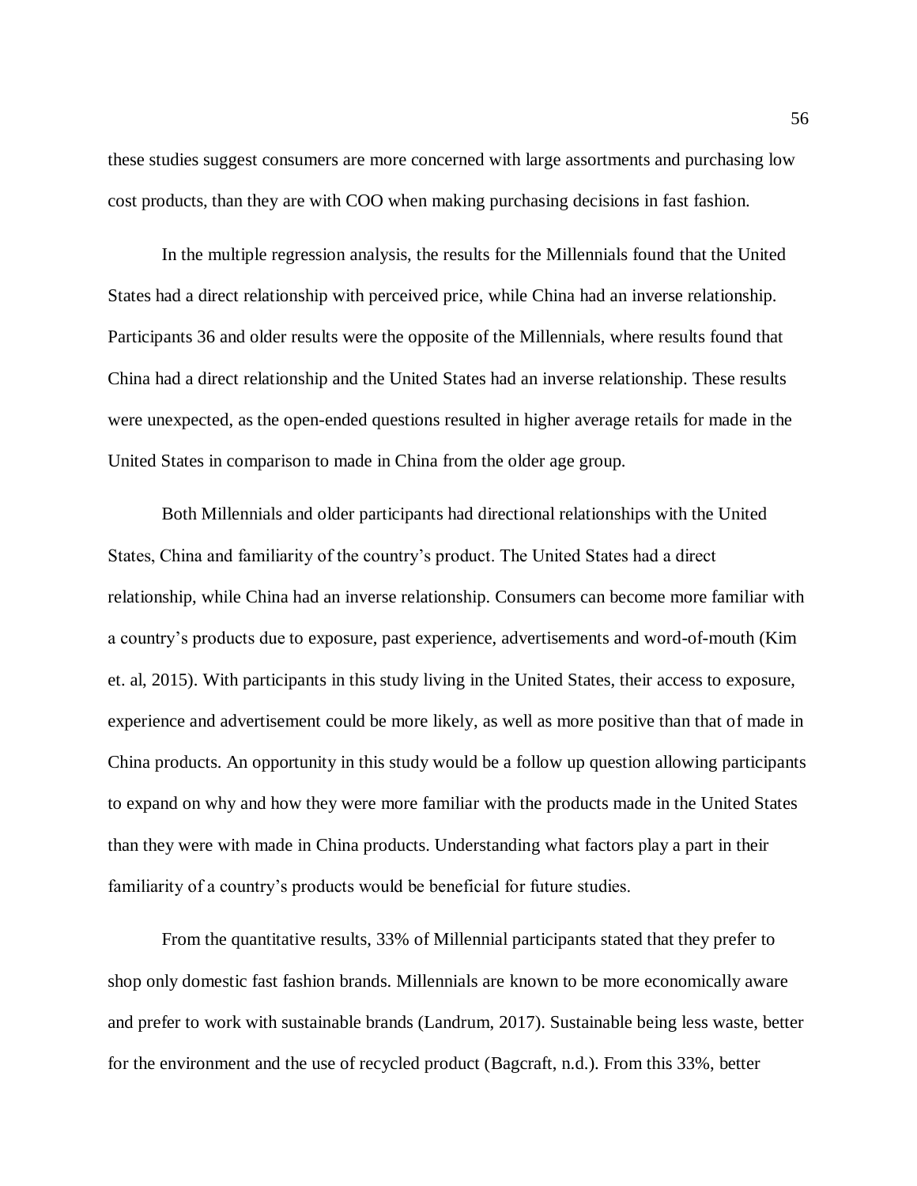these studies suggest consumers are more concerned with large assortments and purchasing low cost products, than they are with COO when making purchasing decisions in fast fashion.

In the multiple regression analysis, the results for the Millennials found that the United States had a direct relationship with perceived price, while China had an inverse relationship. Participants 36 and older results were the opposite of the Millennials, where results found that China had a direct relationship and the United States had an inverse relationship. These results were unexpected, as the open-ended questions resulted in higher average retails for made in the United States in comparison to made in China from the older age group.

Both Millennials and older participants had directional relationships with the United States, China and familiarity of the country's product. The United States had a direct relationship, while China had an inverse relationship. Consumers can become more familiar with a country's products due to exposure, past experience, advertisements and word-of-mouth (Kim et. al, 2015). With participants in this study living in the United States, their access to exposure, experience and advertisement could be more likely, as well as more positive than that of made in China products. An opportunity in this study would be a follow up question allowing participants to expand on why and how they were more familiar with the products made in the United States than they were with made in China products. Understanding what factors play a part in their familiarity of a country's products would be beneficial for future studies.

From the quantitative results, 33% of Millennial participants stated that they prefer to shop only domestic fast fashion brands. Millennials are known to be more economically aware and prefer to work with sustainable brands (Landrum, 2017). Sustainable being less waste, better for the environment and the use of recycled product (Bagcraft, n.d.). From this 33%, better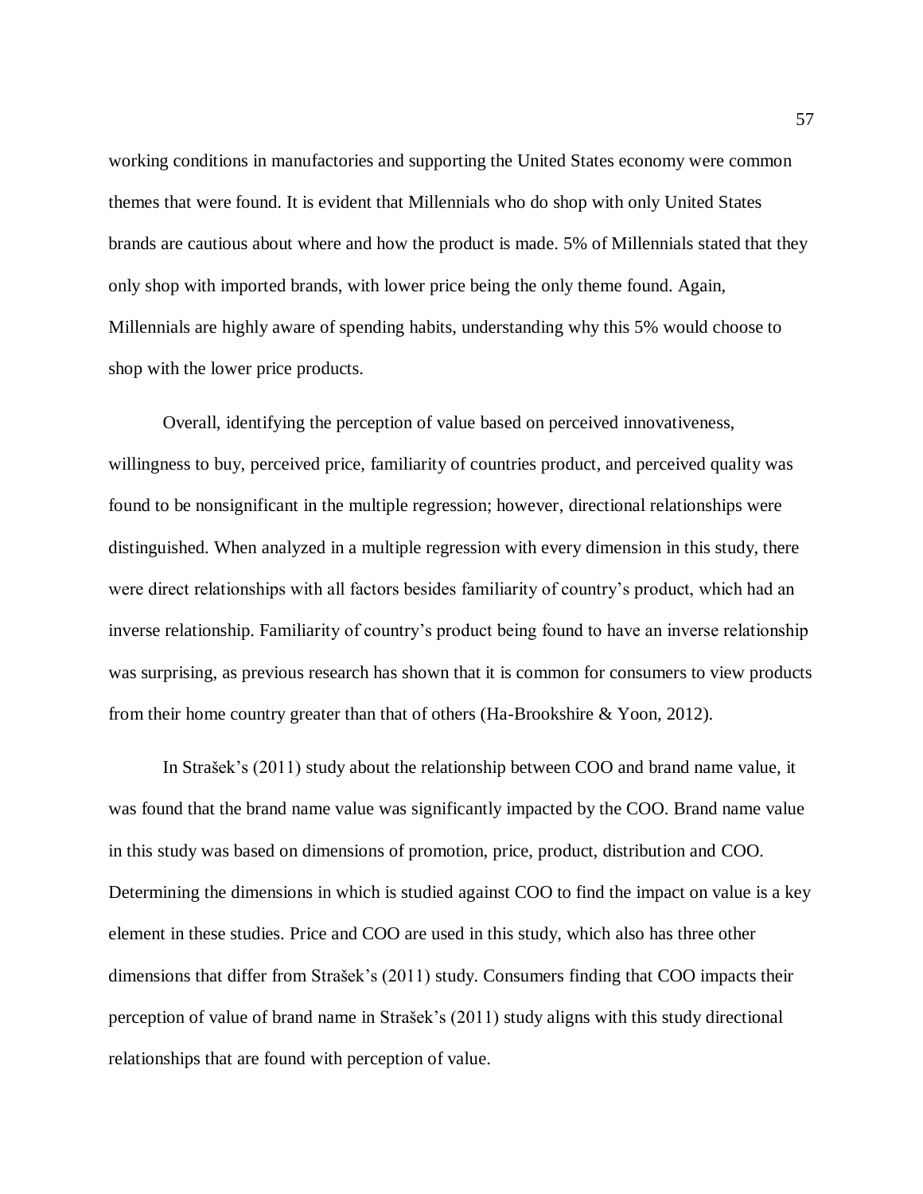working conditions in manufactories and supporting the United States economy were common themes that were found. It is evident that Millennials who do shop with only United States brands are cautious about where and how the product is made. 5% of Millennials stated that they only shop with imported brands, with lower price being the only theme found. Again, Millennials are highly aware of spending habits, understanding why this 5% would choose to shop with the lower price products.

Overall, identifying the perception of value based on perceived innovativeness, willingness to buy, perceived price, familiarity of countries product, and perceived quality was found to be nonsignificant in the multiple regression; however, directional relationships were distinguished. When analyzed in a multiple regression with every dimension in this study, there were direct relationships with all factors besides familiarity of country's product, which had an inverse relationship. Familiarity of country's product being found to have an inverse relationship was surprising, as previous research has shown that it is common for consumers to view products from their home country greater than that of others (Ha-Brookshire & Yoon, 2012).

In Strašek's (2011) study about the relationship between COO and brand name value, it was found that the brand name value was significantly impacted by the COO. Brand name value in this study was based on dimensions of promotion, price, product, distribution and COO. Determining the dimensions in which is studied against COO to find the impact on value is a key element in these studies. Price and COO are used in this study, which also has three other dimensions that differ from Strašek's (2011) study. Consumers finding that COO impacts their perception of value of brand name in Strašek's (2011) study aligns with this study directional relationships that are found with perception of value.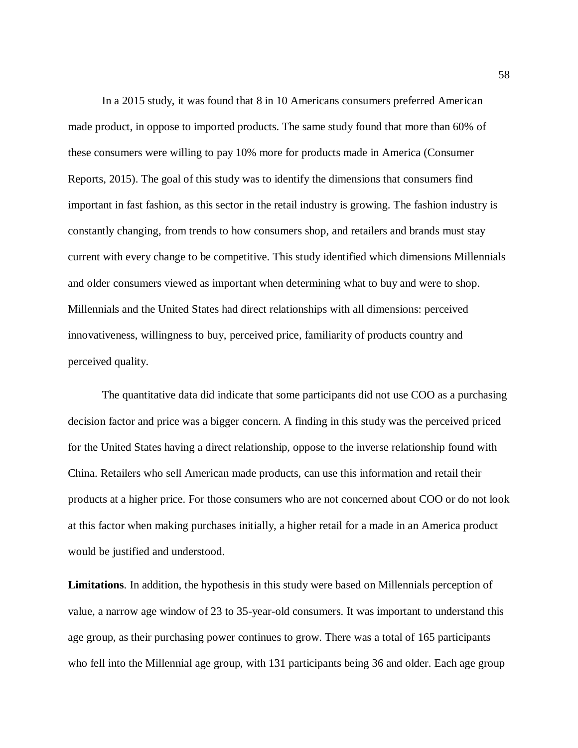In a 2015 study, it was found that 8 in 10 Americans consumers preferred American made product, in oppose to imported products. The same study found that more than 60% of these consumers were willing to pay 10% more for products made in America (Consumer Reports, 2015). The goal of this study was to identify the dimensions that consumers find important in fast fashion, as this sector in the retail industry is growing. The fashion industry is constantly changing, from trends to how consumers shop, and retailers and brands must stay current with every change to be competitive. This study identified which dimensions Millennials and older consumers viewed as important when determining what to buy and were to shop. Millennials and the United States had direct relationships with all dimensions: perceived innovativeness, willingness to buy, perceived price, familiarity of products country and perceived quality.

The quantitative data did indicate that some participants did not use COO as a purchasing decision factor and price was a bigger concern. A finding in this study was the perceived priced for the United States having a direct relationship, oppose to the inverse relationship found with China. Retailers who sell American made products, can use this information and retail their products at a higher price. For those consumers who are not concerned about COO or do not look at this factor when making purchases initially, a higher retail for a made in an America product would be justified and understood.

**Limitations**. In addition, the hypothesis in this study were based on Millennials perception of value, a narrow age window of 23 to 35-year-old consumers. It was important to understand this age group, as their purchasing power continues to grow. There was a total of 165 participants who fell into the Millennial age group, with 131 participants being 36 and older. Each age group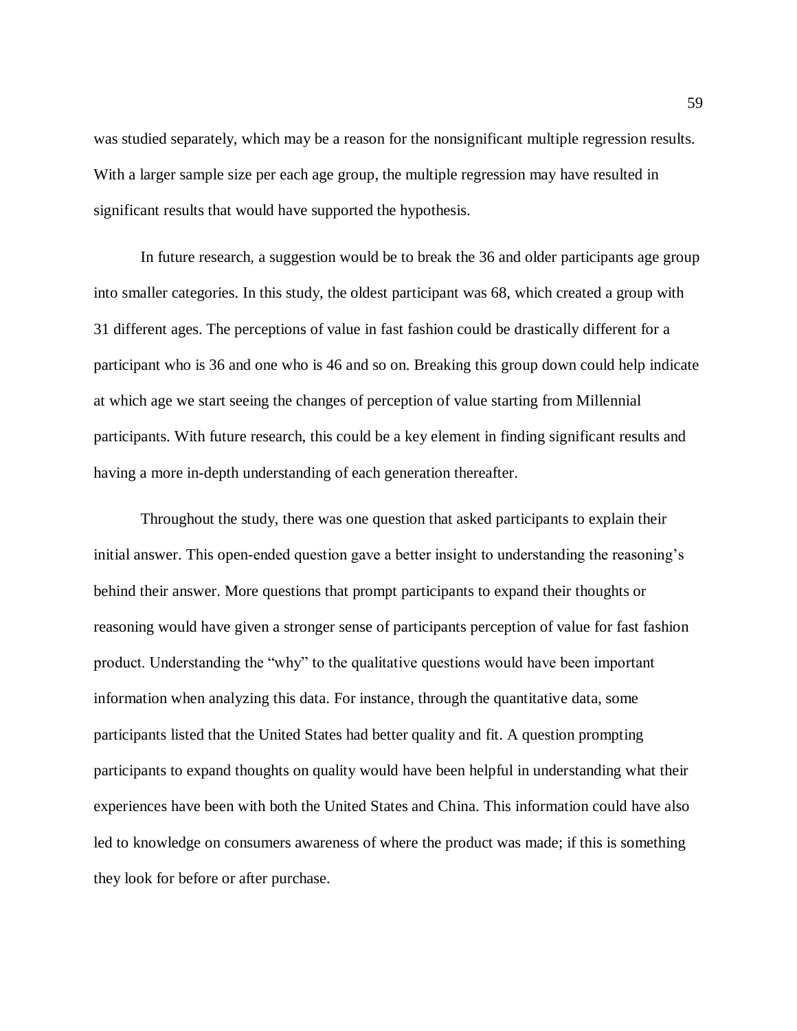was studied separately, which may be a reason for the nonsignificant multiple regression results. With a larger sample size per each age group, the multiple regression may have resulted in significant results that would have supported the hypothesis.

In future research, a suggestion would be to break the 36 and older participants age group into smaller categories. In this study, the oldest participant was 68, which created a group with 31 different ages. The perceptions of value in fast fashion could be drastically different for a participant who is 36 and one who is 46 and so on. Breaking this group down could help indicate at which age we start seeing the changes of perception of value starting from Millennial participants. With future research, this could be a key element in finding significant results and having a more in-depth understanding of each generation thereafter.

Throughout the study, there was one question that asked participants to explain their initial answer. This open-ended question gave a better insight to understanding the reasoning's behind their answer. More questions that prompt participants to expand their thoughts or reasoning would have given a stronger sense of participants perception of value for fast fashion product. Understanding the "why" to the qualitative questions would have been important information when analyzing this data. For instance, through the quantitative data, some participants listed that the United States had better quality and fit. A question prompting participants to expand thoughts on quality would have been helpful in understanding what their experiences have been with both the United States and China. This information could have also led to knowledge on consumers awareness of where the product was made; if this is something they look for before or after purchase.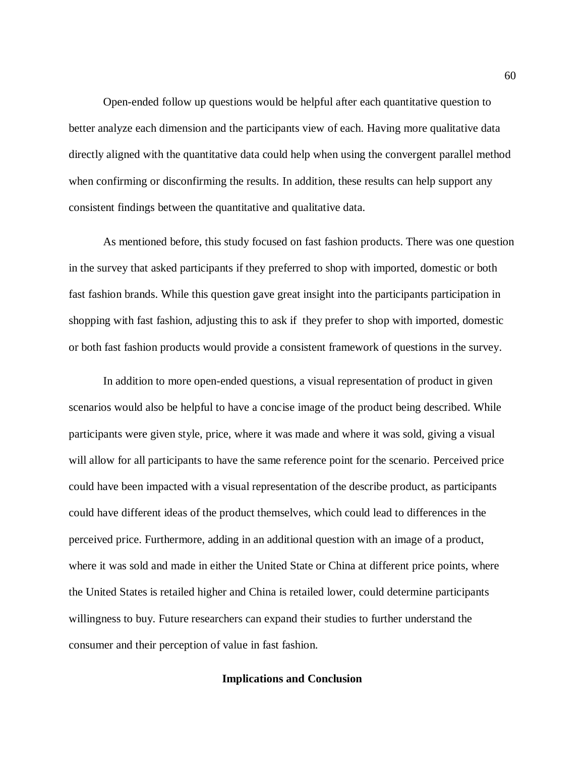Open-ended follow up questions would be helpful after each quantitative question to better analyze each dimension and the participants view of each. Having more qualitative data directly aligned with the quantitative data could help when using the convergent parallel method when confirming or disconfirming the results. In addition, these results can help support any consistent findings between the quantitative and qualitative data.

As mentioned before, this study focused on fast fashion products. There was one question in the survey that asked participants if they preferred to shop with imported, domestic or both fast fashion brands. While this question gave great insight into the participants participation in shopping with fast fashion, adjusting this to ask if they prefer to shop with imported, domestic or both fast fashion products would provide a consistent framework of questions in the survey.

In addition to more open-ended questions, a visual representation of product in given scenarios would also be helpful to have a concise image of the product being described. While participants were given style, price, where it was made and where it was sold, giving a visual will allow for all participants to have the same reference point for the scenario. Perceived price could have been impacted with a visual representation of the describe product, as participants could have different ideas of the product themselves, which could lead to differences in the perceived price. Furthermore, adding in an additional question with an image of a product, where it was sold and made in either the United State or China at different price points, where the United States is retailed higher and China is retailed lower, could determine participants willingness to buy. Future researchers can expand their studies to further understand the consumer and their perception of value in fast fashion.

## Implications and Conclusion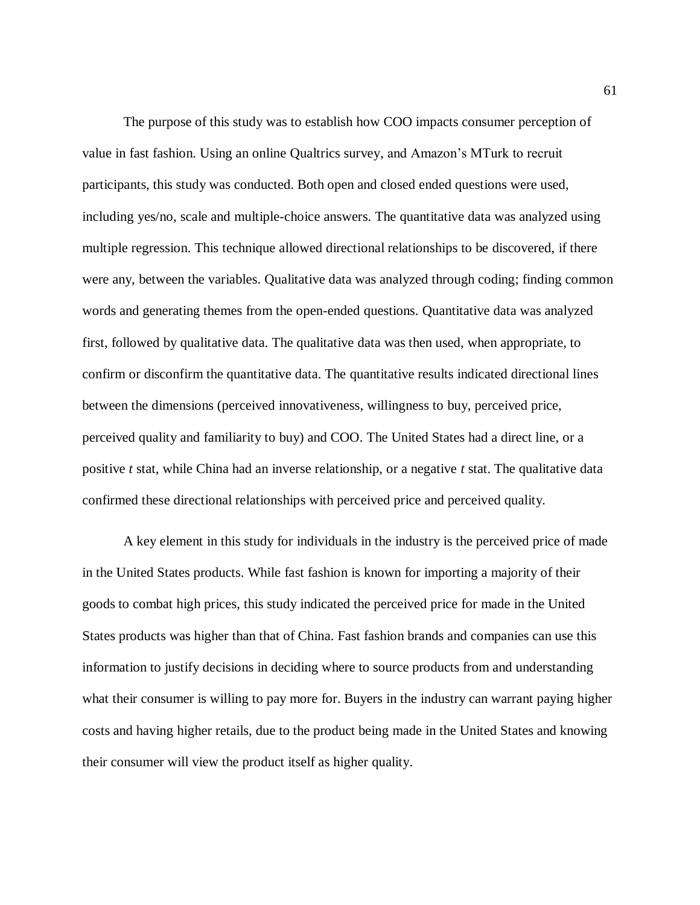The purpose of this study was to establish how COO impacts consumer perception of value in fast fashion. Using an online Qualtrics survey, and Amazon's MTurk to recruit participants, this study was conducted. Both open and closed ended questions were used, including yes/no, scale and multiple-choice answers. The quantitative data was analyzed using multiple regression. This technique allowed directional relationships to be discovered, if there were any, between the variables. Qualitative data was analyzed through coding; finding common words and generating themes from the open-ended questions. Quantitative data was analyzed first, followed by qualitative data. The qualitative data was then used, when appropriate, to confirm or disconfirm the quantitative data. The quantitative results indicated directional lines between the dimensions (perceived innovativeness, willingness to buy, perceived price, perceived quality and familiarity to buy) and COO. The United States had a direct line, or a positive *t* stat, while China had an inverse relationship, or a negative *t* stat. The qualitative data confirmed these directional relationships with perceived price and perceived quality.

A key element in this study for individuals in the industry is the perceived price of made in the United States products. While fast fashion is known for importing a majority of their goods to combat high prices, this study indicated the perceived price for made in the United States products was higher than that of China. Fast fashion brands and companies can use this information to justify decisions in deciding where to source products from and understanding what their consumer is willing to pay more for. Buyers in the industry can warrant paying higher costs and having higher retails, due to the product being made in the United States and knowing their consumer will view the product itself as higher quality.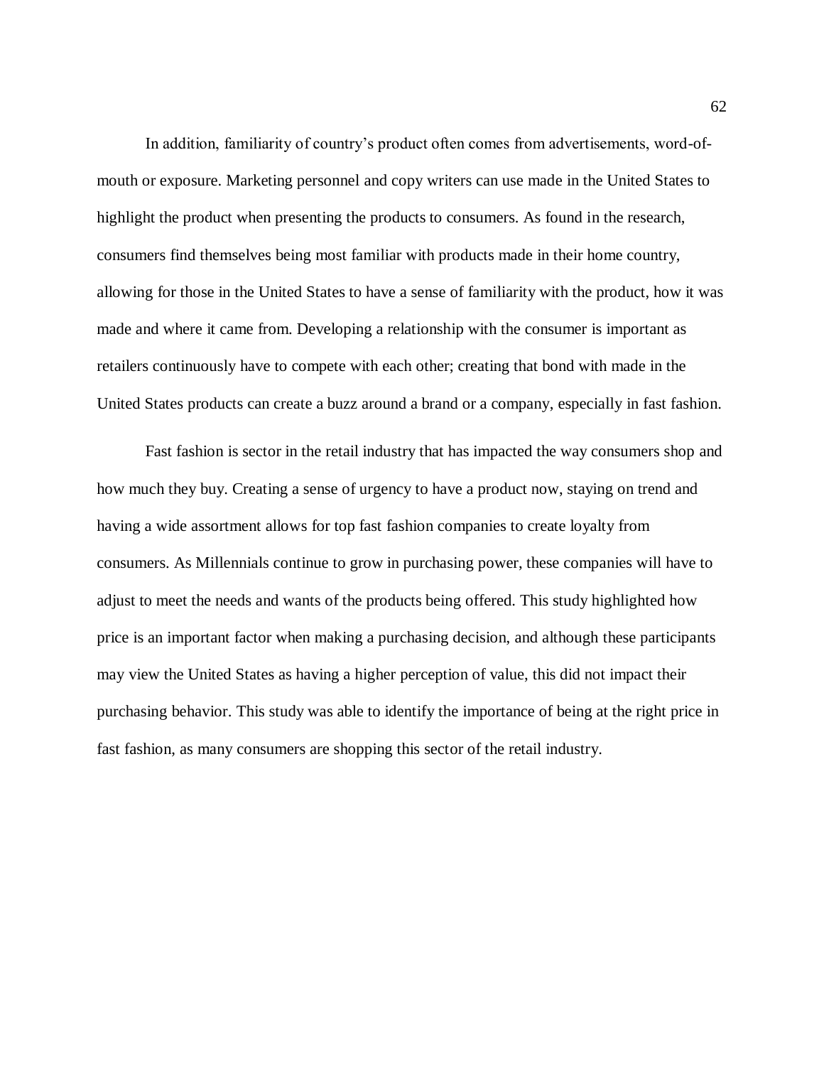In addition, familiarity of country's product often comes from advertisements, word-of-mouth or exposure. Marketing personnel and copy writers can use made in the United States to highlight the product when presenting the products to consumers. As found in the research, consumers find themselves being most familiar with products made in their home country, allowing for those in the United States to have a sense of familiarity with the product, how it was made and where it came from. Developing a relationship with the consumer is important as retailers continuously have to compete with each other; creating that bond with made in the United States products can create a buzz around a brand or a company, especially in fast fashion.

Fast fashion is sector in the retail industry that has impacted the way consumers shop and how much they buy. Creating a sense of urgency to have a product now, staying on trend and having a wide assortment allows for top fast fashion companies to create loyalty from consumers. As Millennials continue to grow in purchasing power, these companies will have to adjust to meet the needs and wants of the products being offered. This study highlighted how price is an important factor when making a purchasing decision, and although these participants may view the United States as having a higher perception of value, this did not impact their purchasing behavior. This study was able to identify the importance of being at the right price in fast fashion, as many consumers are shopping this sector of the retail industry.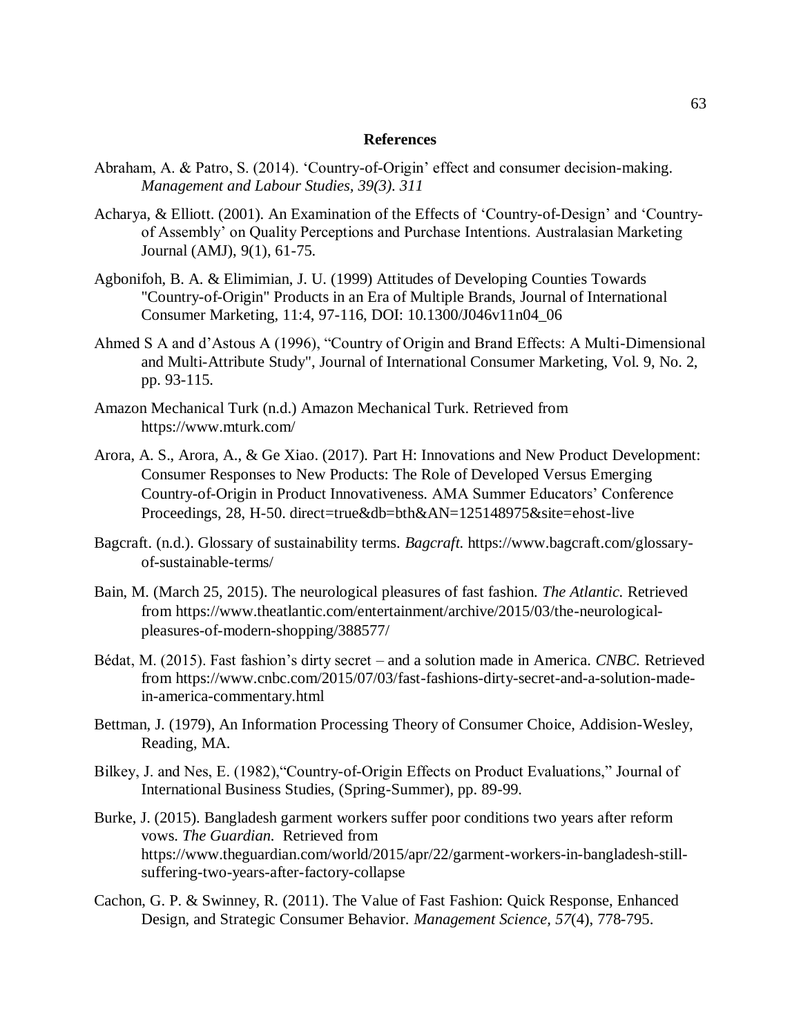# References

Abraham, A. & Patro, S. (2014). 'Country-of-Origin' effect and consumer decision-making. *Management and Labour Studies, 39(3). 311*

Acharya, & Elliott. (2001). An Examination of the Effects of 'Country-of-Design' and 'Country-of Assembly' on Quality Perceptions and Purchase Intentions. Australasian Marketing Journal (AMJ), 9(1), 61-75.

Agbonifoh, B. A. & Elimimian, J. U. (1999) Attitudes of Developing Counties Towards "Country-of-Origin" Products in an Era of Multiple Brands, Journal of International Consumer Marketing, 11:4, 97-116, DOI: 10.1300/J046v11n04_06

Ahmed S A and d'Astous A (1996), "Country of Origin and Brand Effects: A Multi-Dimensional and Multi-Attribute Study", Journal of International Consumer Marketing, Vol. 9, No. 2, pp. 93-115.

Amazon Mechanical Turk (n.d.) Amazon Mechanical Turk. Retrieved from https://www.mturk.com/

Arora, A. S., Arora, A., & Ge Xiao. (2017). Part H: Innovations and New Product Development: Consumer Responses to New Products: The Role of Developed Versus Emerging Country-of-Origin in Product Innovativeness. AMA Summer Educators' Conference Proceedings, 28, H-50. direct=true&db=bth&AN=125148975&site=ehost-live

Bagcraft. (n.d.). Glossary of sustainability terms. *Bagcraft.* https://www.bagcraft.com/glossary-of-sustainable-terms/

Bain, M. (March 25, 2015). The neurological pleasures of fast fashion. *The Atlantic.* Retrieved from https://www.theatlantic.com/entertainment/archive/2015/03/the-neurological-pleasures-of-modern-shopping/388577/

Bédat, M. (2015). Fast fashion's dirty secret – and a solution made in America. *CNBC.* Retrieved from https://www.cnbc.com/2015/07/03/fast-fashions-dirty-secret-and-a-solution-made-in-america-commentary.html

Bettman, J. (1979), An Information Processing Theory of Consumer Choice, Addision-Wesley, Reading, MA.

Bilkey, J. and Nes, E. (1982),"Country-of-Origin Effects on Product Evaluations," Journal of International Business Studies, (Spring-Summer), pp. 89-99.

Burke, J. (2015). Bangladesh garment workers suffer poor conditions two years after reform vows. *The Guardian.* Retrieved from https://www.theguardian.com/world/2015/apr/22/garment-workers-in-bangladesh-still-suffering-two-years-after-factory-collapse

Cachon, G. P. & Swinney, R. (2011). The Value of Fast Fashion: Quick Response, Enhanced Design, and Strategic Consumer Behavior. *Management Science, 57*(4), 778-795.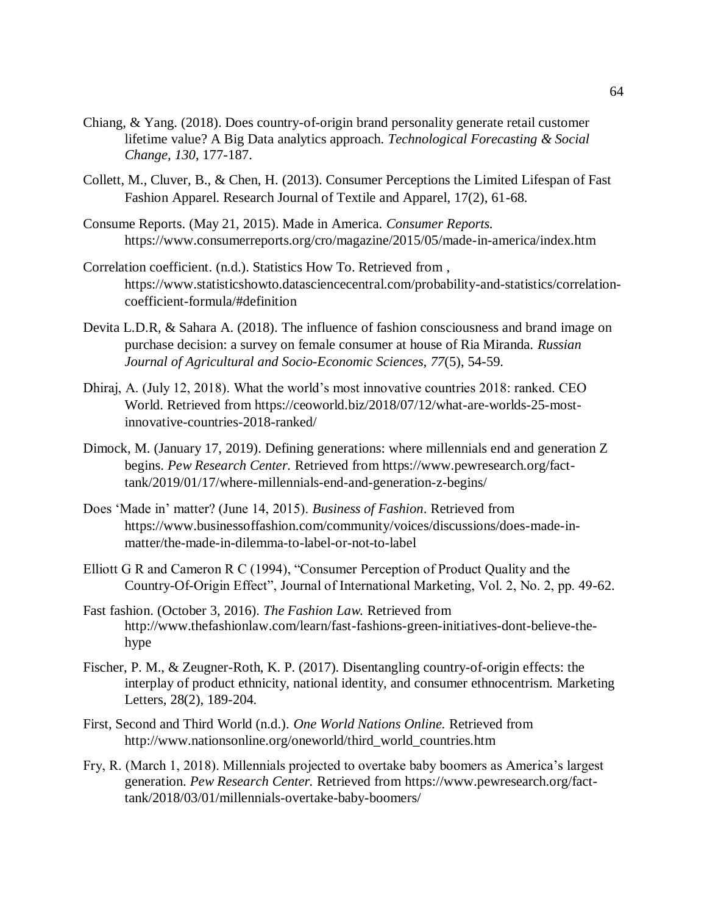Chiang, & Yang. (2018). Does country-of-origin brand personality generate retail customer lifetime value? A Big Data analytics approach. *Technological Forecasting & Social Change, 130*, 177-187.

Collett, M., Cluver, B., & Chen, H. (2013). Consumer Perceptions the Limited Lifespan of Fast Fashion Apparel. Research Journal of Textile and Apparel, 17(2), 61-68.

Consume Reports. (May 21, 2015). Made in America. *Consumer Reports.* https://www.consumerreports.org/cro/magazine/2015/05/made-in-america/index.htm

Correlation coefficient. (n.d.). Statistics How To. Retrieved from , https://www.statisticshowto.datasciencecentral.com/probability-and-statistics/correlation-coefficient-formula/#definition

Devita L.D.R, & Sahara A. (2018). The influence of fashion consciousness and brand image on purchase decision: a survey on female consumer at house of Ria Miranda. *Russian Journal of Agricultural and Socio-Economic Sciences, 77*(5), 54-59.

Dhiraj, A. (July 12, 2018). What the world's most innovative countries 2018: ranked. CEO World. Retrieved from https://ceoworld.biz/2018/07/12/what-are-worlds-25-most-innovative-countries-2018-ranked/

Dimock, M. (January 17, 2019). Defining generations: where millennials end and generation Z begins. *Pew Research Center.* Retrieved from https://www.pewresearch.org/fact-tank/2019/01/17/where-millennials-end-and-generation-z-begins/

Does 'Made in' matter? (June 14, 2015). *Business of Fashion*. Retrieved from https://www.businessoffashion.com/community/voices/discussions/does-made-in-matter/the-made-in-dilemma-to-label-or-not-to-label

Elliott G R and Cameron R C (1994), "Consumer Perception of Product Quality and the Country-Of-Origin Effect", Journal of International Marketing, Vol. 2, No. 2, pp. 49-62.

Fast fashion. (October 3, 2016). *The Fashion Law.* Retrieved from http://www.thefashionlaw.com/learn/fast-fashions-green-initiatives-dont-believe-the-hype

Fischer, P. M., & Zeugner-Roth, K. P. (2017). Disentangling country-of-origin effects: the interplay of product ethnicity, national identity, and consumer ethnocentrism. Marketing Letters, 28(2), 189-204.

First, Second and Third World (n.d.). *One World Nations Online.* Retrieved from http://www.nationsonline.org/oneworld/third_world_countries.htm

Fry, R. (March 1, 2018). Millennials projected to overtake baby boomers as America's largest generation. *Pew Research Center.* Retrieved from https://www.pewresearch.org/fact-tank/2018/03/01/millennials-overtake-baby-boomers/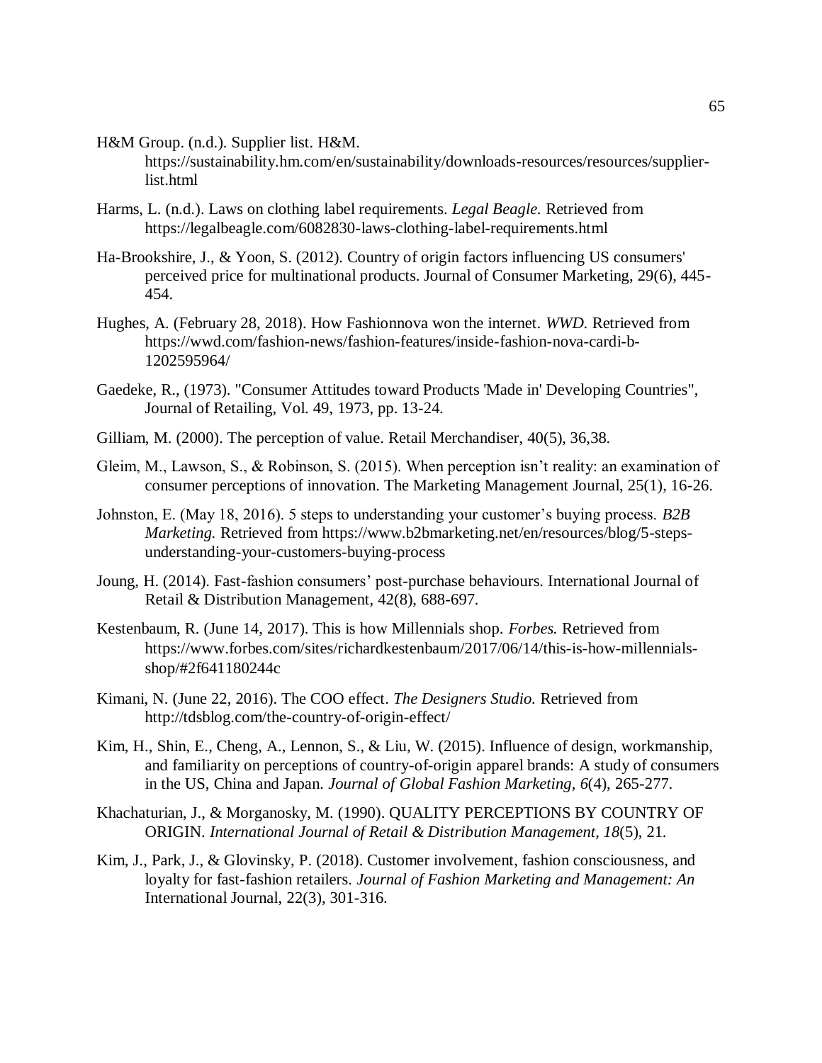H&M Group. (n.d.). Supplier list. H&M. https://sustainability.hm.com/en/sustainability/downloads-resources/resources/supplier-list.html

Harms, L. (n.d.). Laws on clothing label requirements. *Legal Beagle.* Retrieved from https://legalbeagle.com/6082830-laws-clothing-label-requirements.html

Ha-Brookshire, J., & Yoon, S. (2012). Country of origin factors influencing US consumers' perceived price for multinational products. Journal of Consumer Marketing, 29(6), 445-454.

Hughes, A. (February 28, 2018). How Fashionnova won the internet. *WWD.* Retrieved from https://wwd.com/fashion-news/fashion-features/inside-fashion-nova-cardi-b-1202595964/

Gaedeke, R., (1973). "Consumer Attitudes toward Products 'Made in' Developing Countries", Journal of Retailing, Vol. 49, 1973, pp. 13-24.

Gilliam, M. (2000). The perception of value. Retail Merchandiser, 40(5), 36,38.

Gleim, M., Lawson, S., & Robinson, S. (2015). When perception isn't reality: an examination of consumer perceptions of innovation. The Marketing Management Journal, 25(1), 16-26.

Johnston, E. (May 18, 2016). 5 steps to understanding your customer's buying process. *B2B Marketing.* Retrieved from https://www.b2bmarketing.net/en/resources/blog/5-steps-understanding-your-customers-buying-process

Joung, H. (2014). Fast-fashion consumers' post-purchase behaviours. International Journal of Retail & Distribution Management, 42(8), 688-697.

Kestenbaum, R. (June 14, 2017). This is how Millennials shop. *Forbes.* Retrieved from https://www.forbes.com/sites/richardkestenbaum/2017/06/14/this-is-how-millennials-shop/#2f641180244c

Kimani, N. (June 22, 2016). The COO effect. *The Designers Studio.* Retrieved from http://tdsblog.com/the-country-of-origin-effect/

Kim, H., Shin, E., Cheng, A., Lennon, S., & Liu, W. (2015). Influence of design, workmanship, and familiarity on perceptions of country-of-origin apparel brands: A study of consumers in the US, China and Japan. *Journal of Global Fashion Marketing, 6*(4), 265-277.

Khachaturian, J., & Morganosky, M. (1990). QUALITY PERCEPTIONS BY COUNTRY OF ORIGIN. *International Journal of Retail & Distribution Management, 18*(5), 21.

Kim, J., Park, J., & Glovinsky, P. (2018). Customer involvement, fashion consciousness, and loyalty for fast-fashion retailers. *Journal of Fashion Marketing and Management: An* International Journal, 22(3), 301-316.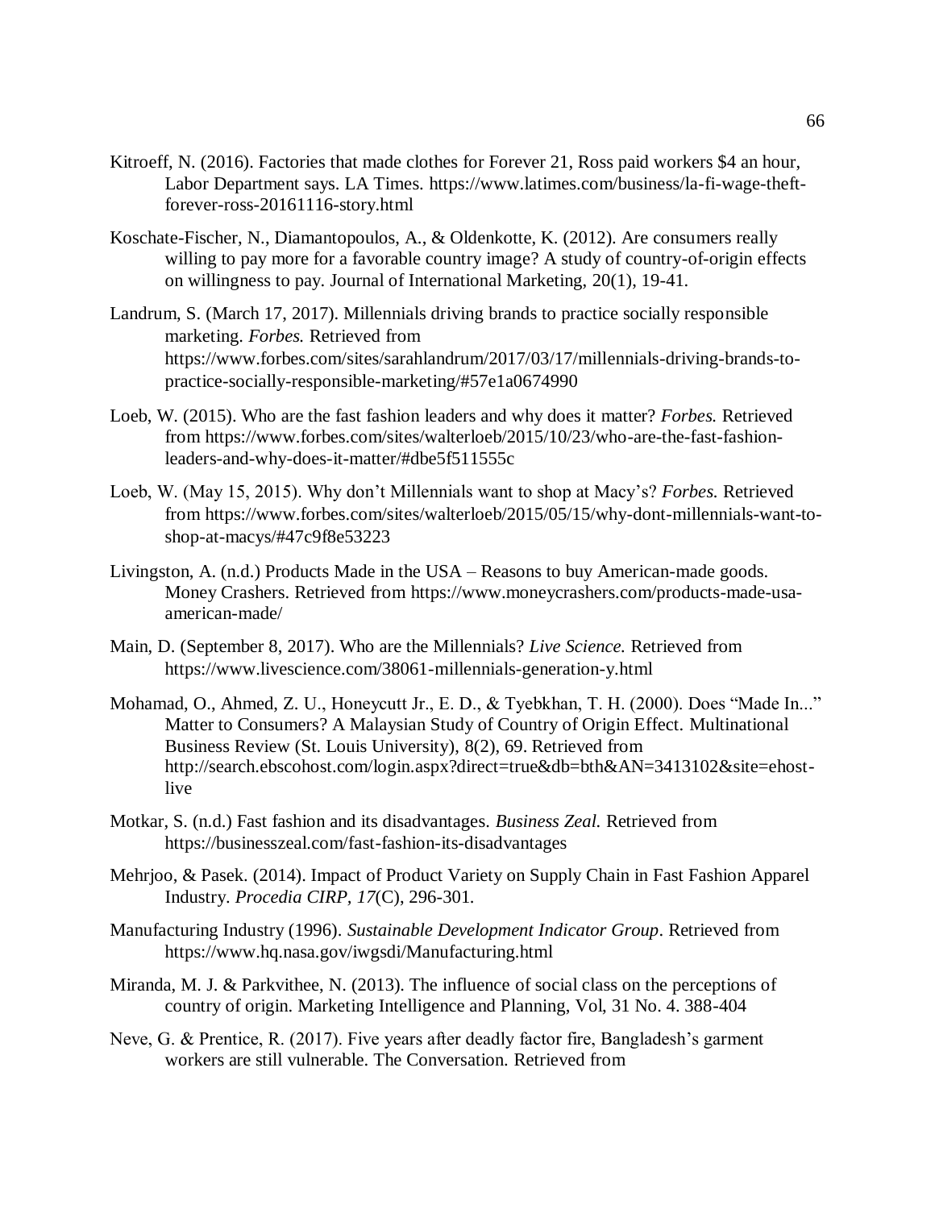Kitroeff, N. (2016). Factories that made clothes for Forever 21, Ross paid workers $4 an hour, Labor Department says. LA Times. https://www.latimes.com/business/la-fi-wage-theft-forever-ross-20161116-story.html

Koschate-Fischer, N., Diamantopoulos, A., & Oldenkotte, K. (2012). Are consumers really willing to pay more for a favorable country image? A study of country-of-origin effects on willingness to pay. Journal of International Marketing, 20(1), 19-41.

Landrum, S. (March 17, 2017). Millennials driving brands to practice socially responsible marketing. *Forbes.* Retrieved from https://www.forbes.com/sites/sarahlandrum/2017/03/17/millennials-driving-brands-to-practice-socially-responsible-marketing/#57e1a0674990

Loeb, W. (2015). Who are the fast fashion leaders and why does it matter? *Forbes.* Retrieved from https://www.forbes.com/sites/walterloeb/2015/10/23/who-are-the-fast-fashion-leaders-and-why-does-it-matter/#dbe5f511555c

Loeb, W. (May 15, 2015). Why don't Millennials want to shop at Macy's? *Forbes.* Retrieved from https://www.forbes.com/sites/walterloeb/2015/05/15/why-dont-millennials-want-to-shop-at-macys/#47c9f8e53223

Livingston, A. (n.d.) Products Made in the USA – Reasons to buy American-made goods. Money Crashers. Retrieved from https://www.moneycrashers.com/products-made-usa-american-made/

Main, D. (September 8, 2017). Who are the Millennials? *Live Science.* Retrieved from https://www.livescience.com/38061-millennials-generation-y.html

Mohamad, O., Ahmed, Z. U., Honeycutt Jr., E. D., & Tyebkhan, T. H. (2000). Does "Made In..." Matter to Consumers? A Malaysian Study of Country of Origin Effect. Multinational Business Review (St. Louis University), 8(2), 69. Retrieved from http://search.ebscohost.com/login.aspx?direct=true&db=bth&AN=3413102&site=ehost-live

Motkar, S. (n.d.) Fast fashion and its disadvantages. *Business Zeal.* Retrieved from https://businesszeal.com/fast-fashion-its-disadvantages

Mehrjoo, & Pasek. (2014). Impact of Product Variety on Supply Chain in Fast Fashion Apparel Industry. *Procedia CIRP, 17*(C), 296-301.

Manufacturing Industry (1996). *Sustainable Development Indicator Group*. Retrieved from https://www.hq.nasa.gov/iwgsdi/Manufacturing.html

Miranda, M. J. & Parkvithee, N. (2013). The influence of social class on the perceptions of country of origin. Marketing Intelligence and Planning, Vol, 31 No. 4. 388-404

Neve, G. & Prentice, R. (2017). Five years after deadly factor fire, Bangladesh's garment workers are still vulnerable. The Conversation. Retrieved from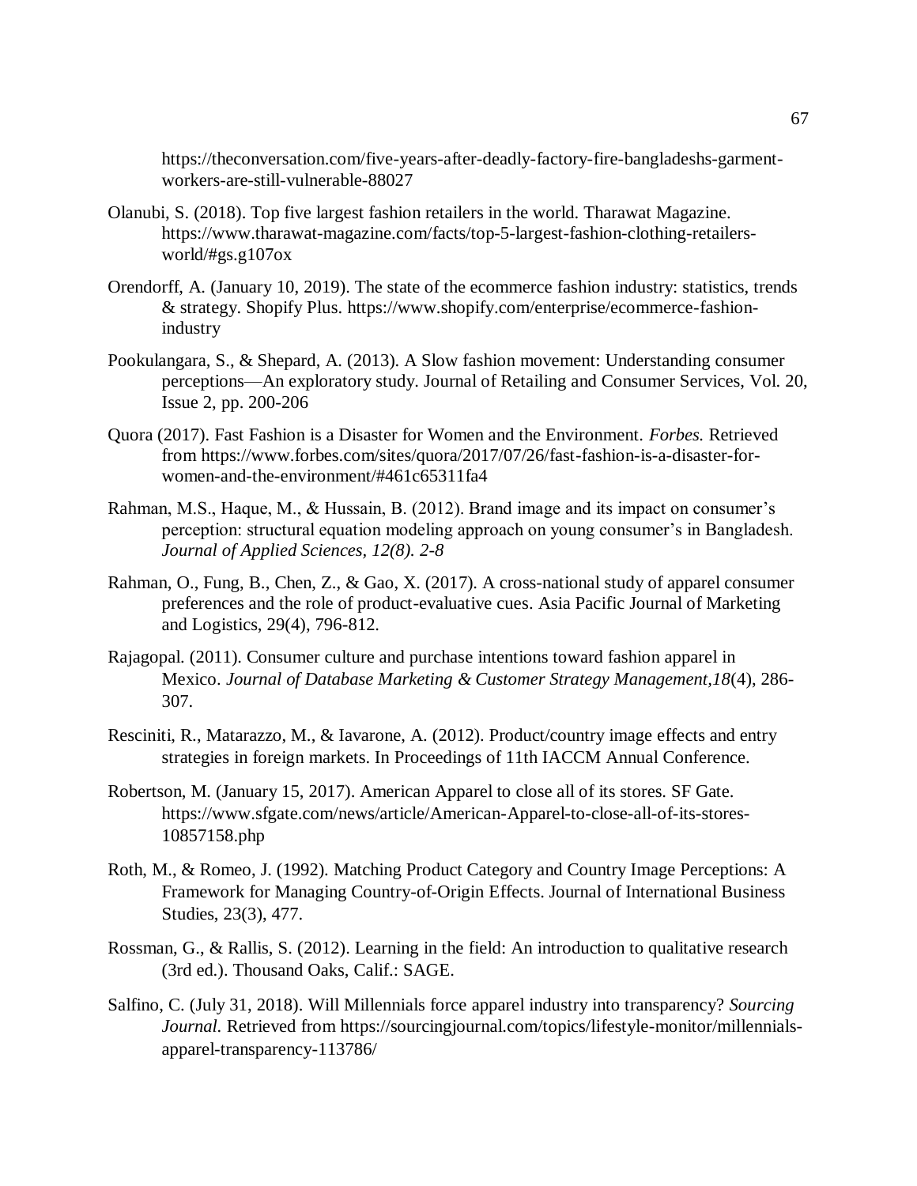https://theconversation.com/five-years-after-deadly-factory-fire-bangladeshs-garment-workers-are-still-vulnerable-88027

Olanubi, S. (2018). Top five largest fashion retailers in the world. Tharawat Magazine. https://www.tharawat-magazine.com/facts/top-5-largest-fashion-clothing-retailers-world/#gs.g107ox

Orendorff, A. (January 10, 2019). The state of the ecommerce fashion industry: statistics, trends & strategy. Shopify Plus. https://www.shopify.com/enterprise/ecommerce-fashion-industry

Pookulangara, S., & Shepard, A. (2013). A Slow fashion movement: Understanding consumer perceptions—An exploratory study. Journal of Retailing and Consumer Services, Vol. 20, Issue 2, pp. 200-206

Quora (2017). Fast Fashion is a Disaster for Women and the Environment. *Forbes.* Retrieved from https://www.forbes.com/sites/quora/2017/07/26/fast-fashion-is-a-disaster-for-women-and-the-environment/#461c65311fa4

Rahman, M.S., Haque, M., & Hussain, B. (2012). Brand image and its impact on consumer's perception: structural equation modeling approach on young consumer's in Bangladesh. *Journal of Applied Sciences, 12(8). 2-8*

Rahman, O., Fung, B., Chen, Z., & Gao, X. (2017). A cross-national study of apparel consumer preferences and the role of product-evaluative cues. Asia Pacific Journal of Marketing and Logistics, 29(4), 796-812.

Rajagopal. (2011). Consumer culture and purchase intentions toward fashion apparel in Mexico. *Journal of Database Marketing & Customer Strategy Management,18*(4), 286-307.

Resciniti, R., Matarazzo, M., & Iavarone, A. (2012). Product/country image effects and entry strategies in foreign markets. In Proceedings of 11th IACCM Annual Conference.

Robertson, M. (January 15, 2017). American Apparel to close all of its stores. SF Gate. https://www.sfgate.com/news/article/American-Apparel-to-close-all-of-its-stores-10857158.php

Roth, M., & Romeo, J. (1992). Matching Product Category and Country Image Perceptions: A Framework for Managing Country-of-Origin Effects. Journal of International Business Studies, 23(3), 477.

Rossman, G., & Rallis, S. (2012). Learning in the field: An introduction to qualitative research (3rd ed.). Thousand Oaks, Calif.: SAGE.

Salfino, C. (July 31, 2018). Will Millennials force apparel industry into transparency? *Sourcing Journal.* Retrieved from https://sourcingjournal.com/topics/lifestyle-monitor/millennials-apparel-transparency-113786/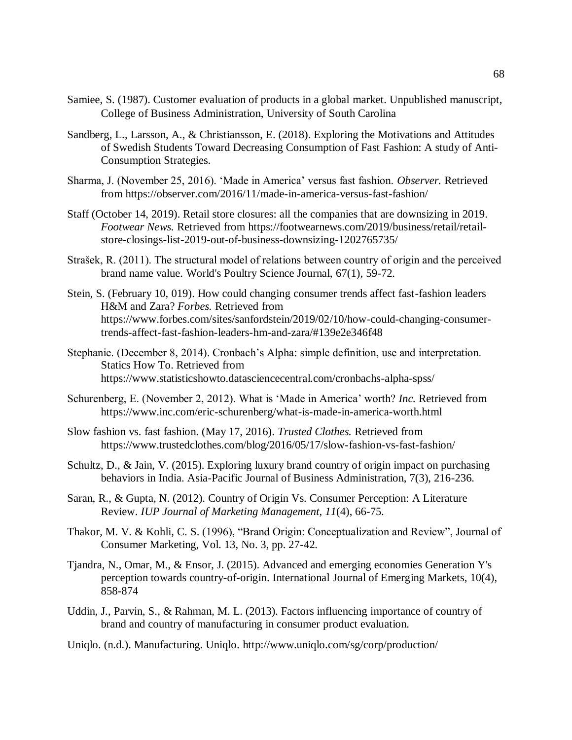Samiee, S. (1987). Customer evaluation of products in a global market. Unpublished manuscript, College of Business Administration, University of South Carolina

Sandberg, L., Larsson, A., & Christiansson, E. (2018). Exploring the Motivations and Attitudes of Swedish Students Toward Decreasing Consumption of Fast Fashion: A study of Anti-Consumption Strategies.

Sharma, J. (November 25, 2016). 'Made in America' versus fast fashion. *Observer.* Retrieved from https://observer.com/2016/11/made-in-america-versus-fast-fashion/

Staff (October 14, 2019). Retail store closures: all the companies that are downsizing in 2019. *Footwear News.* Retrieved from https://footwearnews.com/2019/business/retail/retail-store-closings-list-2019-out-of-business-downsizing-1202765735/

Strašek, R. (2011). The structural model of relations between country of origin and the perceived brand name value. World's Poultry Science Journal, 67(1), 59-72.

Stein, S. (February 10, 019). How could changing consumer trends affect fast-fashion leaders H&M and Zara? *Forbes.* Retrieved from https://www.forbes.com/sites/sanfordstein/2019/02/10/how-could-changing-consumer-trends-affect-fast-fashion-leaders-hm-and-zara/#139e2e346f48

Stephanie. (December 8, 2014). Cronbach's Alpha: simple definition, use and interpretation. Statics How To. Retrieved from https://www.statisticshowto.datasciencecentral.com/cronbachs-alpha-spss/

Schurenberg, E. (November 2, 2012). What is 'Made in America' worth? *Inc.* Retrieved from https://www.inc.com/eric-schurenberg/what-is-made-in-america-worth.html

Slow fashion vs. fast fashion. (May 17, 2016). *Trusted Clothes.* Retrieved from https://www.trustedclothes.com/blog/2016/05/17/slow-fashion-vs-fast-fashion/

Schultz, D., & Jain, V. (2015). Exploring luxury brand country of origin impact on purchasing behaviors in India. Asia-Pacific Journal of Business Administration, 7(3), 216-236.

Saran, R., & Gupta, N. (2012). Country of Origin Vs. Consumer Perception: A Literature Review. *IUP Journal of Marketing Management, 11*(4), 66-75.

Thakor, M. V. & Kohli, C. S. (1996), "Brand Origin: Conceptualization and Review", Journal of Consumer Marketing, Vol. 13, No. 3, pp. 27-42.

Tjandra, N., Omar, M., & Ensor, J. (2015). Advanced and emerging economies Generation Y's perception towards country-of-origin. International Journal of Emerging Markets, 10(4), 858-874

Uddin, J., Parvin, S., & Rahman, M. L. (2013). Factors influencing importance of country of brand and country of manufacturing in consumer product evaluation.

Uniqlo. (n.d.). Manufacturing. Uniqlo. http://www.uniqlo.com/sg/corp/production/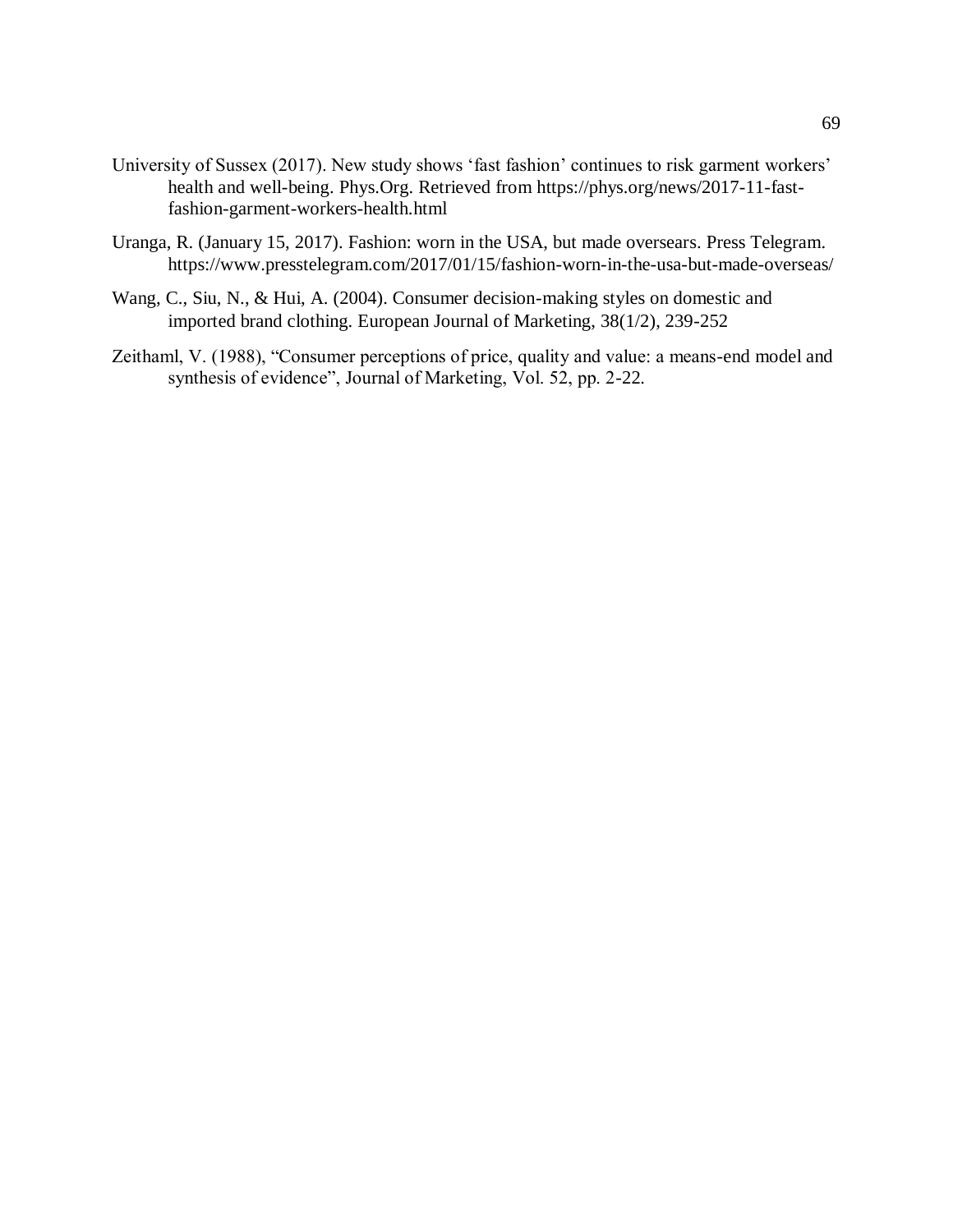University of Sussex (2017). New study shows 'fast fashion' continues to risk garment workers' health and well-being. Phys.Org. Retrieved from https://phys.org/news/2017-11-fast-fashion-garment-workers-health.html

Uranga, R. (January 15, 2017). Fashion: worn in the USA, but made oversears. Press Telegram. https://www.presstelegram.com/2017/01/15/fashion-worn-in-the-usa-but-made-overseas/

Wang, C., Siu, N., & Hui, A. (2004). Consumer decision-making styles on domestic and imported brand clothing. European Journal of Marketing, 38(1/2), 239-252

Zeithaml, V. (1988), "Consumer perceptions of price, quality and value: a means-end model and synthesis of evidence", Journal of Marketing, Vol. 52, pp. 2-22.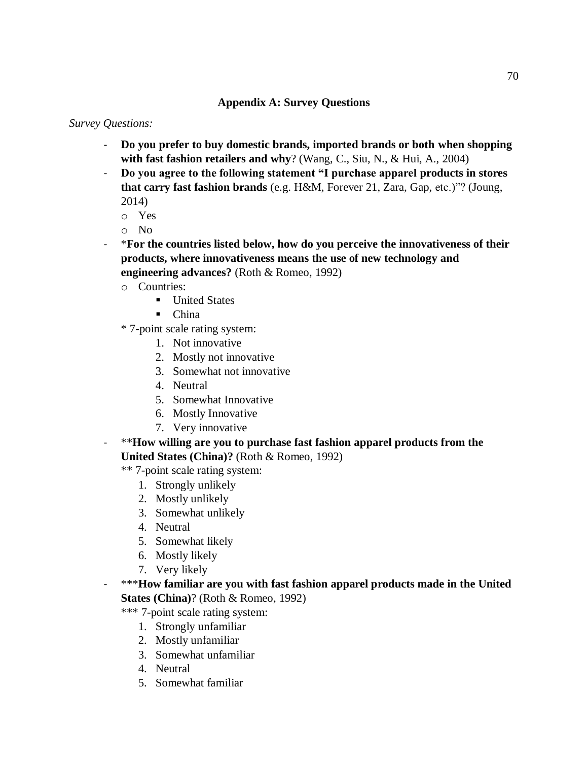## Appendix A: Survey Questions

*Survey Questions:*

- **Do you prefer to buy domestic brands, imported brands or both when shopping with fast fashion retailers and why**? (Wang, C., Siu, N., & Hui, A., 2004)
- **Do you agree to the following statement "I purchase apparel products in stores that carry fast fashion brands** (e.g. H&M, Forever 21, Zara, Gap, etc.)"? (Joung, 2014)
  - Yes
  - No
- ***For the countries listed below, how do you perceive the innovativeness of their products, where innovativeness means the use of new technology and engineering advances?** (Roth & Romeo, 1992)
  - Countries:
    - United States
    - China

  \* 7-point scale rating system:
    1. Not innovative
    2. Mostly not innovative
    3. Somewhat not innovative
    4. Neutral
    5. Somewhat Innovative
    6. Mostly Innovative
    7. Very innovative
- ****How willing are you to purchase fast fashion apparel products from the United States (China)?** (Roth & Romeo, 1992)

  ** 7-point scale rating system:
  1. Strongly unlikely
  2. Mostly unlikely
  3. Somewhat unlikely
  4. Neutral
  5. Somewhat likely
  6. Mostly likely
  7. Very likely
- *****How familiar are you with fast fashion apparel products made in the United States (China)**? (Roth & Romeo, 1992)

  *** 7-point scale rating system:
  1. Strongly unfamiliar
  2. Mostly unfamiliar
  3. Somewhat unfamiliar
  4. Neutral
  5. Somewhat familiar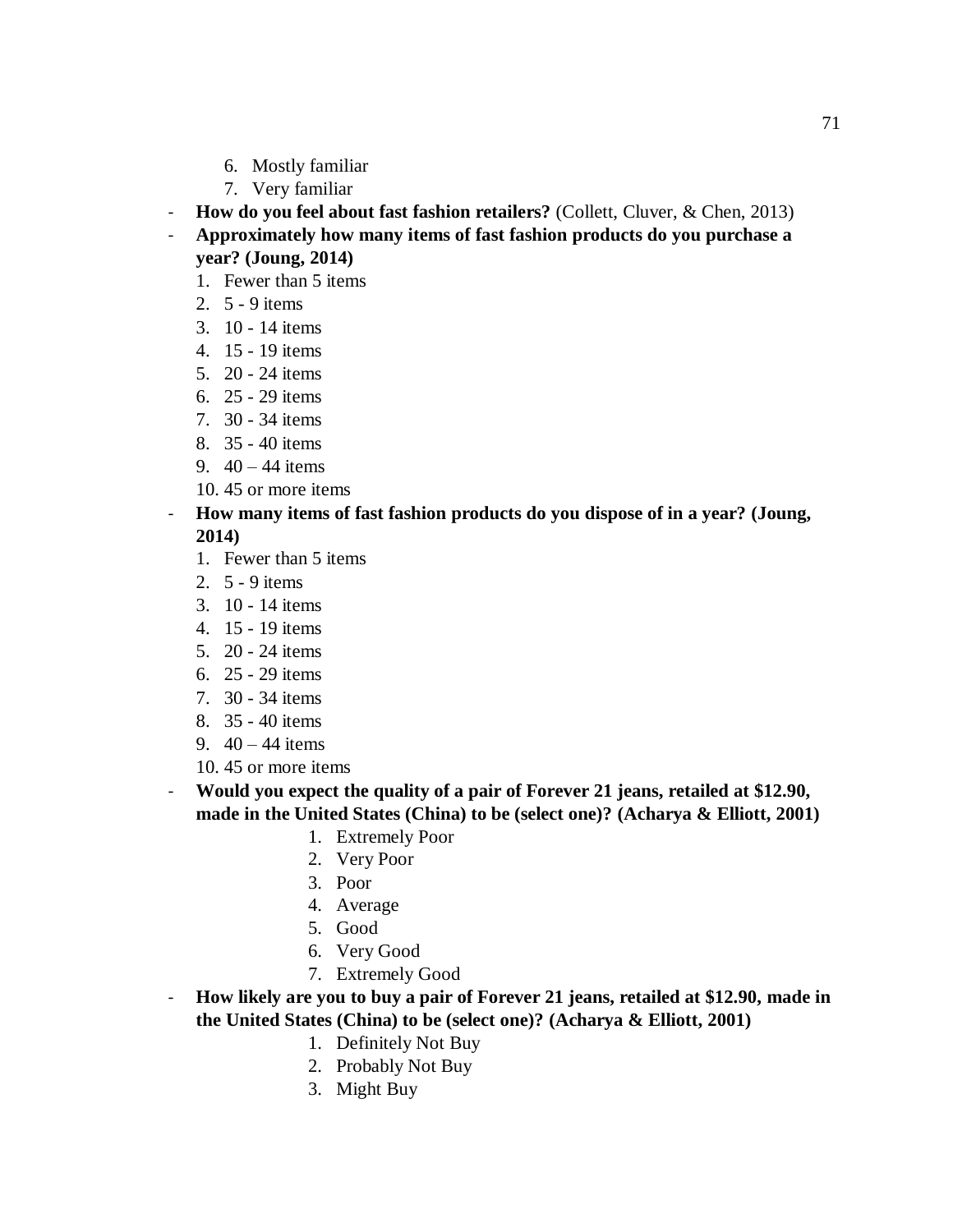6. Mostly familiar
7. Very familiar

- **How do you feel about fast fashion retailers?** (Collett, Cluver, & Chen, 2013)
- **Approximately how many items of fast fashion products do you purchase a year? (Joung, 2014)**
  1. Fewer than 5 items
  2. 5 - 9 items
  3. 10 - 14 items
  4. 15 - 19 items
  5. 20 - 24 items
  6. 25 - 29 items
  7. 30 - 34 items
  8. 35 - 40 items
  9. 40 – 44 items
  10. 45 or more items
- **How many items of fast fashion products do you dispose of in a year? (Joung, 2014)**
  1. Fewer than 5 items
  2. 5 - 9 items
  3. 10 - 14 items
  4. 15 - 19 items
  5. 20 - 24 items
  6. 25 - 29 items
  7. 30 - 34 items
  8. 35 - 40 items
  9. 40 – 44 items
  10. 45 or more items
- **Would you expect the quality of a pair of Forever 21 jeans, retailed at $12.90, made in the United States (China) to be (select one)? (Acharya & Elliott, 2001)**
  1. Extremely Poor
  2. Very Poor
  3. Poor
  4. Average
  5. Good
  6. Very Good
  7. Extremely Good
- **How likely are you to buy a pair of Forever 21 jeans, retailed at $12.90, made in the United States (China) to be (select one)? (Acharya & Elliott, 2001)**
  1. Definitely Not Buy
  2. Probably Not Buy
  3. Might Buy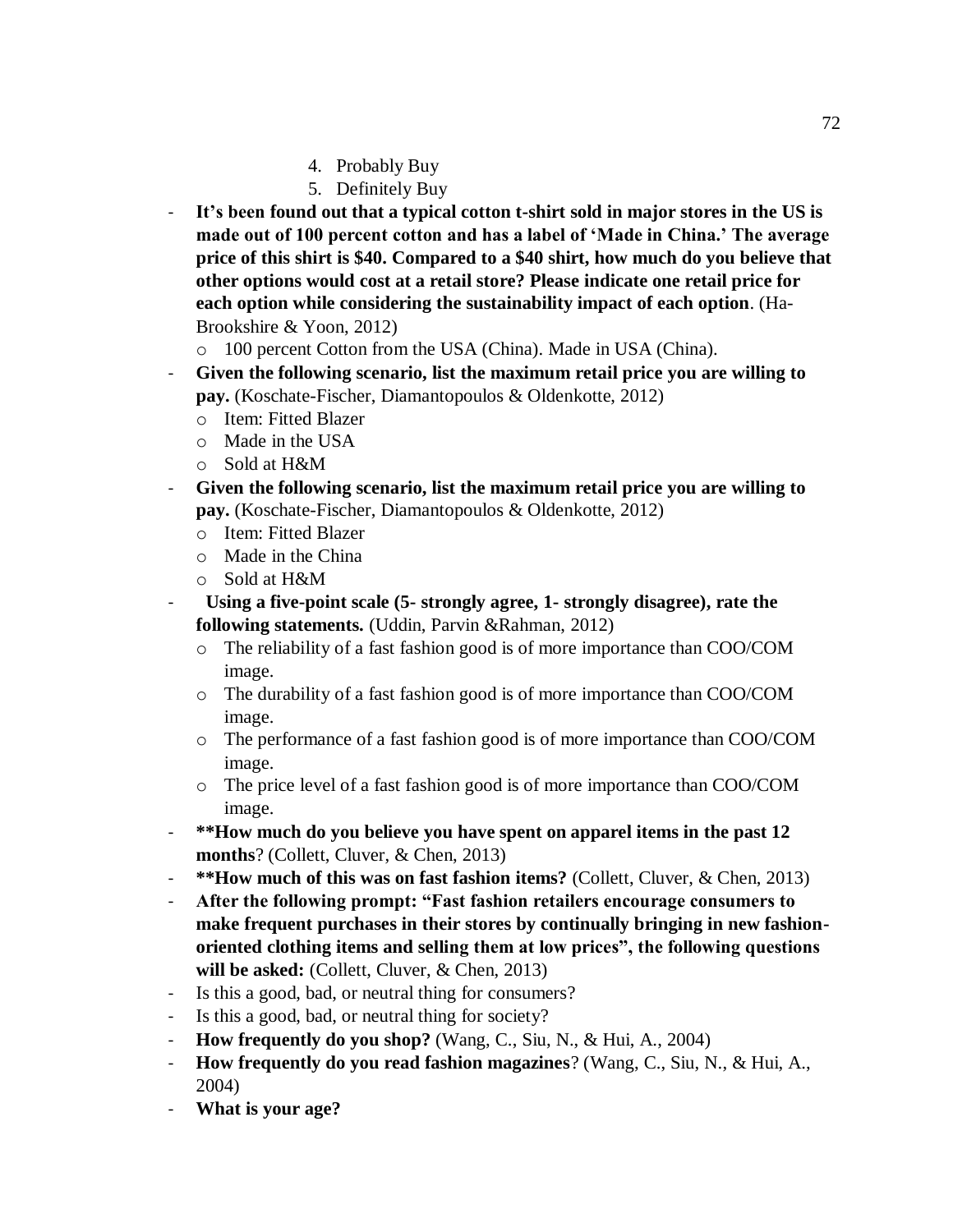4. Probably Buy
5. Definitely Buy

- **It's been found out that a typical cotton t-shirt sold in major stores in the US is made out of 100 percent cotton and has a label of 'Made in China.' The average price of this shirt is $40. Compared to a $40 shirt, how much do you believe that other options would cost at a retail store? Please indicate one retail price for each option while considering the sustainability impact of each option**. (Ha-Brookshire & Yoon, 2012)
  - 100 percent Cotton from the USA (China). Made in USA (China).
- **Given the following scenario, list the maximum retail price you are willing to pay.** (Koschate-Fischer, Diamantopoulos & Oldenkotte, 2012)
  - Item: Fitted Blazer
  - Made in the USA
  - Sold at H&M
- **Given the following scenario, list the maximum retail price you are willing to pay.** (Koschate-Fischer, Diamantopoulos & Oldenkotte, 2012)
  - Item: Fitted Blazer
  - Made in the China
  - Sold at H&M
- **Using a five-point scale (5- strongly agree, 1- strongly disagree), rate the following statements.** (Uddin, Parvin &Rahman, 2012)
  - The reliability of a fast fashion good is of more importance than COO/COM image.
  - The durability of a fast fashion good is of more importance than COO/COM image.
  - The performance of a fast fashion good is of more importance than COO/COM image.
  - The price level of a fast fashion good is of more importance than COO/COM image.
- **\*\*How much do you believe you have spent on apparel items in the past 12 months**? (Collett, Cluver, & Chen, 2013)
- **\*\*How much of this was on fast fashion items?** (Collett, Cluver, & Chen, 2013)
- **After the following prompt: "Fast fashion retailers encourage consumers to make frequent purchases in their stores by continually bringing in new fashion-oriented clothing items and selling them at low prices", the following questions will be asked:** (Collett, Cluver, & Chen, 2013)
- Is this a good, bad, or neutral thing for consumers?
- Is this a good, bad, or neutral thing for society?
- **How frequently do you shop?** (Wang, C., Siu, N., & Hui, A., 2004)
- **How frequently do you read fashion magazines**? (Wang, C., Siu, N., & Hui, A., 2004)
- **What is your age?**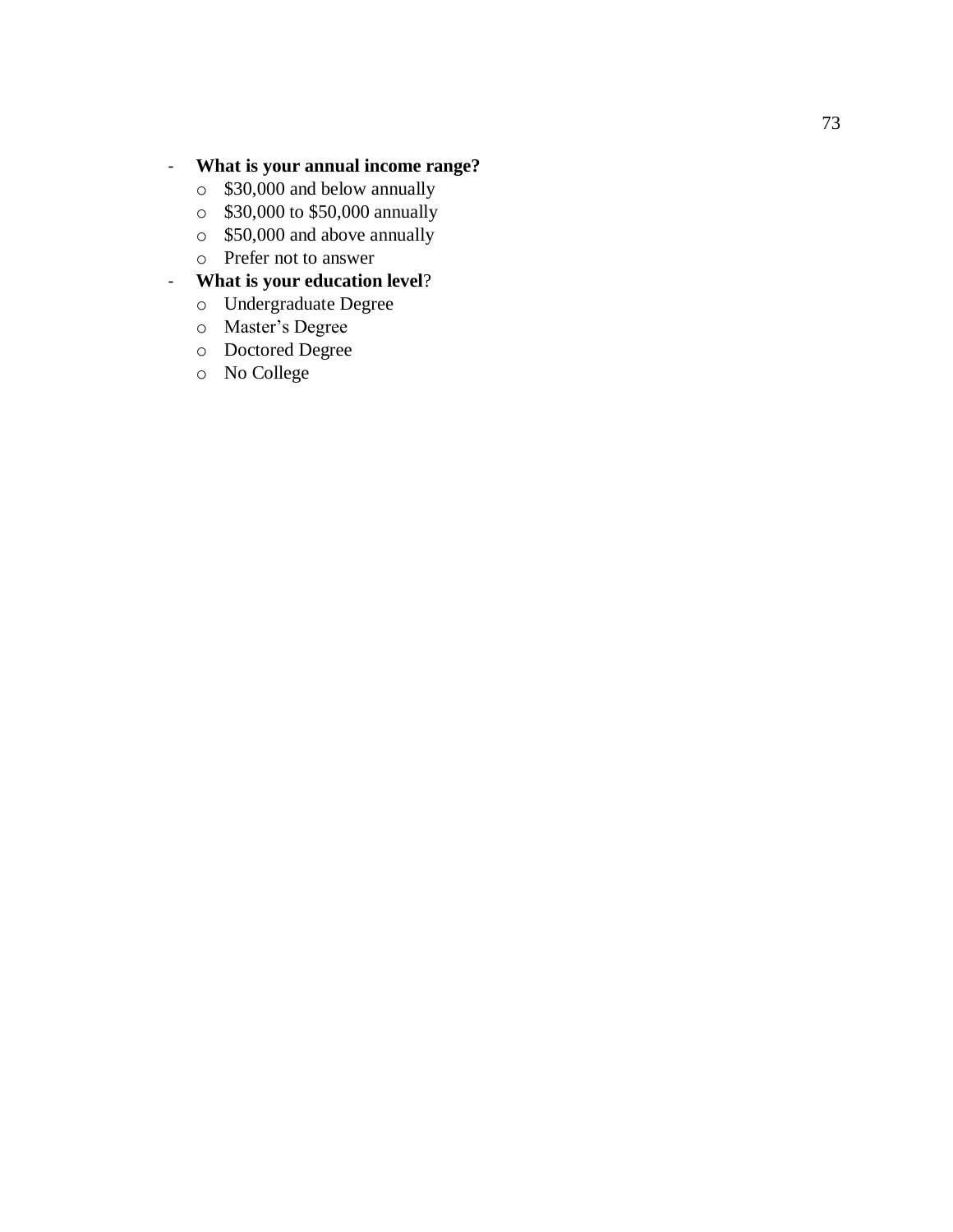- **What is your annual income range?**
    - $30,000 and below annually
    - $30,000 to $50,000 annually
    - $50,000 and above annually
    - Prefer not to answer
- **What is your education level**?
    - Undergraduate Degree
    - Master's Degree
    - Doctored Degree
    - No College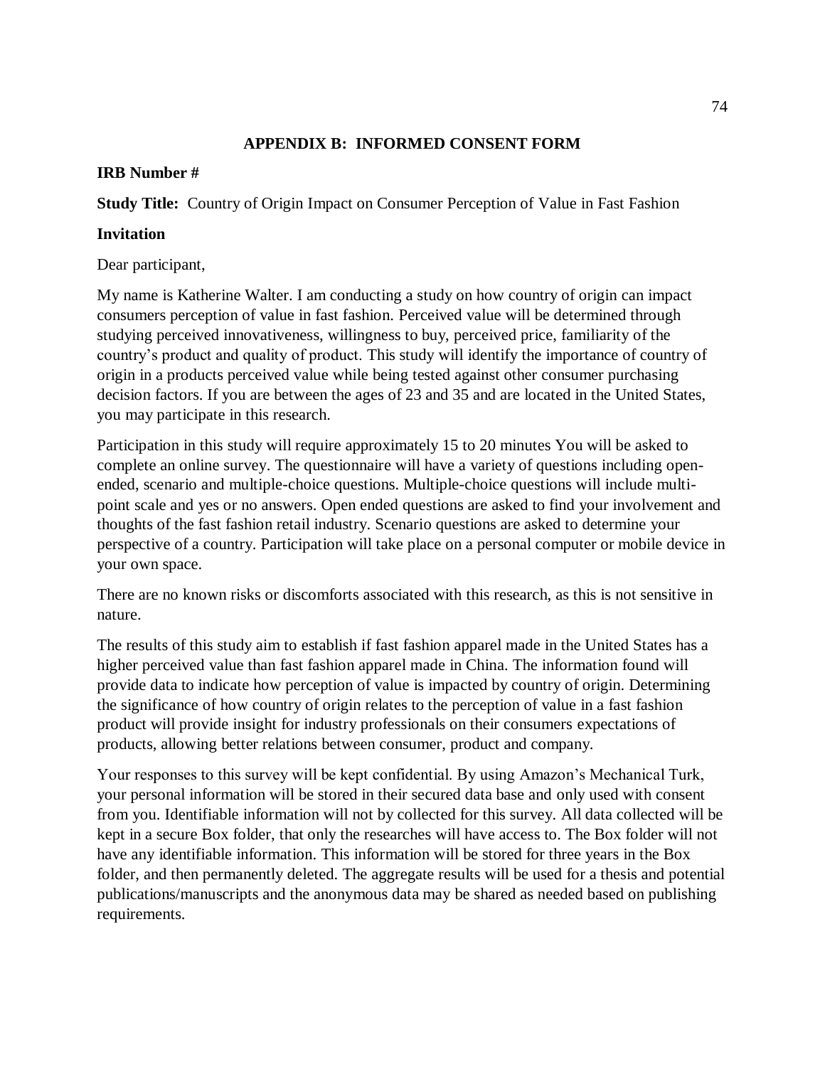## APPENDIX B: INFORMED CONSENT FORM

**IRB Number #**

**Study Title:** Country of Origin Impact on Consumer Perception of Value in Fast Fashion

**Invitation**

Dear participant,

My name is Katherine Walter. I am conducting a study on how country of origin can impact consumers perception of value in fast fashion. Perceived value will be determined through studying perceived innovativeness, willingness to buy, perceived price, familiarity of the country's product and quality of product. This study will identify the importance of country of origin in a products perceived value while being tested against other consumer purchasing decision factors. If you are between the ages of 23 and 35 and are located in the United States, you may participate in this research.

Participation in this study will require approximately 15 to 20 minutes You will be asked to complete an online survey. The questionnaire will have a variety of questions including open-ended, scenario and multiple-choice questions. Multiple-choice questions will include multi-point scale and yes or no answers. Open ended questions are asked to find your involvement and thoughts of the fast fashion retail industry. Scenario questions are asked to determine your perspective of a country. Participation will take place on a personal computer or mobile device in your own space.

There are no known risks or discomforts associated with this research, as this is not sensitive in nature.

The results of this study aim to establish if fast fashion apparel made in the United States has a higher perceived value than fast fashion apparel made in China. The information found will provide data to indicate how perception of value is impacted by country of origin. Determining the significance of how country of origin relates to the perception of value in a fast fashion product will provide insight for industry professionals on their consumers expectations of products, allowing better relations between consumer, product and company.

Your responses to this survey will be kept confidential. By using Amazon's Mechanical Turk, your personal information will be stored in their secured data base and only used with consent from you. Identifiable information will not by collected for this survey. All data collected will be kept in a secure Box folder, that only the researches will have access to. The Box folder will not have any identifiable information. This information will be stored for three years in the Box folder, and then permanently deleted. The aggregate results will be used for a thesis and potential publications/manuscripts and the anonymous data may be shared as needed based on publishing requirements.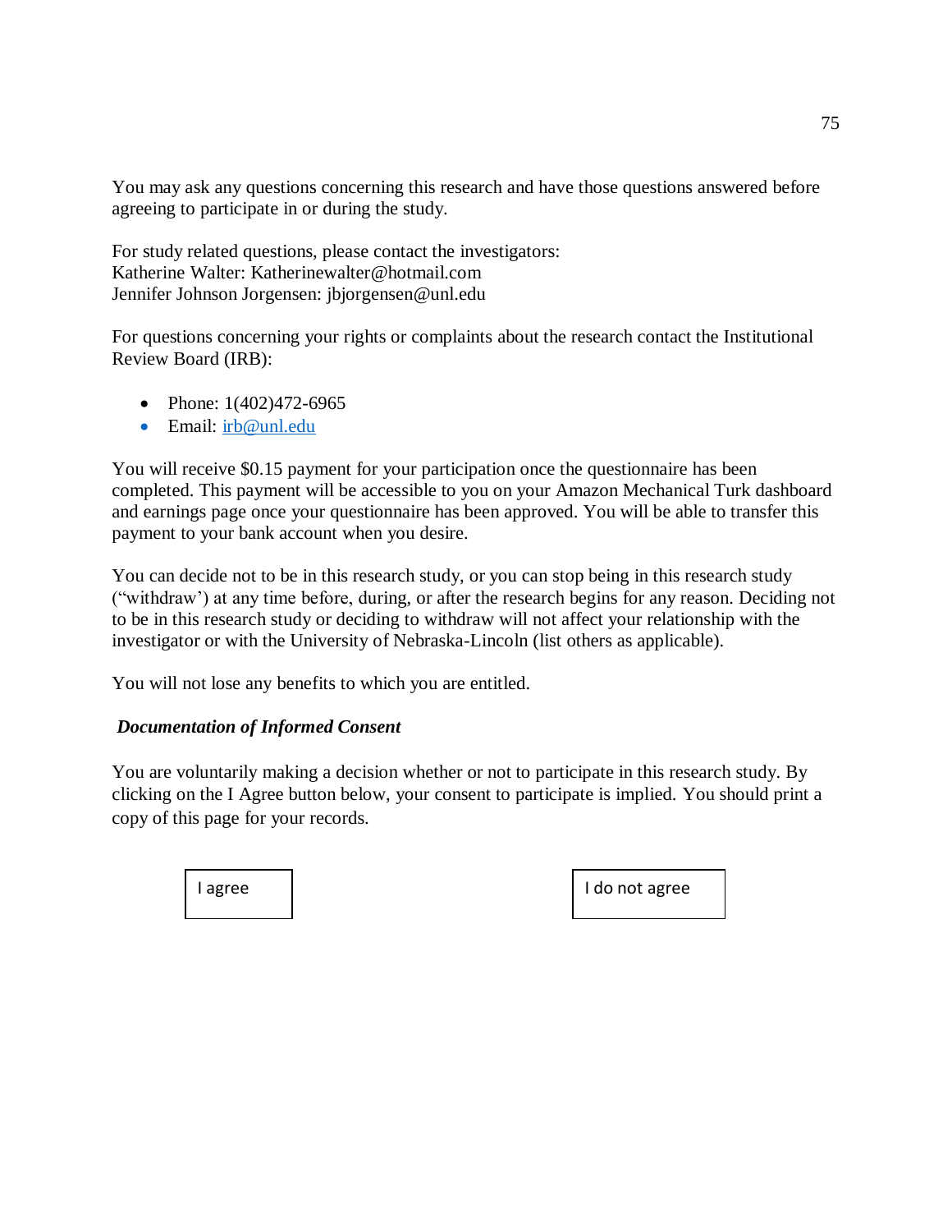You may ask any questions concerning this research and have those questions answered before agreeing to participate in or during the study.

For study related questions, please contact the investigators:
Katherine Walter: Katherinewalter@hotmail.com
Jennifer Johnson Jorgensen: jbjorgensen@unl.edu

For questions concerning your rights or complaints about the research contact the Institutional Review Board (IRB):

- Phone: 1(402)472-6965
- Email: irb@unl.edu

You will receive $0.15 payment for your participation once the questionnaire has been completed. This payment will be accessible to you on your Amazon Mechanical Turk dashboard and earnings page once your questionnaire has been approved. You will be able to transfer this payment to your bank account when you desire.

You can decide not to be in this research study, or you can stop being in this research study ("withdraw') at any time before, during, or after the research begins for any reason. Deciding not to be in this research study or deciding to withdraw will not affect your relationship with the investigator or with the University of Nebraska-Lincoln (list others as applicable).

You will not lose any benefits to which you are entitled.

***Documentation of Informed Consent***

You are voluntarily making a decision whether or not to participate in this research study. By clicking on the I Agree button below, your consent to participate is implied. You should print a copy of this page for your records.

| I agree | I do not agree |
|---|---|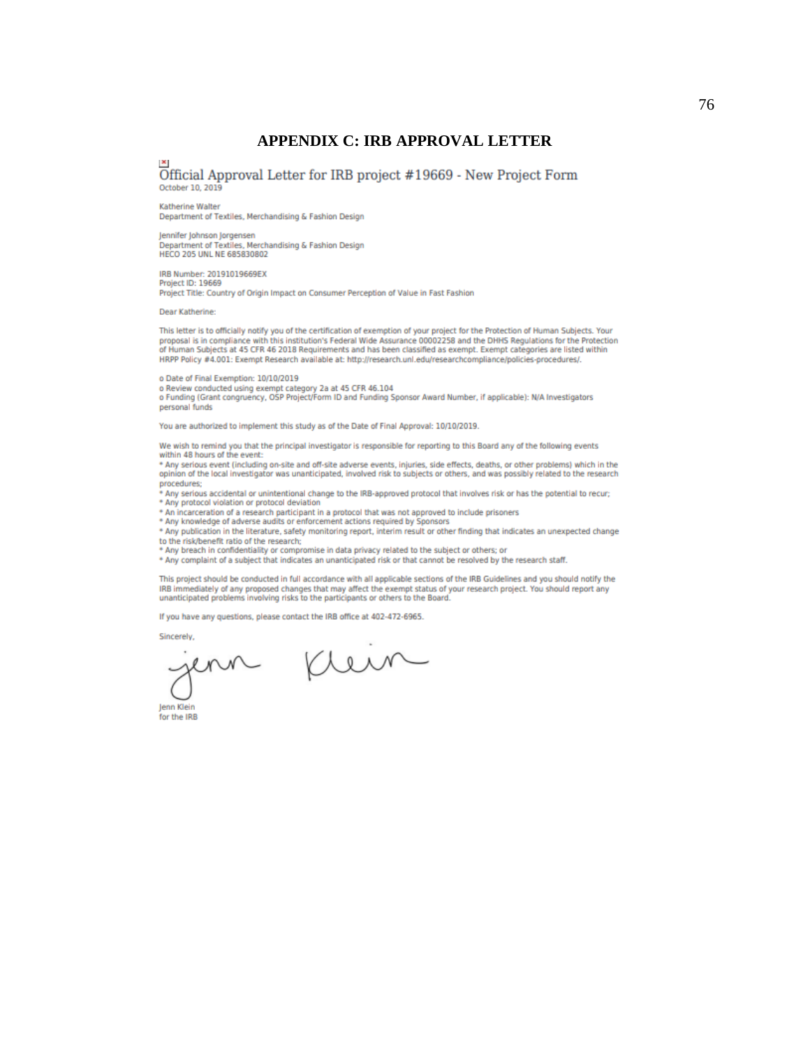# APPENDIX C: IRB APPROVAL LETTER

## Official Approval Letter for IRB project #19669 - New Project Form

October 10, 2019

Katherine Walter
Department of Textiles, Merchandising & Fashion Design

Jennifer Johnson Jorgensen
Department of Textiles, Merchandising & Fashion Design
HECO 205 UNL NE 685830802

IRB Number: 20191019669EX
Project ID: 19669
Project Title: Country of Origin Impact on Consumer Perception of Value in Fast Fashion

Dear Katherine:

This letter is to officially notify you of the certification of exemption of your project for the Protection of Human Subjects. Your proposal is in compliance with this institution's Federal Wide Assurance 00002258 and the DHHS Regulations for the Protection of Human Subjects at 45 CFR 46 2018 Requirements and has been classified as exempt. Exempt categories are listed within HRPP Policy #4.001: Exempt Research available at: http://research.unl.edu/researchcompliance/policies-procedures/.

o Date of Final Exemption: 10/10/2019
o Review conducted using exempt category 2a at 45 CFR 46.104
o Funding (Grant congruency, OSP Project/Form ID and Funding Sponsor Award Number, if applicable): N/A Investigators personal funds

You are authorized to implement this study as of the Date of Final Approval: 10/10/2019.

We wish to remind you that the principal investigator is responsible for reporting to this Board any of the following events within 48 hours of the event:
* Any serious event (including on-site and off-site adverse events, injuries, side effects, deaths, or other problems) which in the opinion of the local investigator was unanticipated, involved risk to subjects or others, and was possibly related to the research procedures;
* Any serious accidental or unintentional change to the IRB-approved protocol that involves risk or has the potential to recur;
* Any protocol violation or protocol deviation
* An incarceration of a research participant in a protocol that was not approved to include prisoners
* Any knowledge of adverse audits or enforcement actions required by Sponsors
* Any publication in the literature, safety monitoring report, interim result or other finding that indicates an unexpected change to the risk/benefit ratio of the research;
* Any breach in confidentiality or compromise in data privacy related to the subject or others; or
* Any complaint of a subject that indicates an unanticipated risk or that cannot be resolved by the research staff.

This project should be conducted in full accordance with all applicable sections of the IRB Guidelines and you should notify the IRB immediately of any proposed changes that may affect the exempt status of your research project. You should report any unanticipated problems involving risks to the participants or others to the Board.

If you have any questions, please contact the IRB office at 402-472-6965.

Sincerely,

Jenn Klein

Jenn Klein
for the IRB